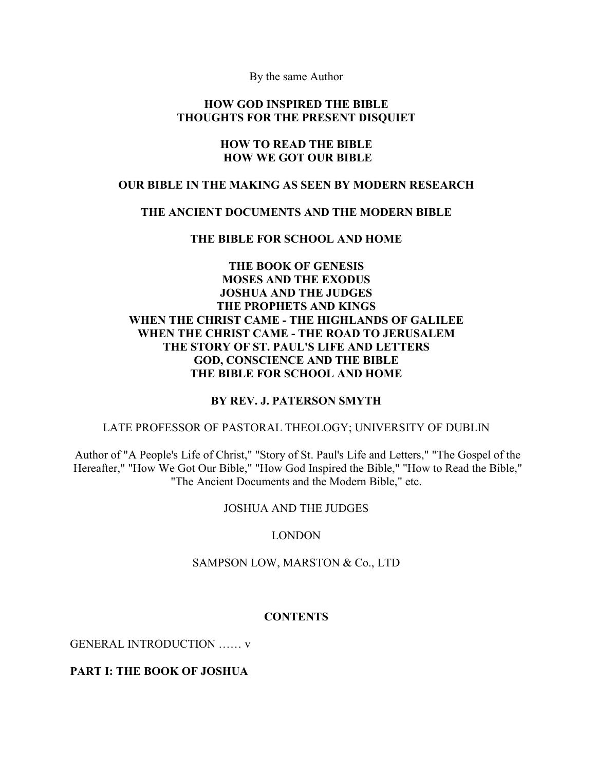By the same Author

**HOW GOD INSPIRED THE BIBLE**
**THOUGHTS FOR THE PRESENT DISQUIET**

**HOW TO READ THE BIBLE**
**HOW WE GOT OUR BIBLE**

**OUR BIBLE IN THE MAKING AS SEEN BY MODERN RESEARCH**

**THE ANCIENT DOCUMENTS AND THE MODERN BIBLE**

**THE BIBLE FOR SCHOOL AND HOME**

**THE BOOK OF GENESIS**
**MOSES AND THE EXODUS**
**JOSHUA AND THE JUDGES**
**THE PROPHETS AND KINGS**
**WHEN THE CHRIST CAME - THE HIGHLANDS OF GALILEE**
**WHEN THE CHRIST CAME - THE ROAD TO JERUSALEM**
**THE STORY OF ST. PAUL'S LIFE AND LETTERS**
**GOD, CONSCIENCE AND THE BIBLE**
**THE BIBLE FOR SCHOOL AND HOME**

**BY REV. J. PATERSON SMYTH**

LATE PROFESSOR OF PASTORAL THEOLOGY; UNIVERSITY OF DUBLIN

Author of "A People's Life of Christ," "Story of St. Paul's Life and Letters," "The Gospel of the Hereafter," "How We Got Our Bible," "How God Inspired the Bible," "How to Read the Bible," "The Ancient Documents and the Modern Bible," etc.

JOSHUA AND THE JUDGES

LONDON

SAMPSON LOW, MARSTON & Co., LTD

## CONTENTS

GENERAL INTRODUCTION …… v

**PART I: THE BOOK OF JOSHUA**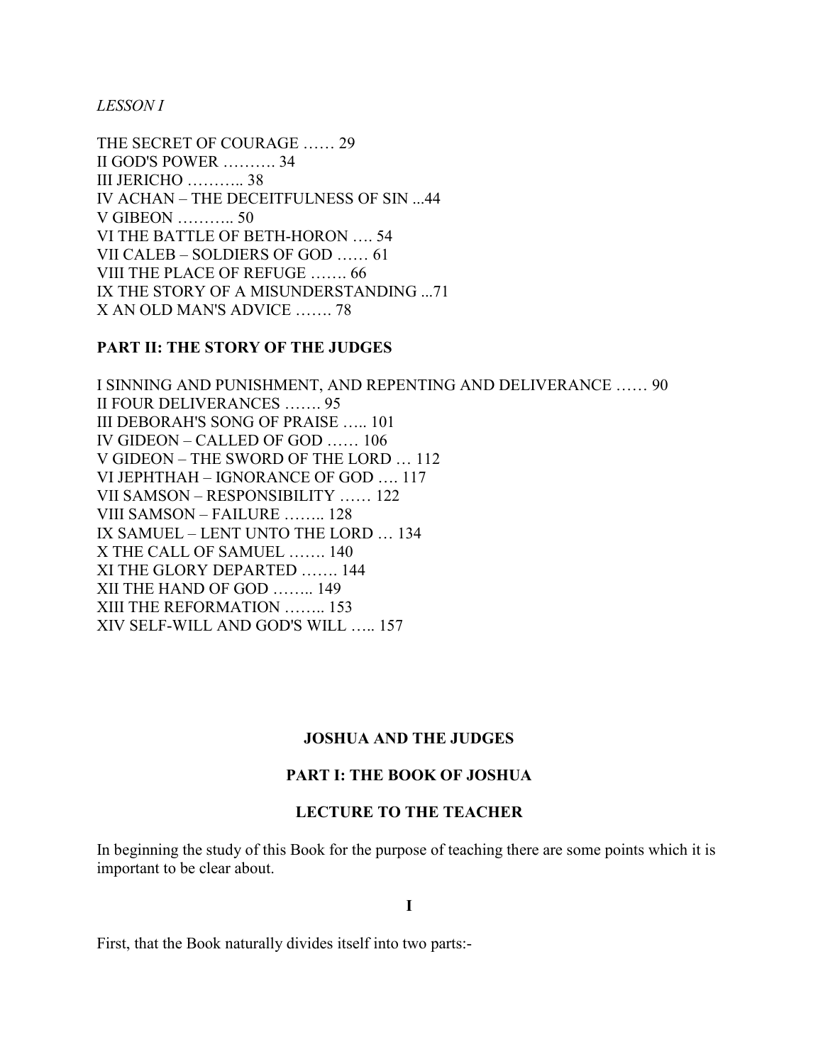*LESSON I*

THE SECRET OF COURAGE …… 29
II GOD'S POWER ………. 34
III JERICHO ……….. 38
IV ACHAN – THE DECEITFULNESS OF SIN ...44
V GIBEON ……….. 50
VI THE BATTLE OF BETH-HORON …. 54
VII CALEB – SOLDIERS OF GOD …… 61
VIII THE PLACE OF REFUGE ……. 66
IX THE STORY OF A MISUNDERSTANDING ...71
X AN OLD MAN'S ADVICE ……. 78

**PART II: THE STORY OF THE JUDGES**

I SINNING AND PUNISHMENT, AND REPENTING AND DELIVERANCE …… 90
II FOUR DELIVERANCES ……. 95
III DEBORAH'S SONG OF PRAISE ….. 101
IV GIDEON – CALLED OF GOD …… 106
V GIDEON – THE SWORD OF THE LORD … 112
VI JEPHTHAH – IGNORANCE OF GOD …. 117
VII SAMSON – RESPONSIBILITY …… 122
VIII SAMSON – FAILURE …….. 128
IX SAMUEL – LENT UNTO THE LORD … 134
X THE CALL OF SAMUEL ……. 140
XI THE GLORY DEPARTED ……. 144
XII THE HAND OF GOD …….. 149
XIII THE REFORMATION …….. 153
XIV SELF-WILL AND GOD'S WILL ….. 157

# JOSHUA AND THE JUDGES

## PART I: THE BOOK OF JOSHUA

## LECTURE TO THE TEACHER

In beginning the study of this Book for the purpose of teaching there are some points which it is important to be clear about.

### I

First, that the Book naturally divides itself into two parts:-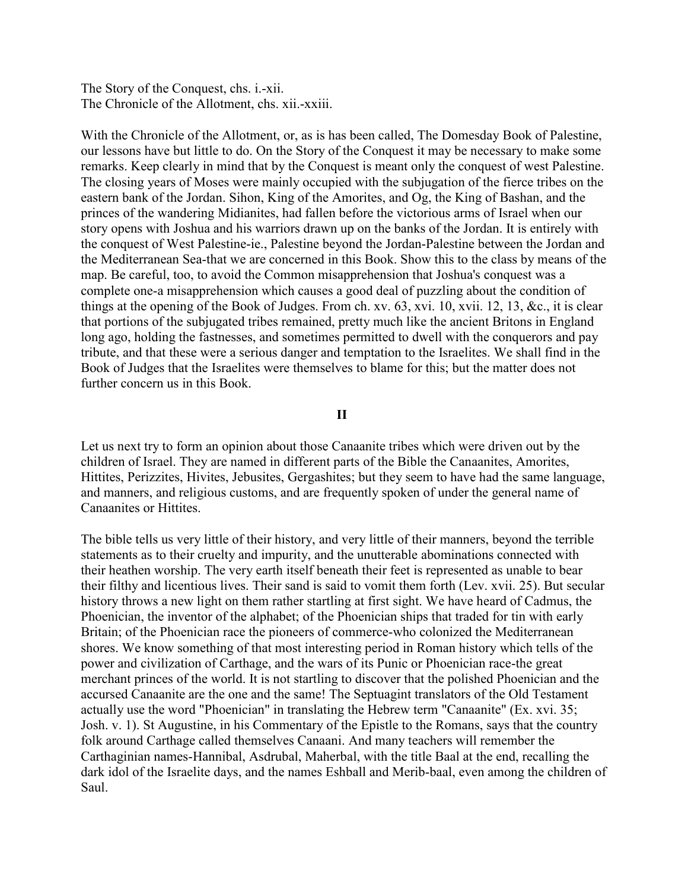The Story of the Conquest, chs. i.-xii.
The Chronicle of the Allotment, chs. xii.-xxiii.

With the Chronicle of the Allotment, or, as is has been called, The Domesday Book of Palestine, our lessons have but little to do. On the Story of the Conquest it may be necessary to make some remarks. Keep clearly in mind that by the Conquest is meant only the conquest of west Palestine. The closing years of Moses were mainly occupied with the subjugation of the fierce tribes on the eastern bank of the Jordan. Sihon, King of the Amorites, and Og, the King of Bashan, and the princes of the wandering Midianites, had fallen before the victorious arms of Israel when our story opens with Joshua and his warriors drawn up on the banks of the Jordan. It is entirely with the conquest of West Palestine-ie., Palestine beyond the Jordan-Palestine between the Jordan and the Mediterranean Sea-that we are concerned in this Book. Show this to the class by means of the map. Be careful, too, to avoid the Common misapprehension that Joshua's conquest was a complete one-a misapprehension which causes a good deal of puzzling about the condition of things at the opening of the Book of Judges. From ch. xv. 63, xvi. 10, xvii. 12, 13, &c., it is clear that portions of the subjugated tribes remained, pretty much like the ancient Britons in England long ago, holding the fastnesses, and sometimes permitted to dwell with the conquerors and pay tribute, and that these were a serious danger and temptation to the Israelites. We shall find in the Book of Judges that the Israelites were themselves to blame for this; but the matter does not further concern us in this Book.

## II

Let us next try to form an opinion about those Canaanite tribes which were driven out by the children of Israel. They are named in different parts of the Bible the Canaanites, Amorites, Hittites, Perizzites, Hivites, Jebusites, Gergashites; but they seem to have had the same language, and manners, and religious customs, and are frequently spoken of under the general name of Canaanites or Hittites.

The bible tells us very little of their history, and very little of their manners, beyond the terrible statements as to their cruelty and impurity, and the unutterable abominations connected with their heathen worship. The very earth itself beneath their feet is represented as unable to bear their filthy and licentious lives. Their sand is said to vomit them forth (Lev. xvii. 25). But secular history throws a new light on them rather startling at first sight. We have heard of Cadmus, the Phoenician, the inventor of the alphabet; of the Phoenician ships that traded for tin with early Britain; of the Phoenician race the pioneers of commerce-who colonized the Mediterranean shores. We know something of that most interesting period in Roman history which tells of the power and civilization of Carthage, and the wars of its Punic or Phoenician race-the great merchant princes of the world. It is not startling to discover that the polished Phoenician and the accursed Canaanite are the one and the same! The Septuagint translators of the Old Testament actually use the word "Phoenician" in translating the Hebrew term "Canaanite" (Ex. xvi. 35; Josh. v. 1). St Augustine, in his Commentary of the Epistle to the Romans, says that the country folk around Carthage called themselves Canaani. And many teachers will remember the Carthaginian names-Hannibal, Asdrubal, Maherbal, with the title Baal at the end, recalling the dark idol of the Israelite days, and the names Eshball and Merib-baal, even among the children of Saul.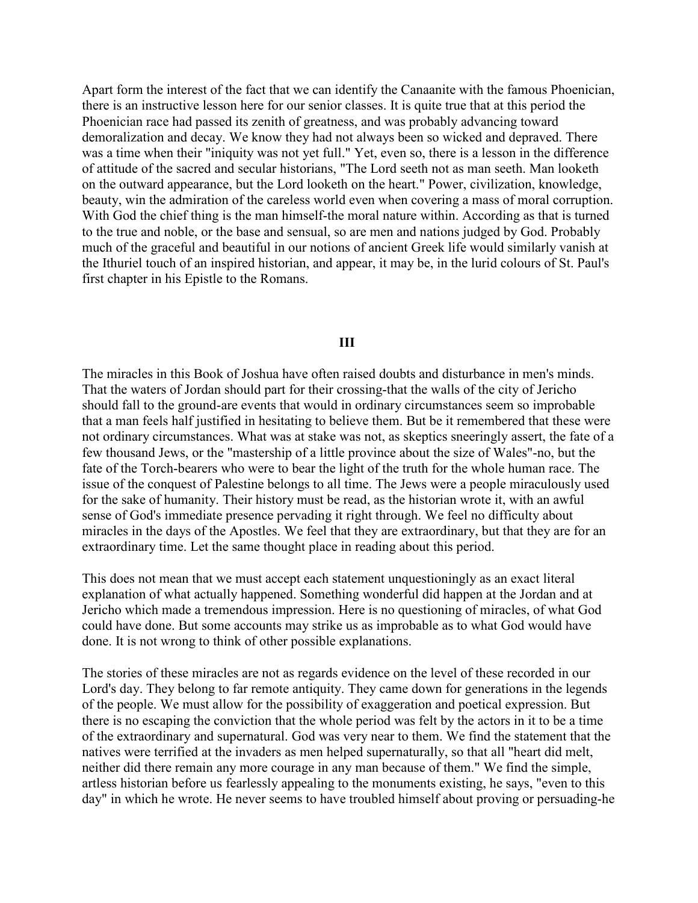Apart form the interest of the fact that we can identify the Canaanite with the famous Phoenician, there is an instructive lesson here for our senior classes. It is quite true that at this period the Phoenician race had passed its zenith of greatness, and was probably advancing toward demoralization and decay. We know they had not always been so wicked and depraved. There was a time when their "iniquity was not yet full." Yet, even so, there is a lesson in the difference of attitude of the sacred and secular historians, "The Lord seeth not as man seeth. Man looketh on the outward appearance, but the Lord looketh on the heart." Power, civilization, knowledge, beauty, win the admiration of the careless world even when covering a mass of moral corruption. With God the chief thing is the man himself-the moral nature within. According as that is turned to the true and noble, or the base and sensual, so are men and nations judged by God. Probably much of the graceful and beautiful in our notions of ancient Greek life would similarly vanish at the Ithuriel touch of an inspired historian, and appear, it may be, in the lurid colours of St. Paul's first chapter in his Epistle to the Romans.

## III

The miracles in this Book of Joshua have often raised doubts and disturbance in men's minds. That the waters of Jordan should part for their crossing-that the walls of the city of Jericho should fall to the ground-are events that would in ordinary circumstances seem so improbable that a man feels half justified in hesitating to believe them. But be it remembered that these were not ordinary circumstances. What was at stake was not, as skeptics sneeringly assert, the fate of a few thousand Jews, or the "mastership of a little province about the size of Wales"-no, but the fate of the Torch-bearers who were to bear the light of the truth for the whole human race. The issue of the conquest of Palestine belongs to all time. The Jews were a people miraculously used for the sake of humanity. Their history must be read, as the historian wrote it, with an awful sense of God's immediate presence pervading it right through. We feel no difficulty about miracles in the days of the Apostles. We feel that they are extraordinary, but that they are for an extraordinary time. Let the same thought place in reading about this period.

This does not mean that we must accept each statement unquestioningly as an exact literal explanation of what actually happened. Something wonderful did happen at the Jordan and at Jericho which made a tremendous impression. Here is no questioning of miracles, of what God could have done. But some accounts may strike us as improbable as to what God would have done. It is not wrong to think of other possible explanations.

The stories of these miracles are not as regards evidence on the level of these recorded in our Lord's day. They belong to far remote antiquity. They came down for generations in the legends of the people. We must allow for the possibility of exaggeration and poetical expression. But there is no escaping the conviction that the whole period was felt by the actors in it to be a time of the extraordinary and supernatural. God was very near to them. We find the statement that the natives were terrified at the invaders as men helped supernaturally, so that all "heart did melt, neither did there remain any more courage in any man because of them." We find the simple, artless historian before us fearlessly appealing to the monuments existing, he says, "even to this day" in which he wrote. He never seems to have troubled himself about proving or persuading-he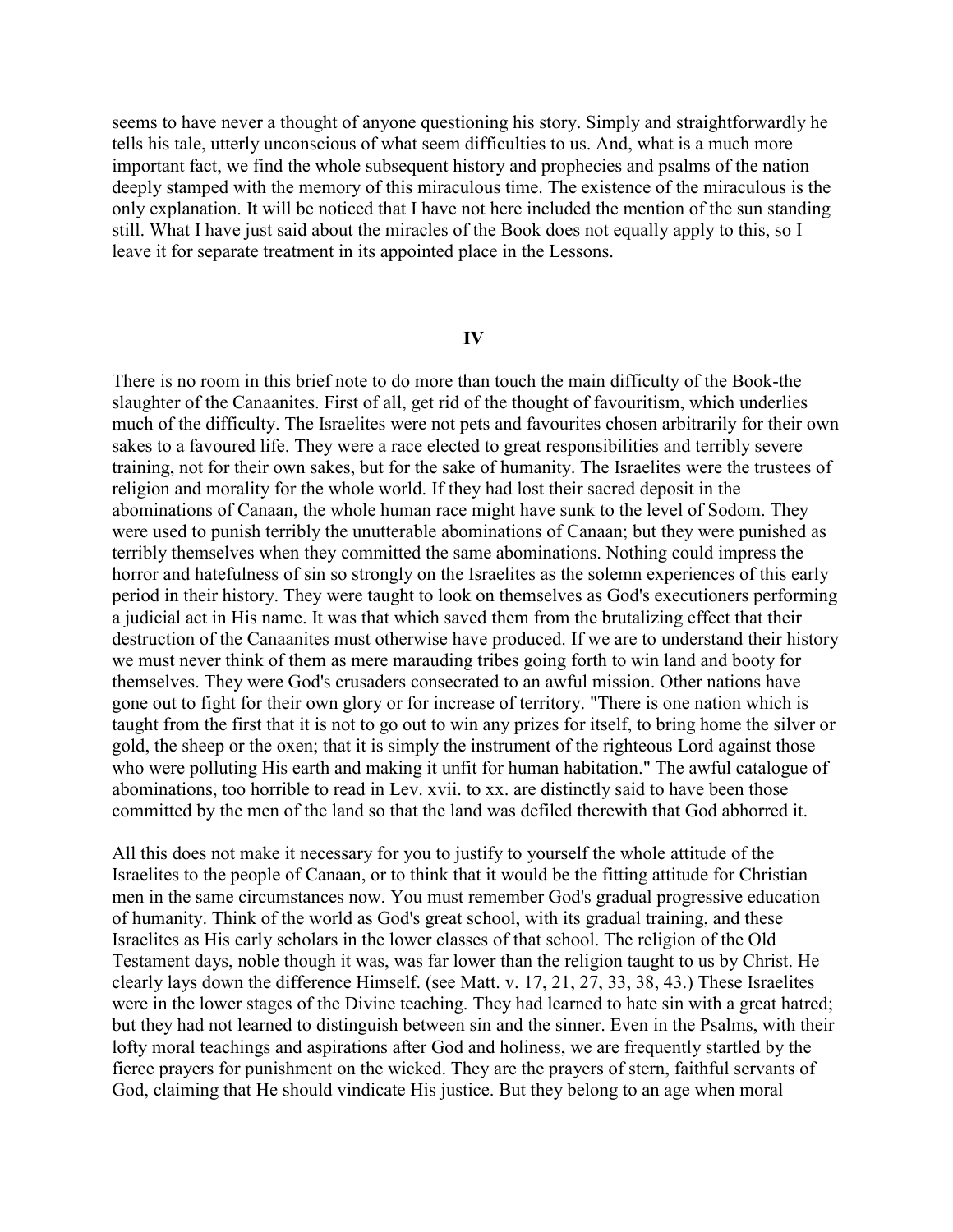seems to have never a thought of anyone questioning his story. Simply and straightforwardly he tells his tale, utterly unconscious of what seem difficulties to us. And, what is a much more important fact, we find the whole subsequent history and prophecies and psalms of the nation deeply stamped with the memory of this miraculous time. The existence of the miraculous is the only explanation. It will be noticed that I have not here included the mention of the sun standing still. What I have just said about the miracles of the Book does not equally apply to this, so I leave it for separate treatment in its appointed place in the Lessons.

## IV

There is no room in this brief note to do more than touch the main difficulty of the Book-the slaughter of the Canaanites. First of all, get rid of the thought of favouritism, which underlies much of the difficulty. The Israelites were not pets and favourites chosen arbitrarily for their own sakes to a favoured life. They were a race elected to great responsibilities and terribly severe training, not for their own sakes, but for the sake of humanity. The Israelites were the trustees of religion and morality for the whole world. If they had lost their sacred deposit in the abominations of Canaan, the whole human race might have sunk to the level of Sodom. They were used to punish terribly the unutterable abominations of Canaan; but they were punished as terribly themselves when they committed the same abominations. Nothing could impress the horror and hatefulness of sin so strongly on the Israelites as the solemn experiences of this early period in their history. They were taught to look on themselves as God's executioners performing a judicial act in His name. It was that which saved them from the brutalizing effect that their destruction of the Canaanites must otherwise have produced. If we are to understand their history we must never think of them as mere marauding tribes going forth to win land and booty for themselves. They were God's crusaders consecrated to an awful mission. Other nations have gone out to fight for their own glory or for increase of territory. "There is one nation which is taught from the first that it is not to go out to win any prizes for itself, to bring home the silver or gold, the sheep or the oxen; that it is simply the instrument of the righteous Lord against those who were polluting His earth and making it unfit for human habitation." The awful catalogue of abominations, too horrible to read in Lev. xvii. to xx. are distinctly said to have been those committed by the men of the land so that the land was defiled therewith that God abhorred it.

All this does not make it necessary for you to justify to yourself the whole attitude of the Israelites to the people of Canaan, or to think that it would be the fitting attitude for Christian men in the same circumstances now. You must remember God's gradual progressive education of humanity. Think of the world as God's great school, with its gradual training, and these Israelites as His early scholars in the lower classes of that school. The religion of the Old Testament days, noble though it was, was far lower than the religion taught to us by Christ. He clearly lays down the difference Himself. (see Matt. v. 17, 21, 27, 33, 38, 43.) These Israelites were in the lower stages of the Divine teaching. They had learned to hate sin with a great hatred; but they had not learned to distinguish between sin and the sinner. Even in the Psalms, with their lofty moral teachings and aspirations after God and holiness, we are frequently startled by the fierce prayers for punishment on the wicked. They are the prayers of stern, faithful servants of God, claiming that He should vindicate His justice. But they belong to an age when moral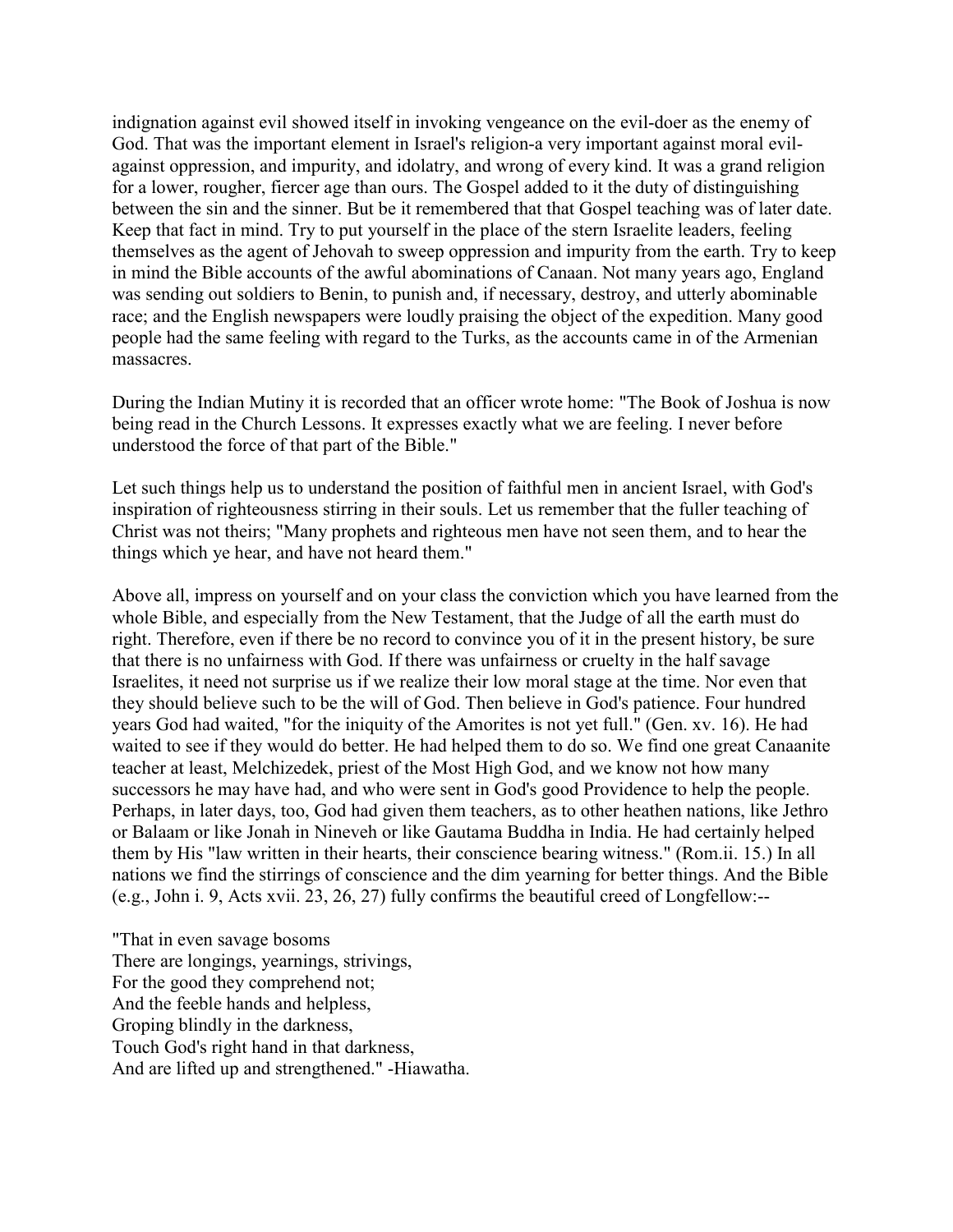indignation against evil showed itself in invoking vengeance on the evil-doer as the enemy of God. That was the important element in Israel's religion-a very important against moral evil-against oppression, and impurity, and idolatry, and wrong of every kind. It was a grand religion for a lower, rougher, fiercer age than ours. The Gospel added to it the duty of distinguishing between the sin and the sinner. But be it remembered that that Gospel teaching was of later date. Keep that fact in mind. Try to put yourself in the place of the stern Israelite leaders, feeling themselves as the agent of Jehovah to sweep oppression and impurity from the earth. Try to keep in mind the Bible accounts of the awful abominations of Canaan. Not many years ago, England was sending out soldiers to Benin, to punish and, if necessary, destroy, and utterly abominable race; and the English newspapers were loudly praising the object of the expedition. Many good people had the same feeling with regard to the Turks, as the accounts came in of the Armenian massacres.

During the Indian Mutiny it is recorded that an officer wrote home: "The Book of Joshua is now being read in the Church Lessons. It expresses exactly what we are feeling. I never before understood the force of that part of the Bible."

Let such things help us to understand the position of faithful men in ancient Israel, with God's inspiration of righteousness stirring in their souls. Let us remember that the fuller teaching of Christ was not theirs; "Many prophets and righteous men have not seen them, and to hear the things which ye hear, and have not heard them."

Above all, impress on yourself and on your class the conviction which you have learned from the whole Bible, and especially from the New Testament, that the Judge of all the earth must do right. Therefore, even if there be no record to convince you of it in the present history, be sure that there is no unfairness with God. If there was unfairness or cruelty in the half savage Israelites, it need not surprise us if we realize their low moral stage at the time. Nor even that they should believe such to be the will of God. Then believe in God's patience. Four hundred years God had waited, "for the iniquity of the Amorites is not yet full." (Gen. xv. 16). He had waited to see if they would do better. He had helped them to do so. We find one great Canaanite teacher at least, Melchizedek, priest of the Most High God, and we know not how many successors he may have had, and who were sent in God's good Providence to help the people. Perhaps, in later days, too, God had given them teachers, as to other heathen nations, like Jethro or Balaam or like Jonah in Nineveh or like Gautama Buddha in India. He had certainly helped them by His "law written in their hearts, their conscience bearing witness." (Rom.ii. 15.) In all nations we find the stirrings of conscience and the dim yearning for better things. And the Bible (e.g., John i. 9, Acts xvii. 23, 26, 27) fully confirms the beautiful creed of Longfellow:--

"That in even savage bosoms  
There are longings, yearnings, strivings,  
For the good they comprehend not;  
And the feeble hands and helpless,  
Groping blindly in the darkness,  
Touch God's right hand in that darkness,  
And are lifted up and strengthened." -Hiawatha.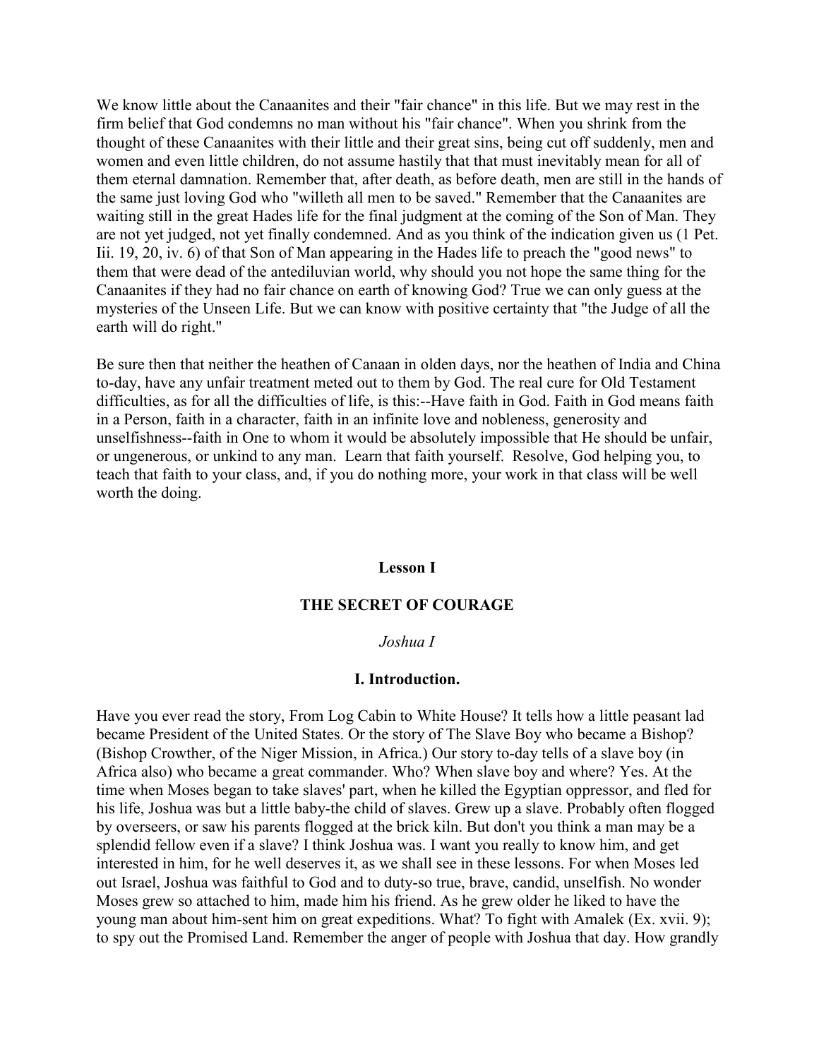We know little about the Canaanites and their "fair chance" in this life. But we may rest in the firm belief that God condemns no man without his "fair chance". When you shrink from the thought of these Canaanites with their little and their great sins, being cut off suddenly, men and women and even little children, do not assume hastily that that must inevitably mean for all of them eternal damnation. Remember that, after death, as before death, men are still in the hands of the same just loving God who "willeth all men to be saved." Remember that the Canaanites are waiting still in the great Hades life for the final judgment at the coming of the Son of Man. They are not yet judged, not yet finally condemned. And as you think of the indication given us (1 Pet. Iii. 19, 20, iv. 6) of that Son of Man appearing in the Hades life to preach the "good news" to them that were dead of the antediluvian world, why should you not hope the same thing for the Canaanites if they had no fair chance on earth of knowing God? True we can only guess at the mysteries of the Unseen Life. But we can know with positive certainty that "the Judge of all the earth will do right."

Be sure then that neither the heathen of Canaan in olden days, nor the heathen of India and China to-day, have any unfair treatment meted out to them by God. The real cure for Old Testament difficulties, as for all the difficulties of life, is this:--Have faith in God. Faith in God means faith in a Person, faith in a character, faith in an infinite love and nobleness, generosity and unselfishness--faith in One to whom it would be absolutely impossible that He should be unfair, or ungenerous, or unkind to any man. Learn that faith yourself. Resolve, God helping you, to teach that faith to your class, and, if you do nothing more, your work in that class will be well worth the doing.

## Lesson I

## THE SECRET OF COURAGE

*Joshua I*

### I. Introduction.

Have you ever read the story, From Log Cabin to White House? It tells how a little peasant lad became President of the United States. Or the story of The Slave Boy who became a Bishop? (Bishop Crowther, of the Niger Mission, in Africa.) Our story to-day tells of a slave boy (in Africa also) who became a great commander. Who? When slave boy and where? Yes. At the time when Moses began to take slaves' part, when he killed the Egyptian oppressor, and fled for his life, Joshua was but a little baby-the child of slaves. Grew up a slave. Probably often flogged by overseers, or saw his parents flogged at the brick kiln. But don't you think a man may be a splendid fellow even if a slave? I think Joshua was. I want you really to know him, and get interested in him, for he well deserves it, as we shall see in these lessons. For when Moses led out Israel, Joshua was faithful to God and to duty-so true, brave, candid, unselfish. No wonder Moses grew so attached to him, made him his friend. As he grew older he liked to have the young man about him-sent him on great expeditions. What? To fight with Amalek (Ex. xvii. 9); to spy out the Promised Land. Remember the anger of people with Joshua that day. How grandly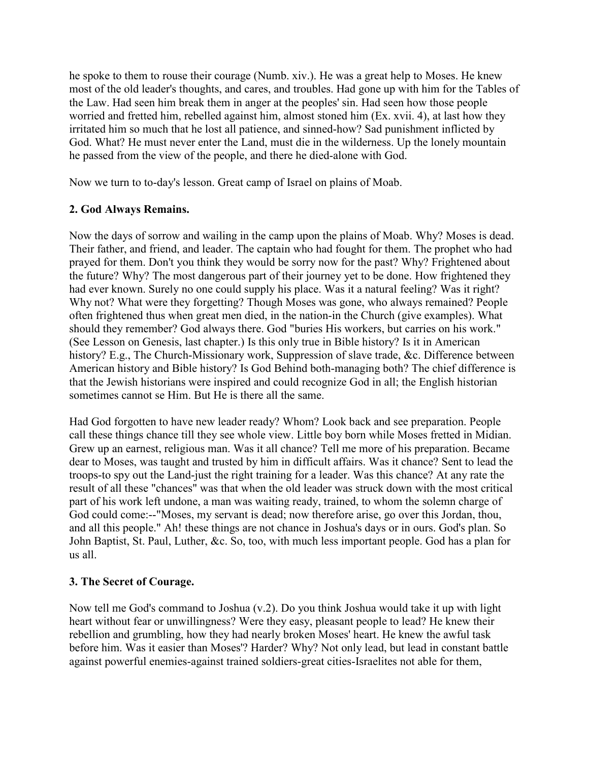he spoke to them to rouse their courage (Numb. xiv.). He was a great help to Moses. He knew most of the old leader's thoughts, and cares, and troubles. Had gone up with him for the Tables of the Law. Had seen him break them in anger at the peoples' sin. Had seen how those people worried and fretted him, rebelled against him, almost stoned him (Ex. xvii. 4), at last how they irritated him so much that he lost all patience, and sinned-how? Sad punishment inflicted by God. What? He must never enter the Land, must die in the wilderness. Up the lonely mountain he passed from the view of the people, and there he died-alone with God.

Now we turn to to-day's lesson. Great camp of Israel on plains of Moab.

**2. God Always Remains.**

Now the days of sorrow and wailing in the camp upon the plains of Moab. Why? Moses is dead. Their father, and friend, and leader. The captain who had fought for them. The prophet who had prayed for them. Don't you think they would be sorry now for the past? Why? Frightened about the future? Why? The most dangerous part of their journey yet to be done. How frightened they had ever known. Surely no one could supply his place. Was it a natural feeling? Was it right? Why not? What were they forgetting? Though Moses was gone, who always remained? People often frightened thus when great men died, in the nation-in the Church (give examples). What should they remember? God always there. God "buries His workers, but carries on his work." (See Lesson on Genesis, last chapter.) Is this only true in Bible history? Is it in American history? E.g., The Church-Missionary work, Suppression of slave trade, &c. Difference between American history and Bible history? Is God Behind both-managing both? The chief difference is that the Jewish historians were inspired and could recognize God in all; the English historian sometimes cannot se Him. But He is there all the same.

Had God forgotten to have new leader ready? Whom? Look back and see preparation. People call these things chance till they see whole view. Little boy born while Moses fretted in Midian. Grew up an earnest, religious man. Was it all chance? Tell me more of his preparation. Became dear to Moses, was taught and trusted by him in difficult affairs. Was it chance? Sent to lead the troops-to spy out the Land-just the right training for a leader. Was this chance? At any rate the result of all these "chances" was that when the old leader was struck down with the most critical part of his work left undone, a man was waiting ready, trained, to whom the solemn charge of God could come:--"Moses, my servant is dead; now therefore arise, go over this Jordan, thou, and all this people." Ah! these things are not chance in Joshua's days or in ours. God's plan. So John Baptist, St. Paul, Luther, &c. So, too, with much less important people. God has a plan for us all.

**3. The Secret of Courage.**

Now tell me God's command to Joshua (v.2). Do you think Joshua would take it up with light heart without fear or unwillingness? Were they easy, pleasant people to lead? He knew their rebellion and grumbling, how they had nearly broken Moses' heart. He knew the awful task before him. Was it easier than Moses'? Harder? Why? Not only lead, but lead in constant battle against powerful enemies-against trained soldiers-great cities-Israelites not able for them,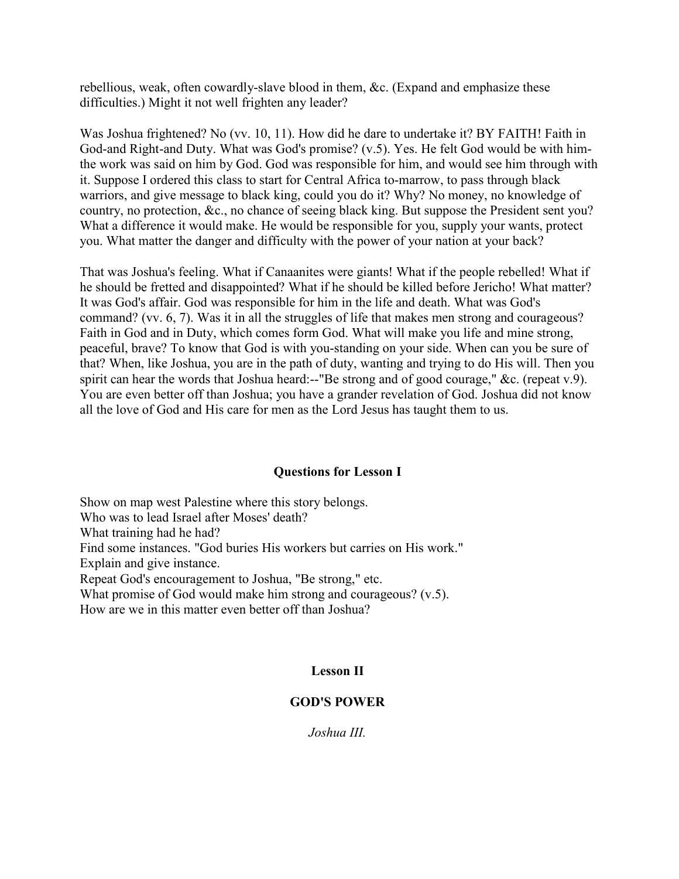rebellious, weak, often cowardly-slave blood in them, &c. (Expand and emphasize these difficulties.) Might it not well frighten any leader?

Was Joshua frightened? No (vv. 10, 11). How did he dare to undertake it? BY FAITH! Faith in God-and Right-and Duty. What was God's promise? (v.5). Yes. He felt God would be with him-the work was said on him by God. God was responsible for him, and would see him through with it. Suppose I ordered this class to start for Central Africa to-marrow, to pass through black warriors, and give message to black king, could you do it? Why? No money, no knowledge of country, no protection, &c., no chance of seeing black king. But suppose the President sent you? What a difference it would make. He would be responsible for you, supply your wants, protect you. What matter the danger and difficulty with the power of your nation at your back?

That was Joshua's feeling. What if Canaanites were giants! What if the people rebelled! What if he should be fretted and disappointed? What if he should be killed before Jericho! What matter? It was God's affair. God was responsible for him in the life and death. What was God's command? (vv. 6, 7). Was it in all the struggles of life that makes men strong and courageous? Faith in God and in Duty, which comes form God. What will make you life and mine strong, peaceful, brave? To know that God is with you-standing on your side. When can you be sure of that? When, like Joshua, you are in the path of duty, wanting and trying to do His will. Then you spirit can hear the words that Joshua heard:--"Be strong and of good courage," &c. (repeat v.9). You are even better off than Joshua; you have a grander revelation of God. Joshua did not know all the love of God and His care for men as the Lord Jesus has taught them to us.

### Questions for Lesson I

Show on map west Palestine where this story belongs.
Who was to lead Israel after Moses' death?
What training had he had?
Find some instances. "God buries His workers but carries on His work."
Explain and give instance.
Repeat God's encouragement to Joshua, "Be strong," etc.
What promise of God would make him strong and courageous? (v.5).
How are we in this matter even better off than Joshua?

## Lesson II

## GOD'S POWER

*Joshua III.*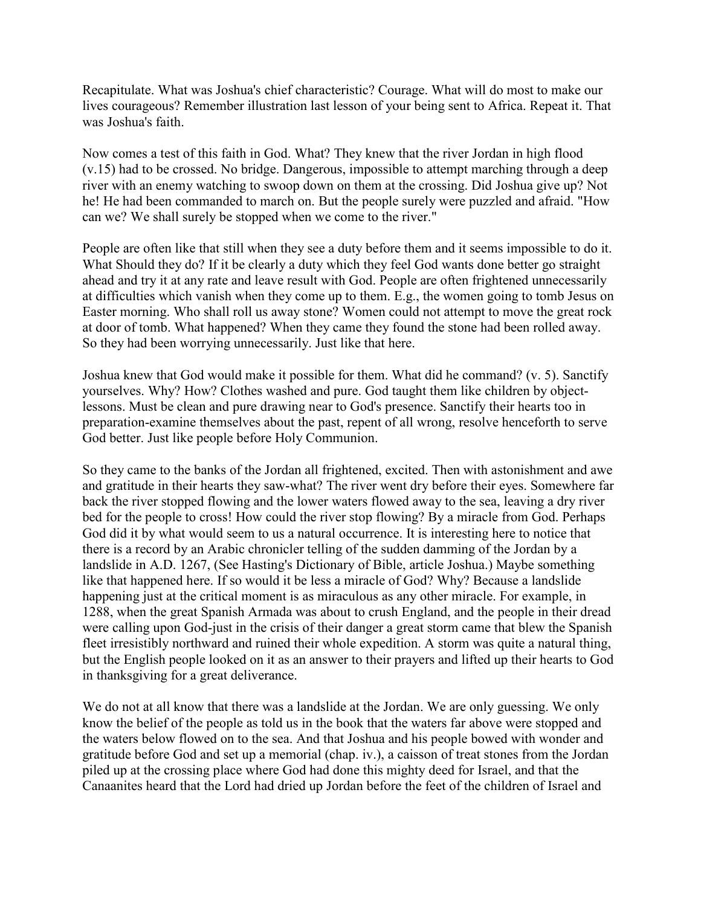Recapitulate. What was Joshua's chief characteristic? Courage. What will do most to make our lives courageous? Remember illustration last lesson of your being sent to Africa. Repeat it. That was Joshua's faith.

Now comes a test of this faith in God. What? They knew that the river Jordan in high flood (v.15) had to be crossed. No bridge. Dangerous, impossible to attempt marching through a deep river with an enemy watching to swoop down on them at the crossing. Did Joshua give up? Not he! He had been commanded to march on. But the people surely were puzzled and afraid. "How can we? We shall surely be stopped when we come to the river."

People are often like that still when they see a duty before them and it seems impossible to do it. What Should they do? If it be clearly a duty which they feel God wants done better go straight ahead and try it at any rate and leave result with God. People are often frightened unnecessarily at difficulties which vanish when they come up to them. E.g., the women going to tomb Jesus on Easter morning. Who shall roll us away stone? Women could not attempt to move the great rock at door of tomb. What happened? When they came they found the stone had been rolled away. So they had been worrying unnecessarily. Just like that here.

Joshua knew that God would make it possible for them. What did he command? (v. 5). Sanctify yourselves. Why? How? Clothes washed and pure. God taught them like children by object-lessons. Must be clean and pure drawing near to God's presence. Sanctify their hearts too in preparation-examine themselves about the past, repent of all wrong, resolve henceforth to serve God better. Just like people before Holy Communion.

So they came to the banks of the Jordan all frightened, excited. Then with astonishment and awe and gratitude in their hearts they saw-what? The river went dry before their eyes. Somewhere far back the river stopped flowing and the lower waters flowed away to the sea, leaving a dry river bed for the people to cross! How could the river stop flowing? By a miracle from God. Perhaps God did it by what would seem to us a natural occurrence. It is interesting here to notice that there is a record by an Arabic chronicler telling of the sudden damming of the Jordan by a landslide in A.D. 1267, (See Hasting's Dictionary of Bible, article Joshua.) Maybe something like that happened here. If so would it be less a miracle of God? Why? Because a landslide happening just at the critical moment is as miraculous as any other miracle. For example, in 1288, when the great Spanish Armada was about to crush England, and the people in their dread were calling upon God-just in the crisis of their danger a great storm came that blew the Spanish fleet irresistibly northward and ruined their whole expedition. A storm was quite a natural thing, but the English people looked on it as an answer to their prayers and lifted up their hearts to God in thanksgiving for a great deliverance.

We do not at all know that there was a landslide at the Jordan. We are only guessing. We only know the belief of the people as told us in the book that the waters far above were stopped and the waters below flowed on to the sea. And that Joshua and his people bowed with wonder and gratitude before God and set up a memorial (chap. iv.), a caisson of treat stones from the Jordan piled up at the crossing place where God had done this mighty deed for Israel, and that the Canaanites heard that the Lord had dried up Jordan before the feet of the children of Israel and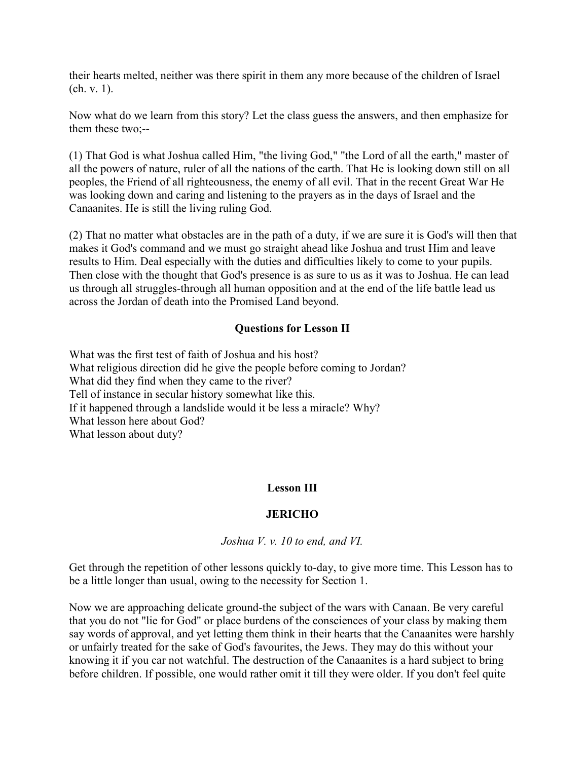their hearts melted, neither was there spirit in them any more because of the children of Israel (ch. v. 1).

Now what do we learn from this story? Let the class guess the answers, and then emphasize for them these two;--

(1) That God is what Joshua called Him, "the living God," "the Lord of all the earth," master of all the powers of nature, ruler of all the nations of the earth. That He is looking down still on all peoples, the Friend of all righteousness, the enemy of all evil. That in the recent Great War He was looking down and caring and listening to the prayers as in the days of Israel and the Canaanites. He is still the living ruling God.

(2) That no matter what obstacles are in the path of a duty, if we are sure it is God's will then that makes it God's command and we must go straight ahead like Joshua and trust Him and leave results to Him. Deal especially with the duties and difficulties likely to come to your pupils. Then close with the thought that God's presence is as sure to us as it was to Joshua. He can lead us through all struggles-through all human opposition and at the end of the life battle lead us across the Jordan of death into the Promised Land beyond.

### Questions for Lesson II

What was the first test of faith of Joshua and his host?
What religious direction did he give the people before coming to Jordan?
What did they find when they came to the river?
Tell of instance in secular history somewhat like this.
If it happened through a landslide would it be less a miracle? Why?
What lesson here about God?
What lesson about duty?

## Lesson III

## JERICHO

*Joshua V. v. 10 to end, and VI.*

Get through the repetition of other lessons quickly to-day, to give more time. This Lesson has to be a little longer than usual, owing to the necessity for Section 1.

Now we are approaching delicate ground-the subject of the wars with Canaan. Be very careful that you do not "lie for God" or place burdens of the consciences of your class by making them say words of approval, and yet letting them think in their hearts that the Canaanites were harshly or unfairly treated for the sake of God's favourites, the Jews. They may do this without your knowing it if you car not watchful. The destruction of the Canaanites is a hard subject to bring before children. If possible, one would rather omit it till they were older. If you don't feel quite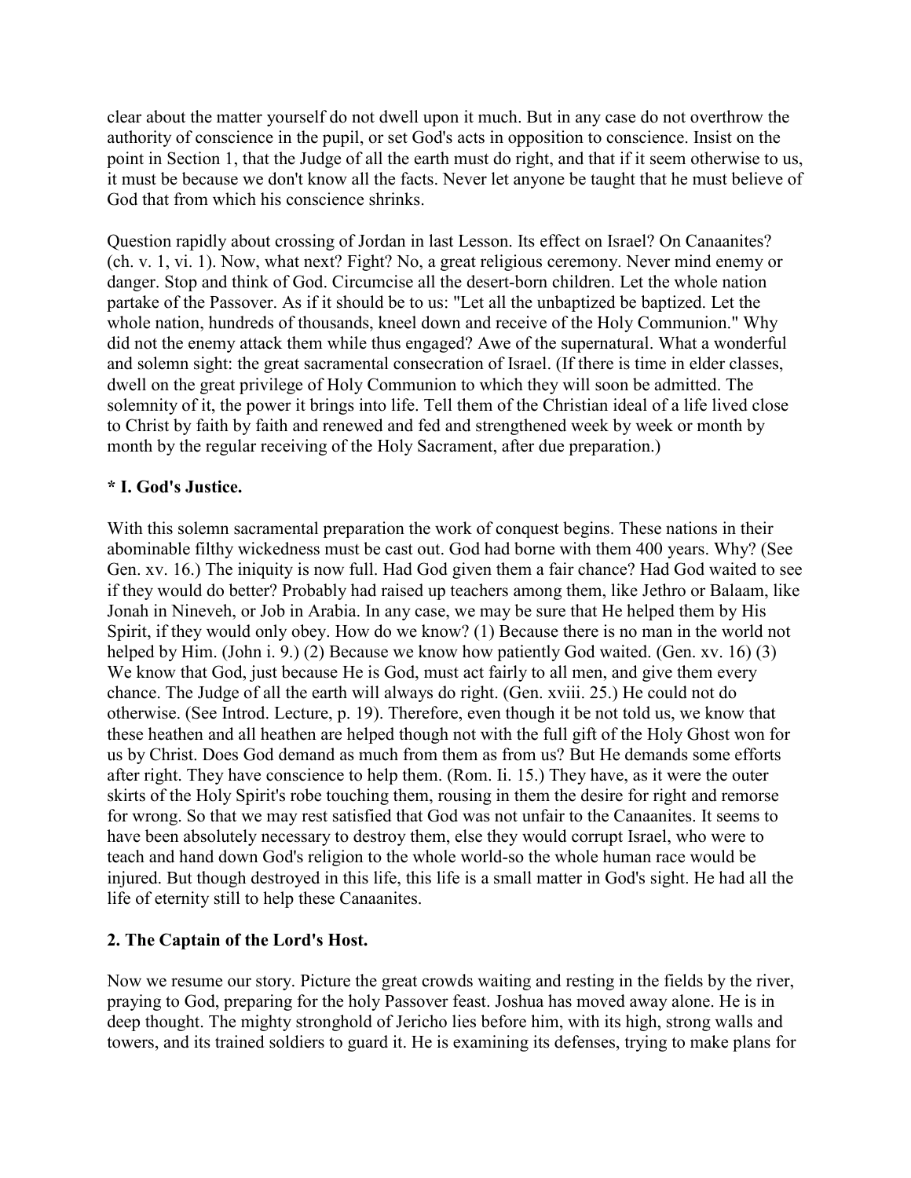clear about the matter yourself do not dwell upon it much. But in any case do not overthrow the authority of conscience in the pupil, or set God's acts in opposition to conscience. Insist on the point in Section 1, that the Judge of all the earth must do right, and that if it seem otherwise to us, it must be because we don't know all the facts. Never let anyone be taught that he must believe of God that from which his conscience shrinks.

Question rapidly about crossing of Jordan in last Lesson. Its effect on Israel? On Canaanites? (ch. v. 1, vi. 1). Now, what next? Fight? No, a great religious ceremony. Never mind enemy or danger. Stop and think of God. Circumcise all the desert-born children. Let the whole nation partake of the Passover. As if it should be to us: "Let all the unbaptized be baptized. Let the whole nation, hundreds of thousands, kneel down and receive of the Holy Communion." Why did not the enemy attack them while thus engaged? Awe of the supernatural. What a wonderful and solemn sight: the great sacramental consecration of Israel. (If there is time in elder classes, dwell on the great privilege of Holy Communion to which they will soon be admitted. The solemnity of it, the power it brings into life. Tell them of the Christian ideal of a life lived close to Christ by faith by faith and renewed and fed and strengthened week by week or month by month by the regular receiving of the Holy Sacrament, after due preparation.)

**\* I. God's Justice.**

With this solemn sacramental preparation the work of conquest begins. These nations in their abominable filthy wickedness must be cast out. God had borne with them 400 years. Why? (See Gen. xv. 16.) The iniquity is now full. Had God given them a fair chance? Had God waited to see if they would do better? Probably had raised up teachers among them, like Jethro or Balaam, like Jonah in Nineveh, or Job in Arabia. In any case, we may be sure that He helped them by His Spirit, if they would only obey. How do we know? (1) Because there is no man in the world not helped by Him. (John i. 9.) (2) Because we know how patiently God waited. (Gen. xv. 16) (3) We know that God, just because He is God, must act fairly to all men, and give them every chance. The Judge of all the earth will always do right. (Gen. xviii. 25.) He could not do otherwise. (See Introd. Lecture, p. 19). Therefore, even though it be not told us, we know that these heathen and all heathen are helped though not with the full gift of the Holy Ghost won for us by Christ. Does God demand as much from them as from us? But He demands some efforts after right. They have conscience to help them. (Rom. Ii. 15.) They have, as it were the outer skirts of the Holy Spirit's robe touching them, rousing in them the desire for right and remorse for wrong. So that we may rest satisfied that God was not unfair to the Canaanites. It seems to have been absolutely necessary to destroy them, else they would corrupt Israel, who were to teach and hand down God's religion to the whole world-so the whole human race would be injured. But though destroyed in this life, this life is a small matter in God's sight. He had all the life of eternity still to help these Canaanites.

**2. The Captain of the Lord's Host.**

Now we resume our story. Picture the great crowds waiting and resting in the fields by the river, praying to God, preparing for the holy Passover feast. Joshua has moved away alone. He is in deep thought. The mighty stronghold of Jericho lies before him, with its high, strong walls and towers, and its trained soldiers to guard it. He is examining its defenses, trying to make plans for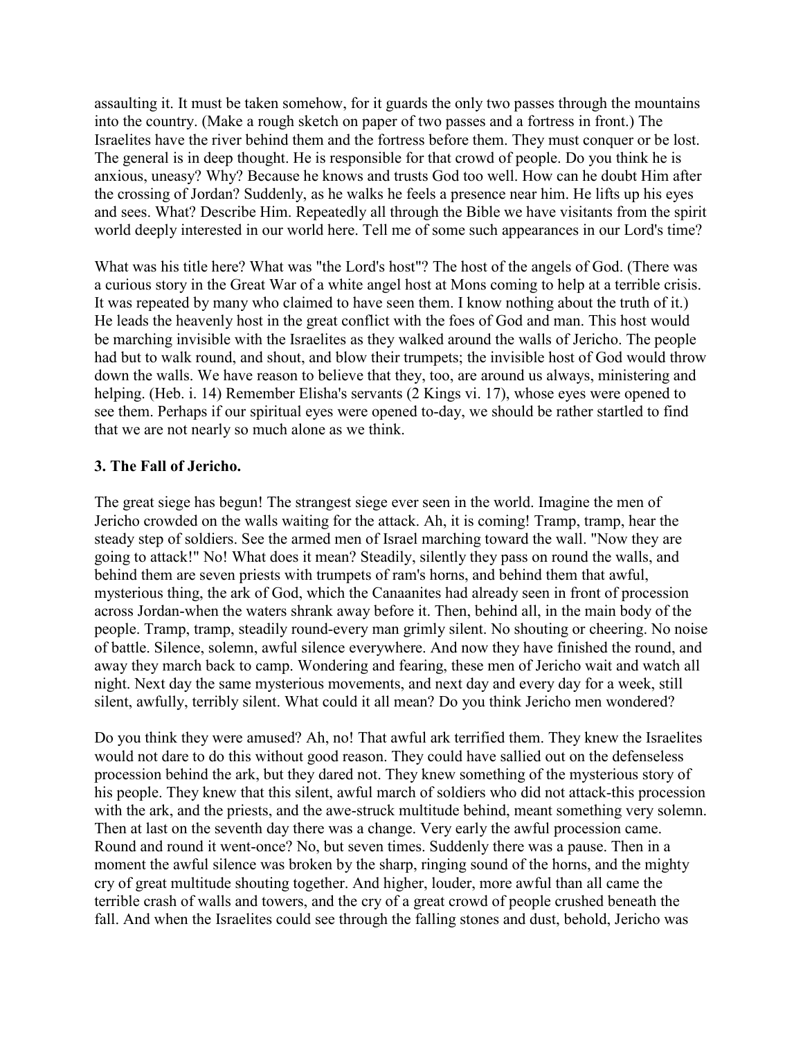assaulting it. It must be taken somehow, for it guards the only two passes through the mountains into the country. (Make a rough sketch on paper of two passes and a fortress in front.) The Israelites have the river behind them and the fortress before them. They must conquer or be lost. The general is in deep thought. He is responsible for that crowd of people. Do you think he is anxious, uneasy? Why? Because he knows and trusts God too well. How can he doubt Him after the crossing of Jordan? Suddenly, as he walks he feels a presence near him. He lifts up his eyes and sees. What? Describe Him. Repeatedly all through the Bible we have visitants from the spirit world deeply interested in our world here. Tell me of some such appearances in our Lord's time?

What was his title here? What was "the Lord's host"? The host of the angels of God. (There was a curious story in the Great War of a white angel host at Mons coming to help at a terrible crisis. It was repeated by many who claimed to have seen them. I know nothing about the truth of it.) He leads the heavenly host in the great conflict with the foes of God and man. This host would be marching invisible with the Israelites as they walked around the walls of Jericho. The people had but to walk round, and shout, and blow their trumpets; the invisible host of God would throw down the walls. We have reason to believe that they, too, are around us always, ministering and helping. (Heb. i. 14) Remember Elisha's servants (2 Kings vi. 17), whose eyes were opened to see them. Perhaps if our spiritual eyes were opened to-day, we should be rather startled to find that we are not nearly so much alone as we think.

### 3. The Fall of Jericho.

The great siege has begun! The strangest siege ever seen in the world. Imagine the men of Jericho crowded on the walls waiting for the attack. Ah, it is coming! Tramp, tramp, hear the steady step of soldiers. See the armed men of Israel marching toward the wall. "Now they are going to attack!" No! What does it mean? Steadily, silently they pass on round the walls, and behind them are seven priests with trumpets of ram's horns, and behind them that awful, mysterious thing, the ark of God, which the Canaanites had already seen in front of procession across Jordan-when the waters shrank away before it. Then, behind all, in the main body of the people. Tramp, tramp, steadily round-every man grimly silent. No shouting or cheering. No noise of battle. Silence, solemn, awful silence everywhere. And now they have finished the round, and away they march back to camp. Wondering and fearing, these men of Jericho wait and watch all night. Next day the same mysterious movements, and next day and every day for a week, still silent, awfully, terribly silent. What could it all mean? Do you think Jericho men wondered?

Do you think they were amused? Ah, no! That awful ark terrified them. They knew the Israelites would not dare to do this without good reason. They could have sallied out on the defenseless procession behind the ark, but they dared not. They knew something of the mysterious story of his people. They knew that this silent, awful march of soldiers who did not attack-this procession with the ark, and the priests, and the awe-struck multitude behind, meant something very solemn. Then at last on the seventh day there was a change. Very early the awful procession came. Round and round it went-once? No, but seven times. Suddenly there was a pause. Then in a moment the awful silence was broken by the sharp, ringing sound of the horns, and the mighty cry of great multitude shouting together. And higher, louder, more awful than all came the terrible crash of walls and towers, and the cry of a great crowd of people crushed beneath the fall. And when the Israelites could see through the falling stones and dust, behold, Jericho was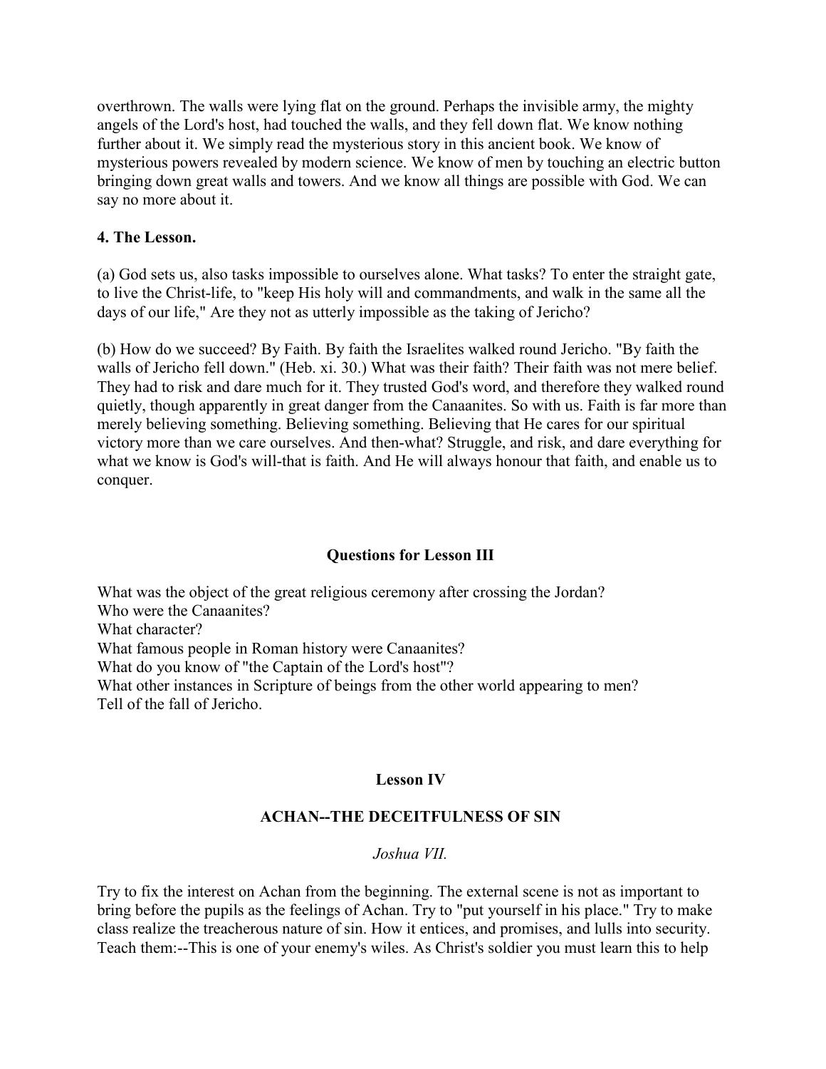overthrown. The walls were lying flat on the ground. Perhaps the invisible army, the mighty angels of the Lord's host, had touched the walls, and they fell down flat. We know nothing further about it. We simply read the mysterious story in this ancient book. We know of mysterious powers revealed by modern science. We know of men by touching an electric button bringing down great walls and towers. And we know all things are possible with God. We can say no more about it.

**4. The Lesson.**

(a) God sets us, also tasks impossible to ourselves alone. What tasks? To enter the straight gate, to live the Christ-life, to "keep His holy will and commandments, and walk in the same all the days of our life," Are they not as utterly impossible as the taking of Jericho?

(b) How do we succeed? By Faith. By faith the Israelites walked round Jericho. "By faith the walls of Jericho fell down." (Heb. xi. 30.) What was their faith? Their faith was not mere belief. They had to risk and dare much for it. They trusted God's word, and therefore they walked round quietly, though apparently in great danger from the Canaanites. So with us. Faith is far more than merely believing something. Believing something. Believing that He cares for our spiritual victory more than we care ourselves. And then-what? Struggle, and risk, and dare everything for what we know is God's will-that is faith. And He will always honour that faith, and enable us to conquer.

### Questions for Lesson III

What was the object of the great religious ceremony after crossing the Jordan?
Who were the Canaanites?
What character?
What famous people in Roman history were Canaanites?
What do you know of "the Captain of the Lord's host"?
What other instances in Scripture of beings from the other world appearing to men?
Tell of the fall of Jericho.

## Lesson IV

## ACHAN--THE DECEITFULNESS OF SIN

*Joshua VII.*

Try to fix the interest on Achan from the beginning. The external scene is not as important to bring before the pupils as the feelings of Achan. Try to "put yourself in his place." Try to make class realize the treacherous nature of sin. How it entices, and promises, and lulls into security. Teach them:--This is one of your enemy's wiles. As Christ's soldier you must learn this to help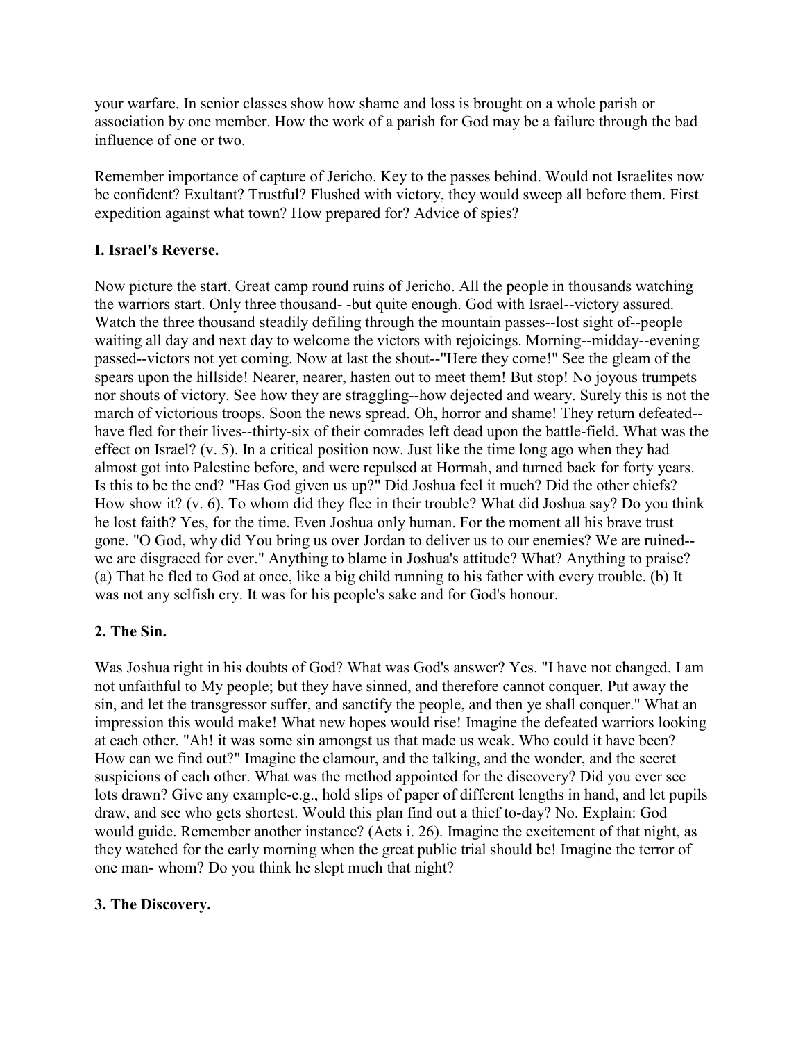your warfare. In senior classes show how shame and loss is brought on a whole parish or association by one member. How the work of a parish for God may be a failure through the bad influence of one or two.

Remember importance of capture of Jericho. Key to the passes behind. Would not Israelites now be confident? Exultant? Trustful? Flushed with victory, they would sweep all before them. First expedition against what town? How prepared for? Advice of spies?

### I. Israel's Reverse.

Now picture the start. Great camp round ruins of Jericho. All the people in thousands watching the warriors start. Only three thousand- -but quite enough. God with Israel--victory assured. Watch the three thousand steadily defiling through the mountain passes--lost sight of--people waiting all day and next day to welcome the victors with rejoicings. Morning--midday--evening passed--victors not yet coming. Now at last the shout--"Here they come!" See the gleam of the spears upon the hillside! Nearer, nearer, hasten out to meet them! But stop! No joyous trumpets nor shouts of victory. See how they are straggling--how dejected and weary. Surely this is not the march of victorious troops. Soon the news spread. Oh, horror and shame! They return defeated--have fled for their lives--thirty-six of their comrades left dead upon the battle-field. What was the effect on Israel? (v. 5). In a critical position now. Just like the time long ago when they had almost got into Palestine before, and were repulsed at Hormah, and turned back for forty years. Is this to be the end? "Has God given us up?" Did Joshua feel it much? Did the other chiefs? How show it? (v. 6). To whom did they flee in their trouble? What did Joshua say? Do you think he lost faith? Yes, for the time. Even Joshua only human. For the moment all his brave trust gone. "O God, why did You bring us over Jordan to deliver us to our enemies? We are ruined--we are disgraced for ever." Anything to blame in Joshua's attitude? What? Anything to praise? (a) That he fled to God at once, like a big child running to his father with every trouble. (b) It was not any selfish cry. It was for his people's sake and for God's honour.

### 2. The Sin.

Was Joshua right in his doubts of God? What was God's answer? Yes. "I have not changed. I am not unfaithful to My people; but they have sinned, and therefore cannot conquer. Put away the sin, and let the transgressor suffer, and sanctify the people, and then ye shall conquer." What an impression this would make! What new hopes would rise! Imagine the defeated warriors looking at each other. "Ah! it was some sin amongst us that made us weak. Who could it have been? How can we find out?" Imagine the clamour, and the talking, and the wonder, and the secret suspicions of each other. What was the method appointed for the discovery? Did you ever see lots drawn? Give any example-e.g., hold slips of paper of different lengths in hand, and let pupils draw, and see who gets shortest. Would this plan find out a thief to-day? No. Explain: God would guide. Remember another instance? (Acts i. 26). Imagine the excitement of that night, as they watched for the early morning when the great public trial should be! Imagine the terror of one man- whom? Do you think he slept much that night?

### 3. The Discovery.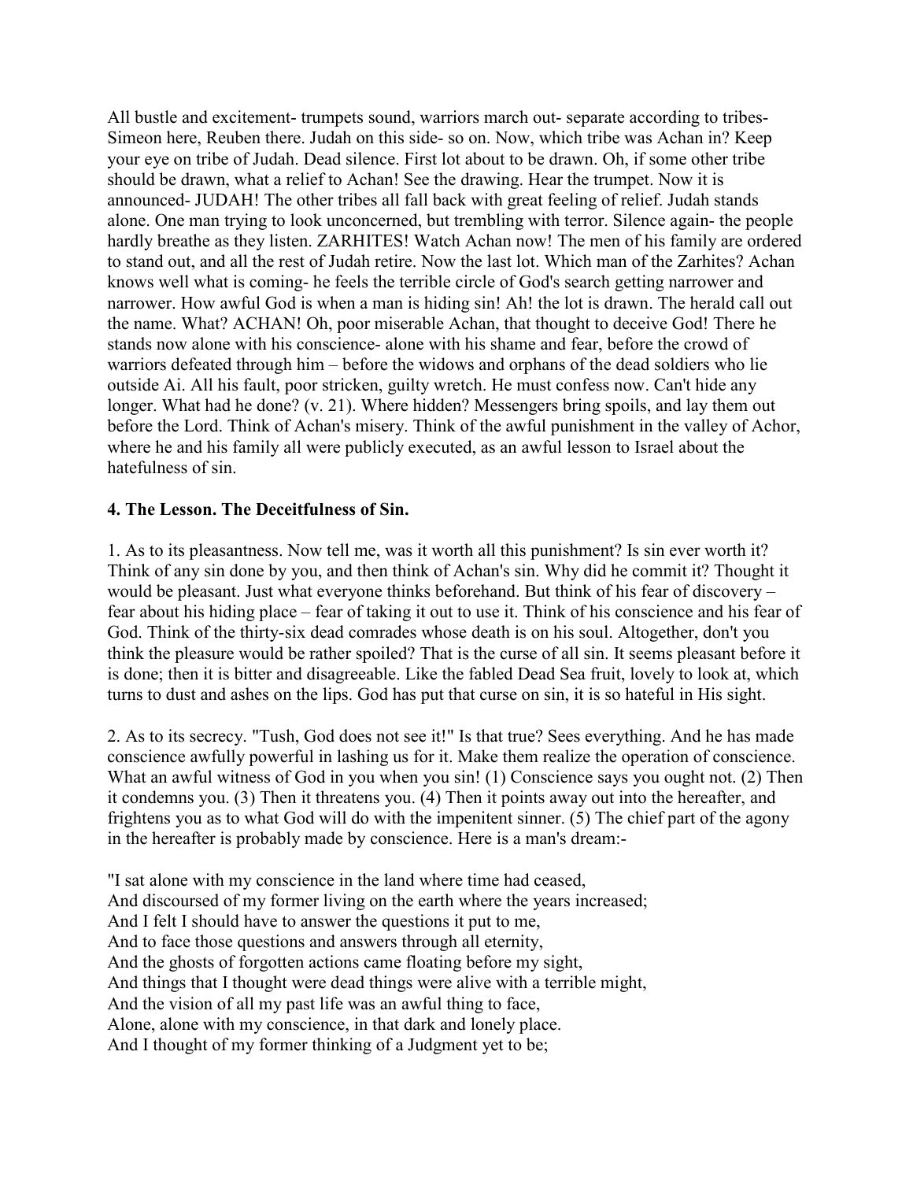All bustle and excitement- trumpets sound, warriors march out- separate according to tribes- Simeon here, Reuben there. Judah on this side- so on. Now, which tribe was Achan in? Keep your eye on tribe of Judah. Dead silence. First lot about to be drawn. Oh, if some other tribe should be drawn, what a relief to Achan! See the drawing. Hear the trumpet. Now it is announced- JUDAH! The other tribes all fall back with great feeling of relief. Judah stands alone. One man trying to look unconcerned, but trembling with terror. Silence again- the people hardly breathe as they listen. ZARHITES! Watch Achan now! The men of his family are ordered to stand out, and all the rest of Judah retire. Now the last lot. Which man of the Zarhites? Achan knows well what is coming- he feels the terrible circle of God's search getting narrower and narrower. How awful God is when a man is hiding sin! Ah! the lot is drawn. The herald call out the name. What? ACHAN! Oh, poor miserable Achan, that thought to deceive God! There he stands now alone with his conscience- alone with his shame and fear, before the crowd of warriors defeated through him – before the widows and orphans of the dead soldiers who lie outside Ai. All his fault, poor stricken, guilty wretch. He must confess now. Can't hide any longer. What had he done? (v. 21). Where hidden? Messengers bring spoils, and lay them out before the Lord. Think of Achan's misery. Think of the awful punishment in the valley of Achor, where he and his family all were publicly executed, as an awful lesson to Israel about the hatefulness of sin.

**4. The Lesson. The Deceitfulness of Sin.**

1. As to its pleasantness. Now tell me, was it worth all this punishment? Is sin ever worth it? Think of any sin done by you, and then think of Achan's sin. Why did he commit it? Thought it would be pleasant. Just what everyone thinks beforehand. But think of his fear of discovery – fear about his hiding place – fear of taking it out to use it. Think of his conscience and his fear of God. Think of the thirty-six dead comrades whose death is on his soul. Altogether, don't you think the pleasure would be rather spoiled? That is the curse of all sin. It seems pleasant before it is done; then it is bitter and disagreeable. Like the fabled Dead Sea fruit, lovely to look at, which turns to dust and ashes on the lips. God has put that curse on sin, it is so hateful in His sight.

2. As to its secrecy. "Tush, God does not see it!" Is that true? Sees everything. And he has made conscience awfully powerful in lashing us for it. Make them realize the operation of conscience. What an awful witness of God in you when you sin! (1) Conscience says you ought not. (2) Then it condemns you. (3) Then it threatens you. (4) Then it points away out into the hereafter, and frightens you as to what God will do with the impenitent sinner. (5) The chief part of the agony in the hereafter is probably made by conscience. Here is a man's dream:-

"I sat alone with my conscience in the land where time had ceased,
And discoursed of my former living on the earth where the years increased;
And I felt I should have to answer the questions it put to me,
And to face those questions and answers through all eternity,
And the ghosts of forgotten actions came floating before my sight,
And things that I thought were dead things were alive with a terrible might,
And the vision of all my past life was an awful thing to face,
Alone, alone with my conscience, in that dark and lonely place.
And I thought of my former thinking of a Judgment yet to be;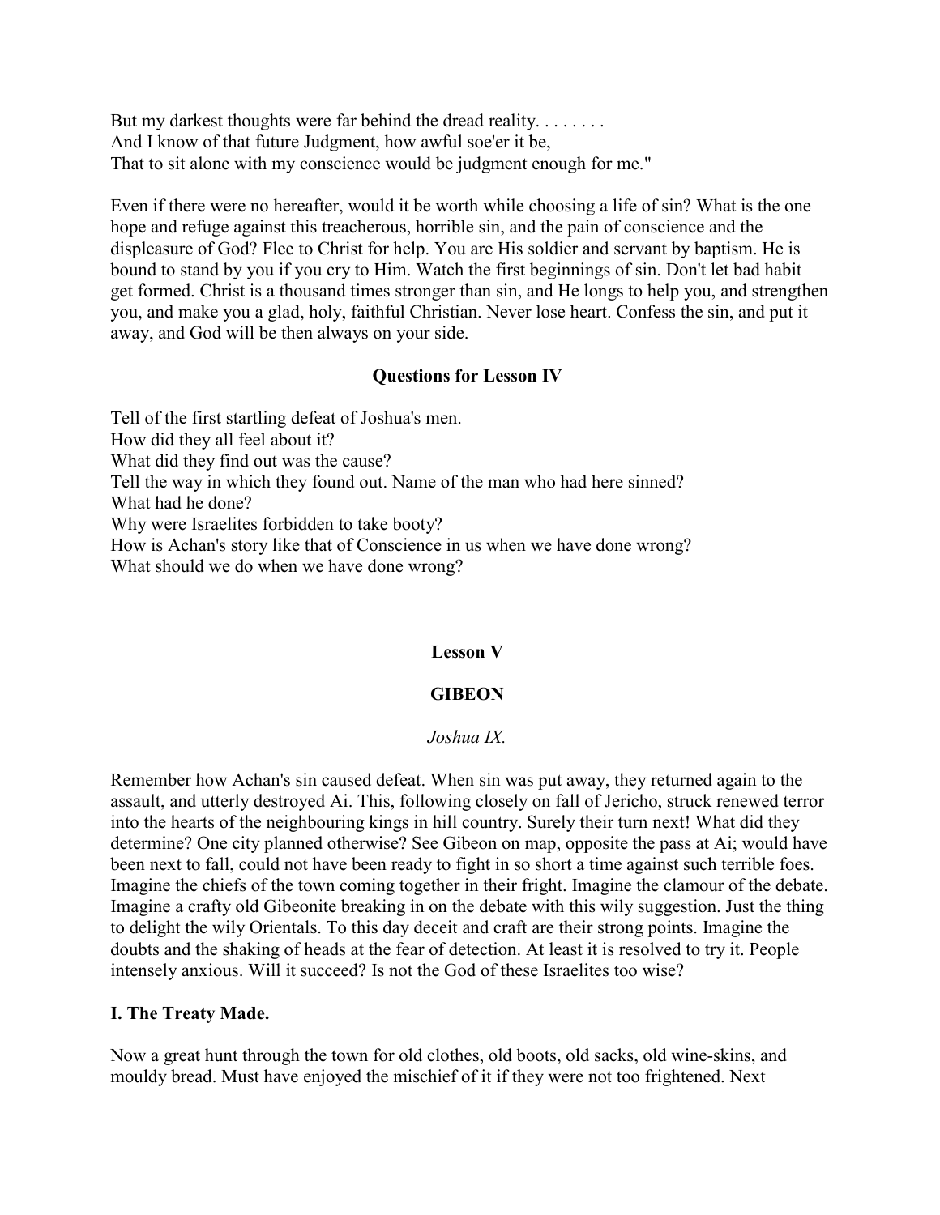But my darkest thoughts were far behind the dread reality. . . . . . . .
And I know of that future Judgment, how awful soe'er it be,
That to sit alone with my conscience would be judgment enough for me."

Even if there were no hereafter, would it be worth while choosing a life of sin? What is the one hope and refuge against this treacherous, horrible sin, and the pain of conscience and the displeasure of God? Flee to Christ for help. You are His soldier and servant by baptism. He is bound to stand by you if you cry to Him. Watch the first beginnings of sin. Don't let bad habit get formed. Christ is a thousand times stronger than sin, and He longs to help you, and strengthen you, and make you a glad, holy, faithful Christian. Never lose heart. Confess the sin, and put it away, and God will be then always on your side.

### Questions for Lesson IV

Tell of the first startling defeat of Joshua's men.
How did they all feel about it?
What did they find out was the cause?
Tell the way in which they found out. Name of the man who had here sinned?
What had he done?
Why were Israelites forbidden to take booty?
How is Achan's story like that of Conscience in us when we have done wrong?
What should we do when we have done wrong?

## Lesson V

## GIBEON

*Joshua IX.*

Remember how Achan's sin caused defeat. When sin was put away, they returned again to the assault, and utterly destroyed Ai. This, following closely on fall of Jericho, struck renewed terror into the hearts of the neighbouring kings in hill country. Surely their turn next! What did they determine? One city planned otherwise? See Gibeon on map, opposite the pass at Ai; would have been next to fall, could not have been ready to fight in so short a time against such terrible foes. Imagine the chiefs of the town coming together in their fright. Imagine the clamour of the debate. Imagine a crafty old Gibeonite breaking in on the debate with this wily suggestion. Just the thing to delight the wily Orientals. To this day deceit and craft are their strong points. Imagine the doubts and the shaking of heads at the fear of detection. At least it is resolved to try it. People intensely anxious. Will it succeed? Is not the God of these Israelites too wise?

### I. The Treaty Made.

Now a great hunt through the town for old clothes, old boots, old sacks, old wine-skins, and mouldy bread. Must have enjoyed the mischief of it if they were not too frightened. Next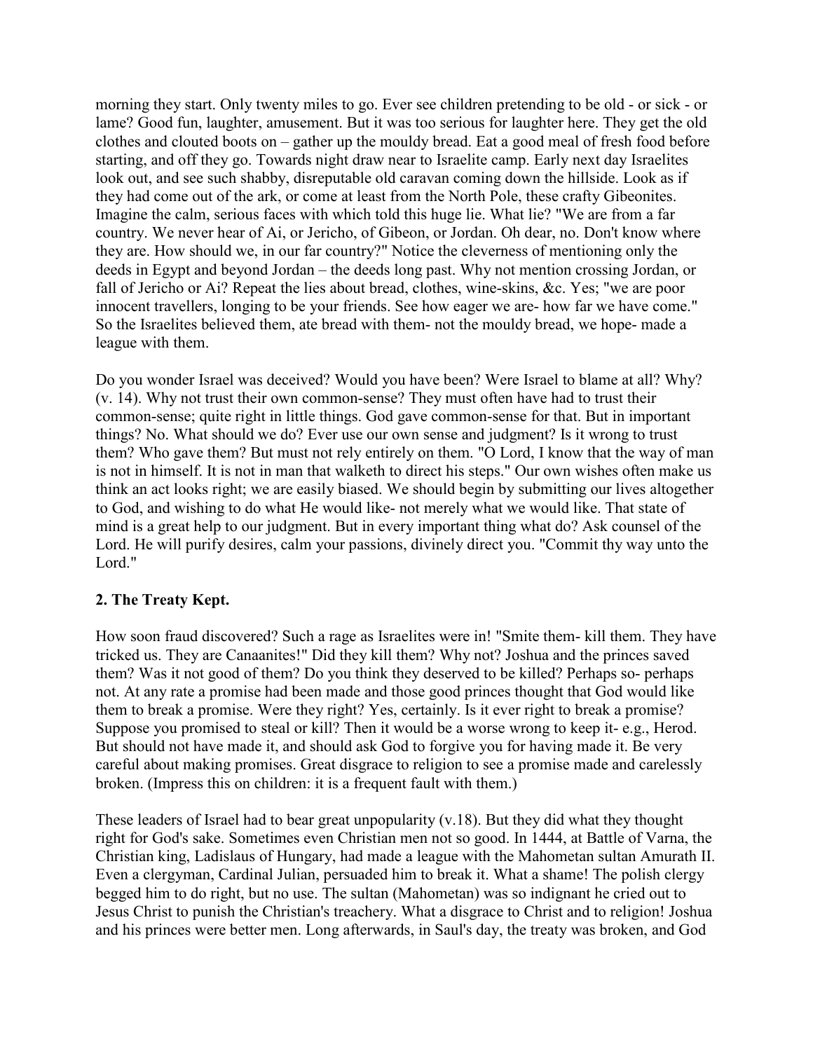morning they start. Only twenty miles to go. Ever see children pretending to be old - or sick - or lame? Good fun, laughter, amusement. But it was too serious for laughter here. They get the old clothes and clouted boots on – gather up the mouldy bread. Eat a good meal of fresh food before starting, and off they go. Towards night draw near to Israelite camp. Early next day Israelites look out, and see such shabby, disreputable old caravan coming down the hillside. Look as if they had come out of the ark, or come at least from the North Pole, these crafty Gibeonites. Imagine the calm, serious faces with which told this huge lie. What lie? "We are from a far country. We never hear of Ai, or Jericho, of Gibeon, or Jordan. Oh dear, no. Don't know where they are. How should we, in our far country?" Notice the cleverness of mentioning only the deeds in Egypt and beyond Jordan – the deeds long past. Why not mention crossing Jordan, or fall of Jericho or Ai? Repeat the lies about bread, clothes, wine-skins, &c. Yes; "we are poor innocent travellers, longing to be your friends. See how eager we are- how far we have come." So the Israelites believed them, ate bread with them- not the mouldy bread, we hope- made a league with them.

Do you wonder Israel was deceived? Would you have been? Were Israel to blame at all? Why? (v. 14). Why not trust their own common-sense? They must often have had to trust their common-sense; quite right in little things. God gave common-sense for that. But in important things? No. What should we do? Ever use our own sense and judgment? Is it wrong to trust them? Who gave them? But must not rely entirely on them. "O Lord, I know that the way of man is not in himself. It is not in man that walketh to direct his steps." Our own wishes often make us think an act looks right; we are easily biased. We should begin by submitting our lives altogether to God, and wishing to do what He would like- not merely what we would like. That state of mind is a great help to our judgment. But in every important thing what do? Ask counsel of the Lord. He will purify desires, calm your passions, divinely direct you. "Commit thy way unto the Lord."

### 2. The Treaty Kept.

How soon fraud discovered? Such a rage as Israelites were in! "Smite them- kill them. They have tricked us. They are Canaanites!" Did they kill them? Why not? Joshua and the princes saved them? Was it not good of them? Do you think they deserved to be killed? Perhaps so- perhaps not. At any rate a promise had been made and those good princes thought that God would like them to break a promise. Were they right? Yes, certainly. Is it ever right to break a promise? Suppose you promised to steal or kill? Then it would be a worse wrong to keep it- e.g., Herod. But should not have made it, and should ask God to forgive you for having made it. Be very careful about making promises. Great disgrace to religion to see a promise made and carelessly broken. (Impress this on children: it is a frequent fault with them.)

These leaders of Israel had to bear great unpopularity (v.18). But they did what they thought right for God's sake. Sometimes even Christian men not so good. In 1444, at Battle of Varna, the Christian king, Ladislaus of Hungary, had made a league with the Mahometan sultan Amurath II. Even a clergyman, Cardinal Julian, persuaded him to break it. What a shame! The polish clergy begged him to do right, but no use. The sultan (Mahometan) was so indignant he cried out to Jesus Christ to punish the Christian's treachery. What a disgrace to Christ and to religion! Joshua and his princes were better men. Long afterwards, in Saul's day, the treaty was broken, and God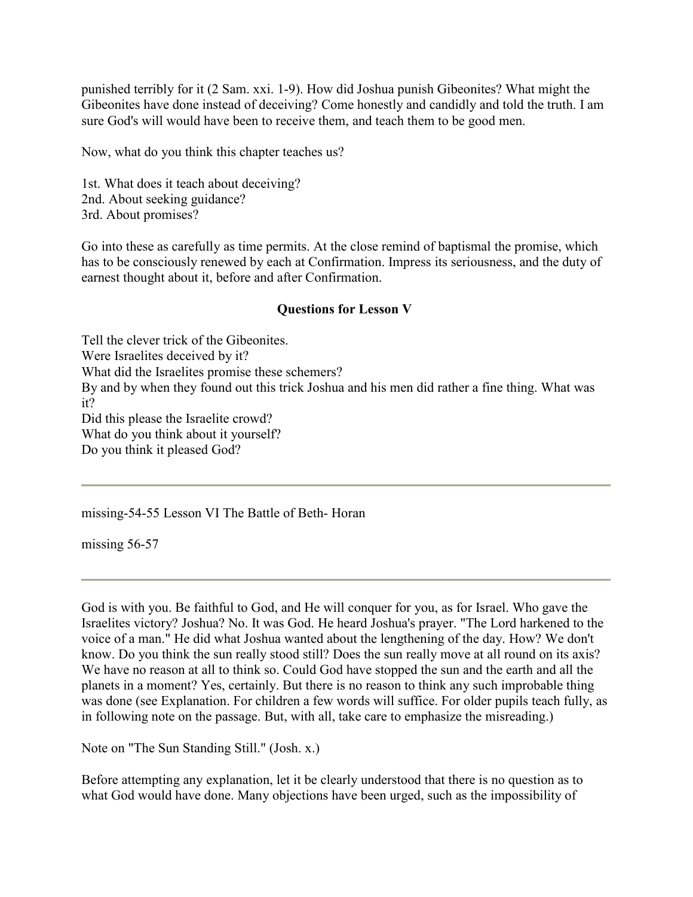punished terribly for it (2 Sam. xxi. 1-9). How did Joshua punish Gibeonites? What might the Gibeonites have done instead of deceiving? Come honestly and candidly and told the truth. I am sure God's will would have been to receive them, and teach them to be good men.

Now, what do you think this chapter teaches us?

1st. What does it teach about deceiving?
2nd. About seeking guidance?
3rd. About promises?

Go into these as carefully as time permits. At the close remind of baptismal the promise, which has to be consciously renewed by each at Confirmation. Impress its seriousness, and the duty of earnest thought about it, before and after Confirmation.

### Questions for Lesson V

Tell the clever trick of the Gibeonites.
Were Israelites deceived by it?
What did the Israelites promise these schemers?
By and by when they found out this trick Joshua and his men did rather a fine thing. What was it?
Did this please the Israelite crowd?
What do you think about it yourself?
Do you think it pleased God?

---

missing-54-55 Lesson VI The Battle of Beth- Horan

missing 56-57

---

God is with you. Be faithful to God, and He will conquer for you, as for Israel. Who gave the Israelites victory? Joshua? No. It was God. He heard Joshua's prayer. "The Lord harkened to the voice of a man." He did what Joshua wanted about the lengthening of the day. How? We don't know. Do you think the sun really stood still? Does the sun really move at all round on its axis? We have no reason at all to think so. Could God have stopped the sun and the earth and all the planets in a moment? Yes, certainly. But there is no reason to think any such improbable thing was done (see Explanation. For children a few words will suffice. For older pupils teach fully, as in following note on the passage. But, with all, take care to emphasize the misreading.)

Note on "The Sun Standing Still." (Josh. x.)

Before attempting any explanation, let it be clearly understood that there is no question as to what God would have done. Many objections have been urged, such as the impossibility of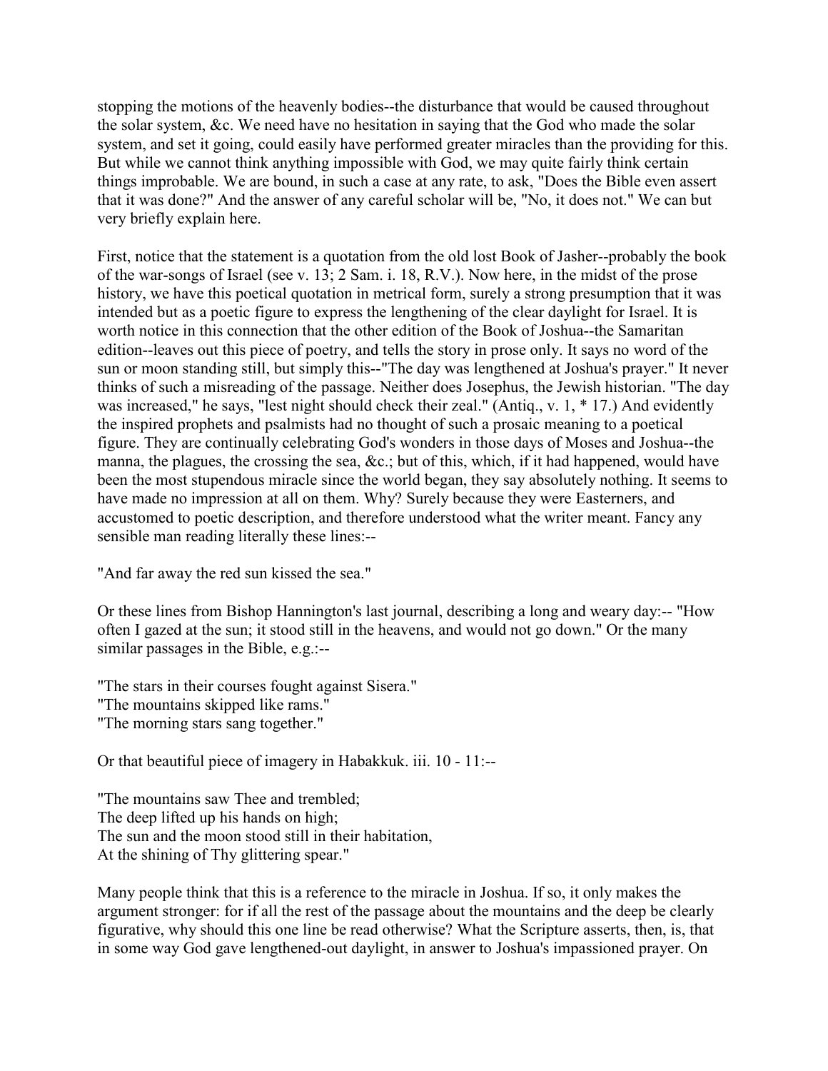stopping the motions of the heavenly bodies--the disturbance that would be caused throughout the solar system, &c. We need have no hesitation in saying that the God who made the solar system, and set it going, could easily have performed greater miracles than the providing for this. But while we cannot think anything impossible with God, we may quite fairly think certain things improbable. We are bound, in such a case at any rate, to ask, "Does the Bible even assert that it was done?" And the answer of any careful scholar will be, "No, it does not." We can but very briefly explain here.

First, notice that the statement is a quotation from the old lost Book of Jasher--probably the book of the war-songs of Israel (see v. 13; 2 Sam. i. 18, R.V.). Now here, in the midst of the prose history, we have this poetical quotation in metrical form, surely a strong presumption that it was intended but as a poetic figure to express the lengthening of the clear daylight for Israel. It is worth notice in this connection that the other edition of the Book of Joshua--the Samaritan edition--leaves out this piece of poetry, and tells the story in prose only. It says no word of the sun or moon standing still, but simply this--"The day was lengthened at Joshua's prayer." It never thinks of such a misreading of the passage. Neither does Josephus, the Jewish historian. "The day was increased," he says, "lest night should check their zeal." (Antiq., v. 1, * 17.) And evidently the inspired prophets and psalmists had no thought of such a prosaic meaning to a poetical figure. They are continually celebrating God's wonders in those days of Moses and Joshua--the manna, the plagues, the crossing the sea, &c.; but of this, which, if it had happened, would have been the most stupendous miracle since the world began, they say absolutely nothing. It seems to have made no impression at all on them. Why? Surely because they were Easterners, and accustomed to poetic description, and therefore understood what the writer meant. Fancy any sensible man reading literally these lines:--

"And far away the red sun kissed the sea."

Or these lines from Bishop Hannington's last journal, describing a long and weary day:-- "How often I gazed at the sun; it stood still in the heavens, and would not go down." Or the many similar passages in the Bible, e.g.:--

"The stars in their courses fought against Sisera."
"The mountains skipped like rams."
"The morning stars sang together."

Or that beautiful piece of imagery in Habakkuk. iii. 10 - 11:--

"The mountains saw Thee and trembled;
The deep lifted up his hands on high;
The sun and the moon stood still in their habitation,
At the shining of Thy glittering spear."

Many people think that this is a reference to the miracle in Joshua. If so, it only makes the argument stronger: for if all the rest of the passage about the mountains and the deep be clearly figurative, why should this one line be read otherwise? What the Scripture asserts, then, is, that in some way God gave lengthened-out daylight, in answer to Joshua's impassioned prayer. On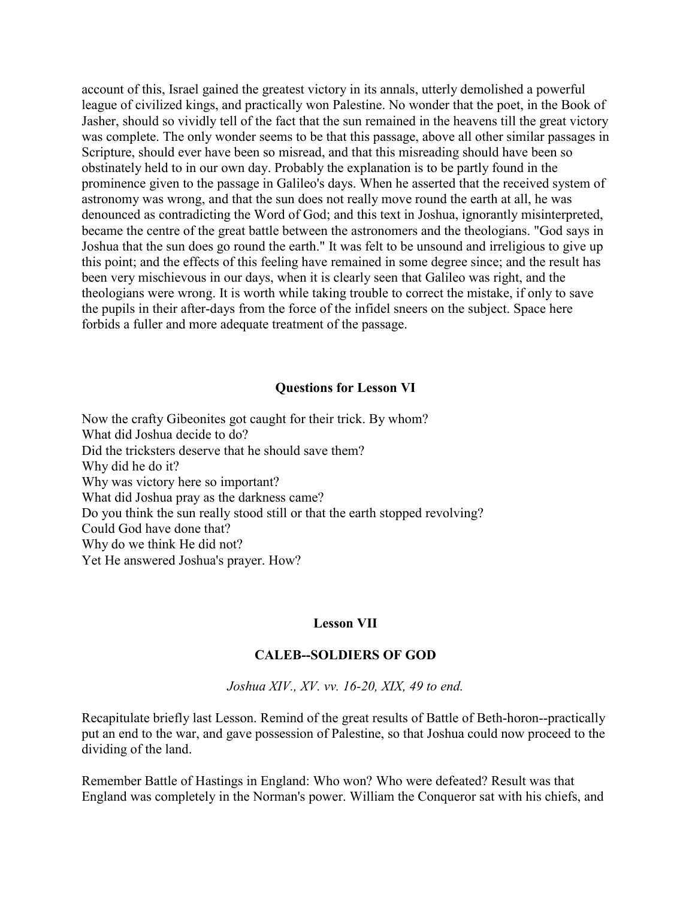account of this, Israel gained the greatest victory in its annals, utterly demolished a powerful league of civilized kings, and practically won Palestine. No wonder that the poet, in the Book of Jasher, should so vividly tell of the fact that the sun remained in the heavens till the great victory was complete. The only wonder seems to be that this passage, above all other similar passages in Scripture, should ever have been so misread, and that this misreading should have been so obstinately held to in our own day. Probably the explanation is to be partly found in the prominence given to the passage in Galileo's days. When he asserted that the received system of astronomy was wrong, and that the sun does not really move round the earth at all, he was denounced as contradicting the Word of God; and this text in Joshua, ignorantly misinterpreted, became the centre of the great battle between the astronomers and the theologians. "God says in Joshua that the sun does go round the earth." It was felt to be unsound and irreligious to give up this point; and the effects of this feeling have remained in some degree since; and the result has been very mischievous in our days, when it is clearly seen that Galileo was right, and the theologians were wrong. It is worth while taking trouble to correct the mistake, if only to save the pupils in their after-days from the force of the infidel sneers on the subject. Space here forbids a fuller and more adequate treatment of the passage.

### Questions for Lesson VI

Now the crafty Gibeonites got caught for their trick. By whom?
What did Joshua decide to do?
Did the tricksters deserve that he should save them?
Why did he do it?
Why was victory here so important?
What did Joshua pray as the darkness came?
Do you think the sun really stood still or that the earth stopped revolving?
Could God have done that?
Why do we think He did not?
Yet He answered Joshua's prayer. How?

## Lesson VII

## CALEB--SOLDIERS OF GOD

*Joshua XIV., XV. vv. 16-20, XIX, 49 to end.*

Recapitulate briefly last Lesson. Remind of the great results of Battle of Beth-horon--practically put an end to the war, and gave possession of Palestine, so that Joshua could now proceed to the dividing of the land.

Remember Battle of Hastings in England: Who won? Who were defeated? Result was that England was completely in the Norman's power. William the Conqueror sat with his chiefs, and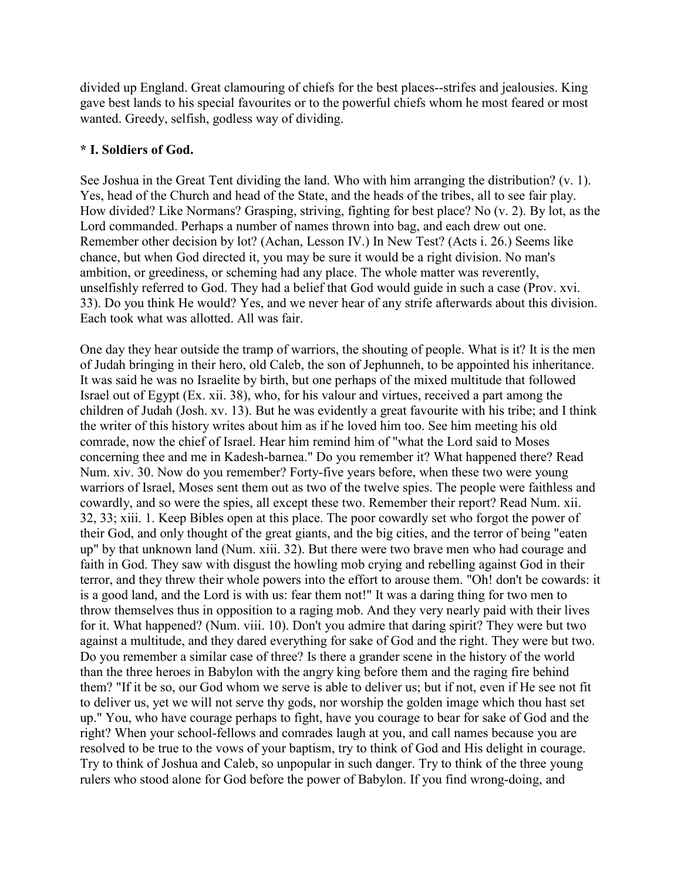divided up England. Great clamouring of chiefs for the best places--strifes and jealousies. King gave best lands to his special favourites or to the powerful chiefs whom he most feared or most wanted. Greedy, selfish, godless way of dividing.

**\* I. Soldiers of God.**

See Joshua in the Great Tent dividing the land. Who with him arranging the distribution? (v. 1). Yes, head of the Church and head of the State, and the heads of the tribes, all to see fair play. How divided? Like Normans? Grasping, striving, fighting for best place? No (v. 2). By lot, as the Lord commanded. Perhaps a number of names thrown into bag, and each drew out one. Remember other decision by lot? (Achan, Lesson IV.) In New Test? (Acts i. 26.) Seems like chance, but when God directed it, you may be sure it would be a right division. No man's ambition, or greediness, or scheming had any place. The whole matter was reverently, unselfishly referred to God. They had a belief that God would guide in such a case (Prov. xvi. 33). Do you think He would? Yes, and we never hear of any strife afterwards about this division. Each took what was allotted. All was fair.

One day they hear outside the tramp of warriors, the shouting of people. What is it? It is the men of Judah bringing in their hero, old Caleb, the son of Jephunneh, to be appointed his inheritance. It was said he was no Israelite by birth, but one perhaps of the mixed multitude that followed Israel out of Egypt (Ex. xii. 38), who, for his valour and virtues, received a part among the children of Judah (Josh. xv. 13). But he was evidently a great favourite with his tribe; and I think the writer of this history writes about him as if he loved him too. See him meeting his old comrade, now the chief of Israel. Hear him remind him of "what the Lord said to Moses concerning thee and me in Kadesh-barnea." Do you remember it? What happened there? Read Num. xiv. 30. Now do you remember? Forty-five years before, when these two were young warriors of Israel, Moses sent them out as two of the twelve spies. The people were faithless and cowardly, and so were the spies, all except these two. Remember their report? Read Num. xii. 32, 33; xiii. 1. Keep Bibles open at this place. The poor cowardly set who forgot the power of their God, and only thought of the great giants, and the big cities, and the terror of being "eaten up" by that unknown land (Num. xiii. 32). But there were two brave men who had courage and faith in God. They saw with disgust the howling mob crying and rebelling against God in their terror, and they threw their whole powers into the effort to arouse them. "Oh! don't be cowards: it is a good land, and the Lord is with us: fear them not!" It was a daring thing for two men to throw themselves thus in opposition to a raging mob. And they very nearly paid with their lives for it. What happened? (Num. viii. 10). Don't you admire that daring spirit? They were but two against a multitude, and they dared everything for sake of God and the right. They were but two. Do you remember a similar case of three? Is there a grander scene in the history of the world than the three heroes in Babylon with the angry king before them and the raging fire behind them? "If it be so, our God whom we serve is able to deliver us; but if not, even if He see not fit to deliver us, yet we will not serve thy gods, nor worship the golden image which thou hast set up." You, who have courage perhaps to fight, have you courage to bear for sake of God and the right? When your school-fellows and comrades laugh at you, and call names because you are resolved to be true to the vows of your baptism, try to think of God and His delight in courage. Try to think of Joshua and Caleb, so unpopular in such danger. Try to think of the three young rulers who stood alone for God before the power of Babylon. If you find wrong-doing, and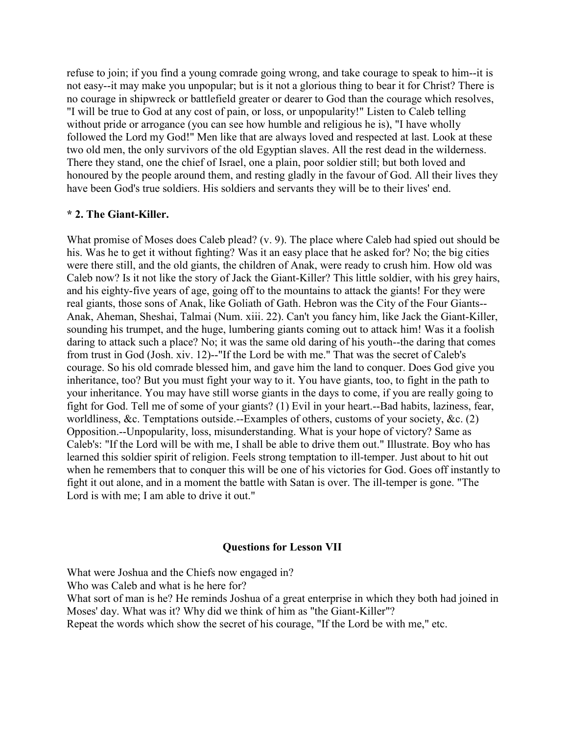refuse to join; if you find a young comrade going wrong, and take courage to speak to him--it is not easy--it may make you unpopular; but is it not a glorious thing to bear it for Christ? There is no courage in shipwreck or battlefield greater or dearer to God than the courage which resolves, "I will be true to God at any cost of pain, or loss, or unpopularity!" Listen to Caleb telling without pride or arrogance (you can see how humble and religious he is), "I have wholly followed the Lord my God!" Men like that are always loved and respected at last. Look at these two old men, the only survivors of the old Egyptian slaves. All the rest dead in the wilderness. There they stand, one the chief of Israel, one a plain, poor soldier still; but both loved and honoured by the people around them, and resting gladly in the favour of God. All their lives they have been God's true soldiers. His soldiers and servants they will be to their lives' end.

**\* 2. The Giant-Killer.**

What promise of Moses does Caleb plead? (v. 9). The place where Caleb had spied out should be his. Was he to get it without fighting? Was it an easy place that he asked for? No; the big cities were there still, and the old giants, the children of Anak, were ready to crush him. How old was Caleb now? Is it not like the story of Jack the Giant-Killer? This little soldier, with his grey hairs, and his eighty-five years of age, going off to the mountains to attack the giants! For they were real giants, those sons of Anak, like Goliath of Gath. Hebron was the City of the Four Giants--Anak, Aheman, Sheshai, Talmai (Num. xiii. 22). Can't you fancy him, like Jack the Giant-Killer, sounding his trumpet, and the huge, lumbering giants coming out to attack him! Was it a foolish daring to attack such a place? No; it was the same old daring of his youth--the daring that comes from trust in God (Josh. xiv. 12)--"If the Lord be with me." That was the secret of Caleb's courage. So his old comrade blessed him, and gave him the land to conquer. Does God give you inheritance, too? But you must fight your way to it. You have giants, too, to fight in the path to your inheritance. You may have still worse giants in the days to come, if you are really going to fight for God. Tell me of some of your giants? (1) Evil in your heart.--Bad habits, laziness, fear, worldliness, &c. Temptations outside.--Examples of others, customs of your society, &c. (2) Opposition.--Unpopularity, loss, misunderstanding. What is your hope of victory? Same as Caleb's: "If the Lord will be with me, I shall be able to drive them out." Illustrate. Boy who has learned this soldier spirit of religion. Feels strong temptation to ill-temper. Just about to hit out when he remembers that to conquer this will be one of his victories for God. Goes off instantly to fight it out alone, and in a moment the battle with Satan is over. The ill-temper is gone. "The Lord is with me; I am able to drive it out."

### Questions for Lesson VII

What were Joshua and the Chiefs now engaged in?
Who was Caleb and what is he here for?
What sort of man is he? He reminds Joshua of a great enterprise in which they both had joined in Moses' day. What was it? Why did we think of him as "the Giant-Killer"?
Repeat the words which show the secret of his courage, "If the Lord be with me," etc.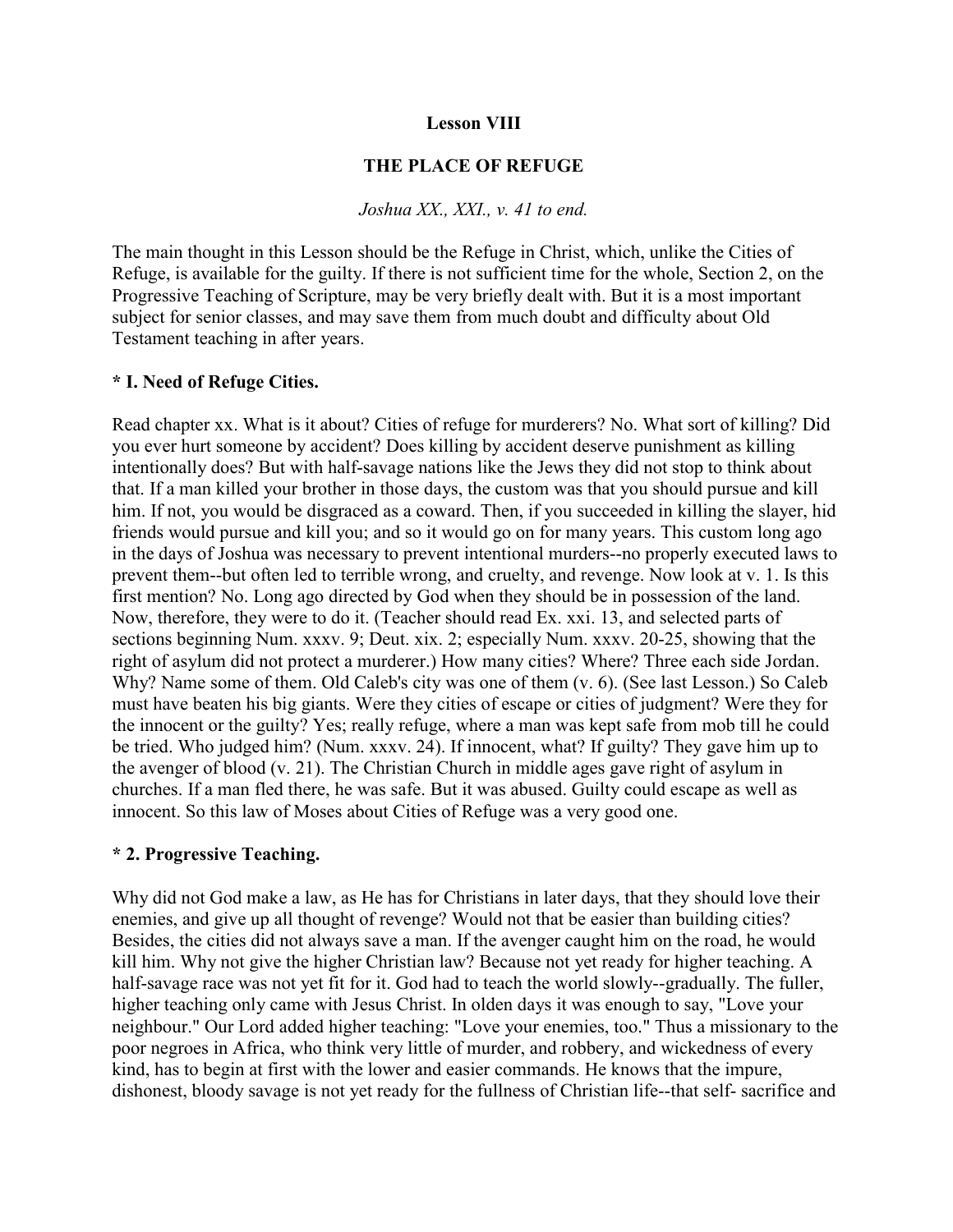**Lesson VIII**

**THE PLACE OF REFUGE**

*Joshua XX., XXI., v. 41 to end.*

The main thought in this Lesson should be the Refuge in Christ, which, unlike the Cities of Refuge, is available for the guilty. If there is not sufficient time for the whole, Section 2, on the Progressive Teaching of Scripture, may be very briefly dealt with. But it is a most important subject for senior classes, and may save them from much doubt and difficulty about Old Testament teaching in after years.

**\* I. Need of Refuge Cities.**

Read chapter xx. What is it about? Cities of refuge for murderers? No. What sort of killing? Did you ever hurt someone by accident? Does killing by accident deserve punishment as killing intentionally does? But with half-savage nations like the Jews they did not stop to think about that. If a man killed your brother in those days, the custom was that you should pursue and kill him. If not, you would be disgraced as a coward. Then, if you succeeded in killing the slayer, hid friends would pursue and kill you; and so it would go on for many years. This custom long ago in the days of Joshua was necessary to prevent intentional murders--no properly executed laws to prevent them--but often led to terrible wrong, and cruelty, and revenge. Now look at v. 1. Is this first mention? No. Long ago directed by God when they should be in possession of the land. Now, therefore, they were to do it. (Teacher should read Ex. xxi. 13, and selected parts of sections beginning Num. xxxv. 9; Deut. xix. 2; especially Num. xxxv. 20-25, showing that the right of asylum did not protect a murderer.) How many cities? Where? Three each side Jordan. Why? Name some of them. Old Caleb's city was one of them (v. 6). (See last Lesson.) So Caleb must have beaten his big giants. Were they cities of escape or cities of judgment? Were they for the innocent or the guilty? Yes; really refuge, where a man was kept safe from mob till he could be tried. Who judged him? (Num. xxxv. 24). If innocent, what? If guilty? They gave him up to the avenger of blood (v. 21). The Christian Church in middle ages gave right of asylum in churches. If a man fled there, he was safe. But it was abused. Guilty could escape as well as innocent. So this law of Moses about Cities of Refuge was a very good one.

**\* 2. Progressive Teaching.**

Why did not God make a law, as He has for Christians in later days, that they should love their enemies, and give up all thought of revenge? Would not that be easier than building cities? Besides, the cities did not always save a man. If the avenger caught him on the road, he would kill him. Why not give the higher Christian law? Because not yet ready for higher teaching. A half-savage race was not yet fit for it. God had to teach the world slowly--gradually. The fuller, higher teaching only came with Jesus Christ. In olden days it was enough to say, "Love your neighbour." Our Lord added higher teaching: "Love your enemies, too." Thus a missionary to the poor negroes in Africa, who think very little of murder, and robbery, and wickedness of every kind, has to begin at first with the lower and easier commands. He knows that the impure, dishonest, bloody savage is not yet ready for the fullness of Christian life--that self- sacrifice and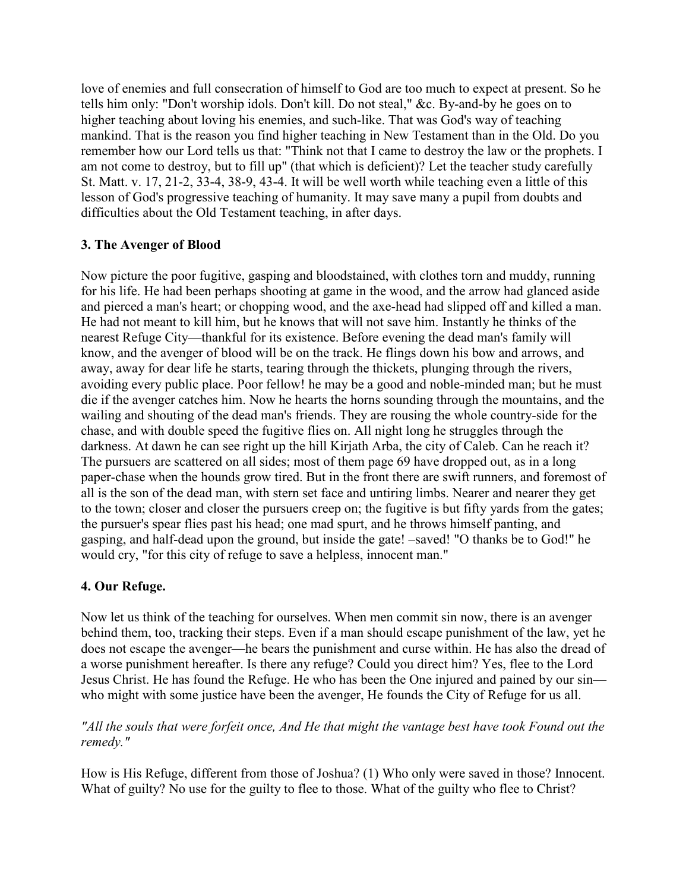love of enemies and full consecration of himself to God are too much to expect at present. So he tells him only: "Don't worship idols. Don't kill. Do not steal," &c. By-and-by he goes on to higher teaching about loving his enemies, and such-like. That was God's way of teaching mankind. That is the reason you find higher teaching in New Testament than in the Old. Do you remember how our Lord tells us that: "Think not that I came to destroy the law or the prophets. I am not come to destroy, but to fill up" (that which is deficient)? Let the teacher study carefully St. Matt. v. 17, 21-2, 33-4, 38-9, 43-4. It will be well worth while teaching even a little of this lesson of God's progressive teaching of humanity. It may save many a pupil from doubts and difficulties about the Old Testament teaching, in after days.

### 3. The Avenger of Blood

Now picture the poor fugitive, gasping and bloodstained, with clothes torn and muddy, running for his life. He had been perhaps shooting at game in the wood, and the arrow had glanced aside and pierced a man's heart; or chopping wood, and the axe-head had slipped off and killed a man. He had not meant to kill him, but he knows that will not save him. Instantly he thinks of the nearest Refuge City—thankful for its existence. Before evening the dead man's family will know, and the avenger of blood will be on the track. He flings down his bow and arrows, and away, away for dear life he starts, tearing through the thickets, plunging through the rivers, avoiding every public place. Poor fellow! he may be a good and noble-minded man; but he must die if the avenger catches him. Now he hearts the horns sounding through the mountains, and the wailing and shouting of the dead man's friends. They are rousing the whole country-side for the chase, and with double speed the fugitive flies on. All night long he struggles through the darkness. At dawn he can see right up the hill Kirjath Arba, the city of Caleb. Can he reach it? The pursuers are scattered on all sides; most of them page 69 have dropped out, as in a long paper-chase when the hounds grow tired. But in the front there are swift runners, and foremost of all is the son of the dead man, with stern set face and untiring limbs. Nearer and nearer they get to the town; closer and closer the pursuers creep on; the fugitive is but fifty yards from the gates; the pursuer's spear flies past his head; one mad spurt, and he throws himself panting, and gasping, and half-dead upon the ground, but inside the gate! –saved! "O thanks be to God!" he would cry, "for this city of refuge to save a helpless, innocent man."

### 4. Our Refuge.

Now let us think of the teaching for ourselves. When men commit sin now, there is an avenger behind them, too, tracking their steps. Even if a man should escape punishment of the law, yet he does not escape the avenger—he bears the punishment and curse within. He has also the dread of a worse punishment hereafter. Is there any refuge? Could you direct him? Yes, flee to the Lord Jesus Christ. He has found the Refuge. He who has been the One injured and pained by our sin—who might with some justice have been the avenger, He founds the City of Refuge for us all.

*"All the souls that were forfeit once, And He that might the vantage best have took Found out the remedy."*

How is His Refuge, different from those of Joshua? (1) Who only were saved in those? Innocent. What of guilty? No use for the guilty to flee to those. What of the guilty who flee to Christ?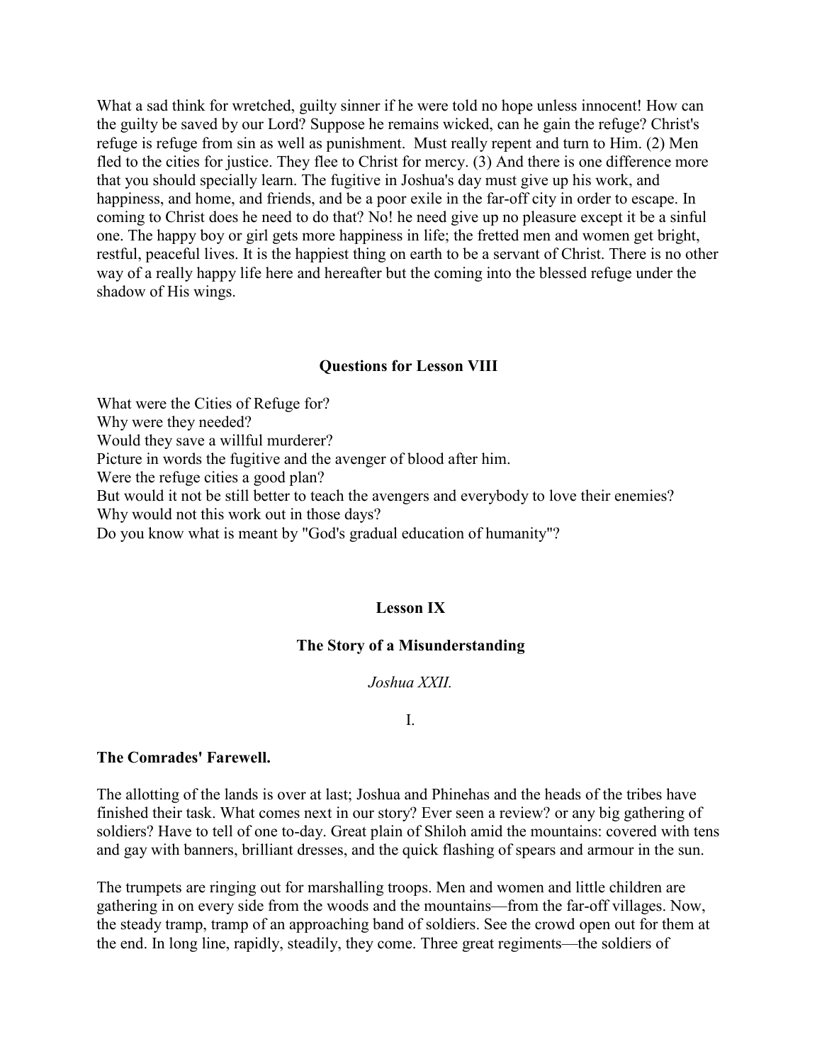What a sad think for wretched, guilty sinner if he were told no hope unless innocent! How can the guilty be saved by our Lord? Suppose he remains wicked, can he gain the refuge? Christ's refuge is refuge from sin as well as punishment. Must really repent and turn to Him. (2) Men fled to the cities for justice. They flee to Christ for mercy. (3) And there is one difference more that you should specially learn. The fugitive in Joshua's day must give up his work, and happiness, and home, and friends, and be a poor exile in the far-off city in order to escape. In coming to Christ does he need to do that? No! he need give up no pleasure except it be a sinful one. The happy boy or girl gets more happiness in life; the fretted men and women get bright, restful, peaceful lives. It is the happiest thing on earth to be a servant of Christ. There is no other way of a really happy life here and hereafter but the coming into the blessed refuge under the shadow of His wings.

### Questions for Lesson VIII

What were the Cities of Refuge for?
Why were they needed?
Would they save a willful murderer?
Picture in words the fugitive and the avenger of blood after him.
Were the refuge cities a good plan?
But would it not be still better to teach the avengers and everybody to love their enemies?
Why would not this work out in those days?
Do you know what is meant by "God's gradual education of humanity"?

## Lesson IX

### The Story of a Misunderstanding

*Joshua XXII.*

I.

**The Comrades' Farewell.**

The allotting of the lands is over at last; Joshua and Phinehas and the heads of the tribes have finished their task. What comes next in our story? Ever seen a review? or any big gathering of soldiers? Have to tell of one to-day. Great plain of Shiloh amid the mountains: covered with tens and gay with banners, brilliant dresses, and the quick flashing of spears and armour in the sun.

The trumpets are ringing out for marshalling troops. Men and women and little children are gathering in on every side from the woods and the mountains—from the far-off villages. Now, the steady tramp, tramp of an approaching band of soldiers. See the crowd open out for them at the end. In long line, rapidly, steadily, they come. Three great regiments—the soldiers of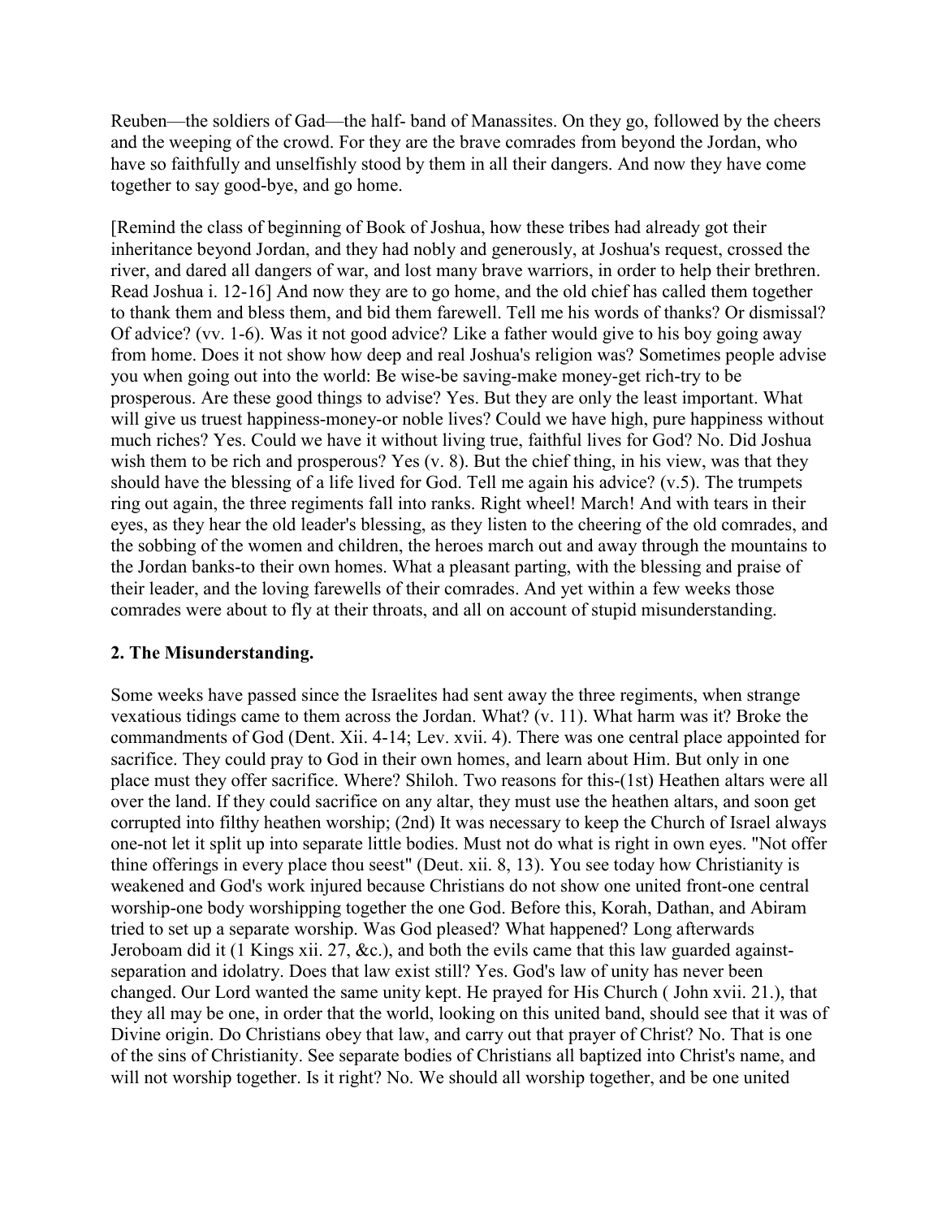Reuben—the soldiers of Gad—the half- band of Manassites. On they go, followed by the cheers and the weeping of the crowd. For they are the brave comrades from beyond the Jordan, who have so faithfully and unselfishly stood by them in all their dangers. And now they have come together to say good-bye, and go home.

[Remind the class of beginning of Book of Joshua, how these tribes had already got their inheritance beyond Jordan, and they had nobly and generously, at Joshua's request, crossed the river, and dared all dangers of war, and lost many brave warriors, in order to help their brethren. Read Joshua i. 12-16] And now they are to go home, and the old chief has called them together to thank them and bless them, and bid them farewell. Tell me his words of thanks? Or dismissal? Of advice? (vv. 1-6). Was it not good advice? Like a father would give to his boy going away from home. Does it not show how deep and real Joshua's religion was? Sometimes people advise you when going out into the world: Be wise-be saving-make money-get rich-try to be prosperous. Are these good things to advise? Yes. But they are only the least important. What will give us truest happiness-money-or noble lives? Could we have high, pure happiness without much riches? Yes. Could we have it without living true, faithful lives for God? No. Did Joshua wish them to be rich and prosperous? Yes (v. 8). But the chief thing, in his view, was that they should have the blessing of a life lived for God. Tell me again his advice? (v.5). The trumpets ring out again, the three regiments fall into ranks. Right wheel! March! And with tears in their eyes, as they hear the old leader's blessing, as they listen to the cheering of the old comrades, and the sobbing of the women and children, the heroes march out and away through the mountains to the Jordan banks-to their own homes. What a pleasant parting, with the blessing and praise of their leader, and the loving farewells of their comrades. And yet within a few weeks those comrades were about to fly at their throats, and all on account of stupid misunderstanding.

**2. The Misunderstanding.**

Some weeks have passed since the Israelites had sent away the three regiments, when strange vexatious tidings came to them across the Jordan. What? (v. 11). What harm was it? Broke the commandments of God (Dent. Xii. 4-14; Lev. xvii. 4). There was one central place appointed for sacrifice. They could pray to God in their own homes, and learn about Him. But only in one place must they offer sacrifice. Where? Shiloh. Two reasons for this-(1st) Heathen altars were all over the land. If they could sacrifice on any altar, they must use the heathen altars, and soon get corrupted into filthy heathen worship; (2nd) It was necessary to keep the Church of Israel always one-not let it split up into separate little bodies. Must not do what is right in own eyes. "Not offer thine offerings in every place thou seest" (Deut. xii. 8, 13). You see today how Christianity is weakened and God's work injured because Christians do not show one united front-one central worship-one body worshipping together the one God. Before this, Korah, Dathan, and Abiram tried to set up a separate worship. Was God pleased? What happened? Long afterwards Jeroboam did it (1 Kings xii. 27, &c.), and both the evils came that this law guarded against-separation and idolatry. Does that law exist still? Yes. God's law of unity has never been changed. Our Lord wanted the same unity kept. He prayed for His Church ( John xvii. 21.), that they all may be one, in order that the world, looking on this united band, should see that it was of Divine origin. Do Christians obey that law, and carry out that prayer of Christ? No. That is one of the sins of Christianity. See separate bodies of Christians all baptized into Christ's name, and will not worship together. Is it right? No. We should all worship together, and be one united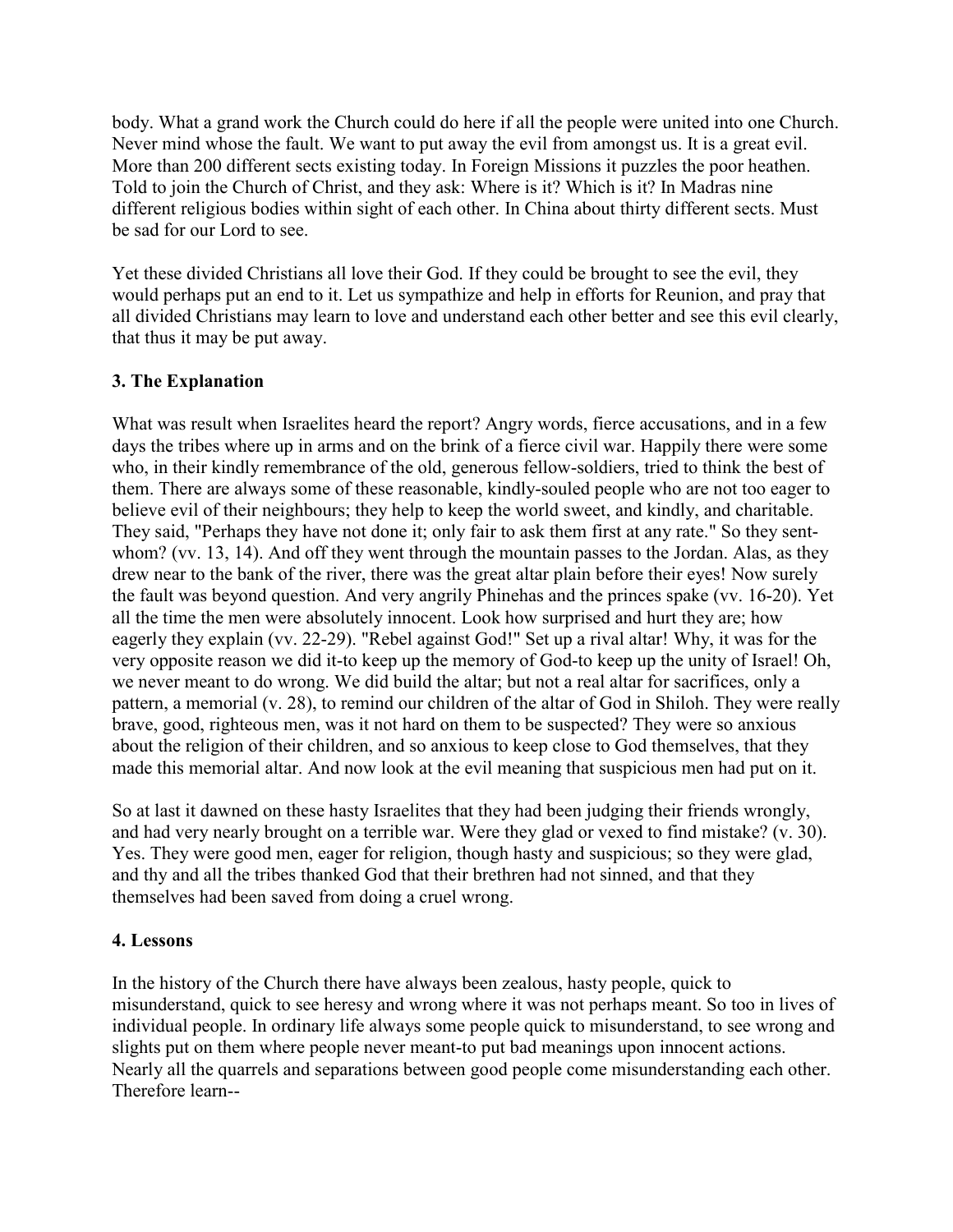body. What a grand work the Church could do here if all the people were united into one Church. Never mind whose the fault. We want to put away the evil from amongst us. It is a great evil. More than 200 different sects existing today. In Foreign Missions it puzzles the poor heathen. Told to join the Church of Christ, and they ask: Where is it? Which is it? In Madras nine different religious bodies within sight of each other. In China about thirty different sects. Must be sad for our Lord to see.

Yet these divided Christians all love their God. If they could be brought to see the evil, they would perhaps put an end to it. Let us sympathize and help in efforts for Reunion, and pray that all divided Christians may learn to love and understand each other better and see this evil clearly, that thus it may be put away.

### 3. The Explanation

What was result when Israelites heard the report? Angry words, fierce accusations, and in a few days the tribes where up in arms and on the brink of a fierce civil war. Happily there were some who, in their kindly remembrance of the old, generous fellow-soldiers, tried to think the best of them. There are always some of these reasonable, kindly-souled people who are not too eager to believe evil of their neighbours; they help to keep the world sweet, and kindly, and charitable. They said, "Perhaps they have not done it; only fair to ask them first at any rate." So they sent-whom? (vv. 13, 14). And off they went through the mountain passes to the Jordan. Alas, as they drew near to the bank of the river, there was the great altar plain before their eyes! Now surely the fault was beyond question. And very angrily Phinehas and the princes spake (vv. 16-20). Yet all the time the men were absolutely innocent. Look how surprised and hurt they are; how eagerly they explain (vv. 22-29). "Rebel against God!" Set up a rival altar! Why, it was for the very opposite reason we did it-to keep up the memory of God-to keep up the unity of Israel! Oh, we never meant to do wrong. We did build the altar; but not a real altar for sacrifices, only a pattern, a memorial (v. 28), to remind our children of the altar of God in Shiloh. They were really brave, good, righteous men, was it not hard on them to be suspected? They were so anxious about the religion of their children, and so anxious to keep close to God themselves, that they made this memorial altar. And now look at the evil meaning that suspicious men had put on it.

So at last it dawned on these hasty Israelites that they had been judging their friends wrongly, and had very nearly brought on a terrible war. Were they glad or vexed to find mistake? (v. 30). Yes. They were good men, eager for religion, though hasty and suspicious; so they were glad, and thy and all the tribes thanked God that their brethren had not sinned, and that they themselves had been saved from doing a cruel wrong.

### 4. Lessons

In the history of the Church there have always been zealous, hasty people, quick to misunderstand, quick to see heresy and wrong where it was not perhaps meant. So too in lives of individual people. In ordinary life always some people quick to misunderstand, to see wrong and slights put on them where people never meant-to put bad meanings upon innocent actions. Nearly all the quarrels and separations between good people come misunderstanding each other. Therefore learn--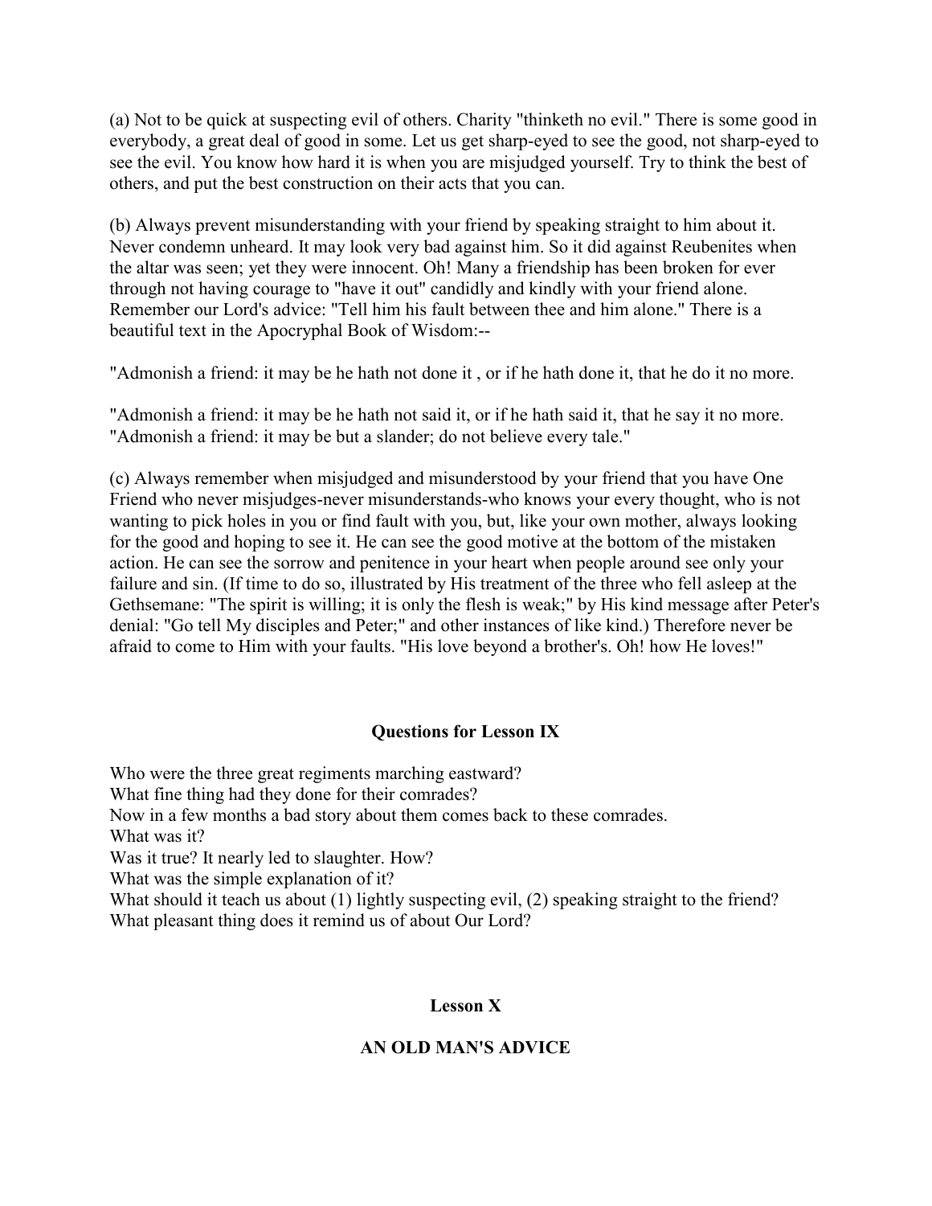(a) Not to be quick at suspecting evil of others. Charity "thinketh no evil." There is some good in everybody, a great deal of good in some. Let us get sharp-eyed to see the good, not sharp-eyed to see the evil. You know how hard it is when you are misjudged yourself. Try to think the best of others, and put the best construction on their acts that you can.

(b) Always prevent misunderstanding with your friend by speaking straight to him about it. Never condemn unheard. It may look very bad against him. So it did against Reubenites when the altar was seen; yet they were innocent. Oh! Many a friendship has been broken for ever through not having courage to "have it out" candidly and kindly with your friend alone. Remember our Lord's advice: "Tell him his fault between thee and him alone." There is a beautiful text in the Apocryphal Book of Wisdom:--

"Admonish a friend: it may be he hath not done it , or if he hath done it, that he do it no more.

"Admonish a friend: it may be he hath not said it, or if he hath said it, that he say it no more. "Admonish a friend: it may be but a slander; do not believe every tale."

(c) Always remember when misjudged and misunderstood by your friend that you have One Friend who never misjudges-never misunderstands-who knows your every thought, who is not wanting to pick holes in you or find fault with you, but, like your own mother, always looking for the good and hoping to see it. He can see the good motive at the bottom of the mistaken action. He can see the sorrow and penitence in your heart when people around see only your failure and sin. (If time to do so, illustrated by His treatment of the three who fell asleep at the Gethsemane: "The spirit is willing; it is only the flesh is weak;" by His kind message after Peter's denial: "Go tell My disciples and Peter;" and other instances of like kind.) Therefore never be afraid to come to Him with your faults. "His love beyond a brother's. Oh! how He loves!"

### Questions for Lesson IX

Who were the three great regiments marching eastward?
What fine thing had they done for their comrades?
Now in a few months a bad story about them comes back to these comrades.
What was it?
Was it true? It nearly led to slaughter. How?
What was the simple explanation of it?
What should it teach us about (1) lightly suspecting evil, (2) speaking straight to the friend?
What pleasant thing does it remind us of about Our Lord?

## Lesson X

### AN OLD MAN'S ADVICE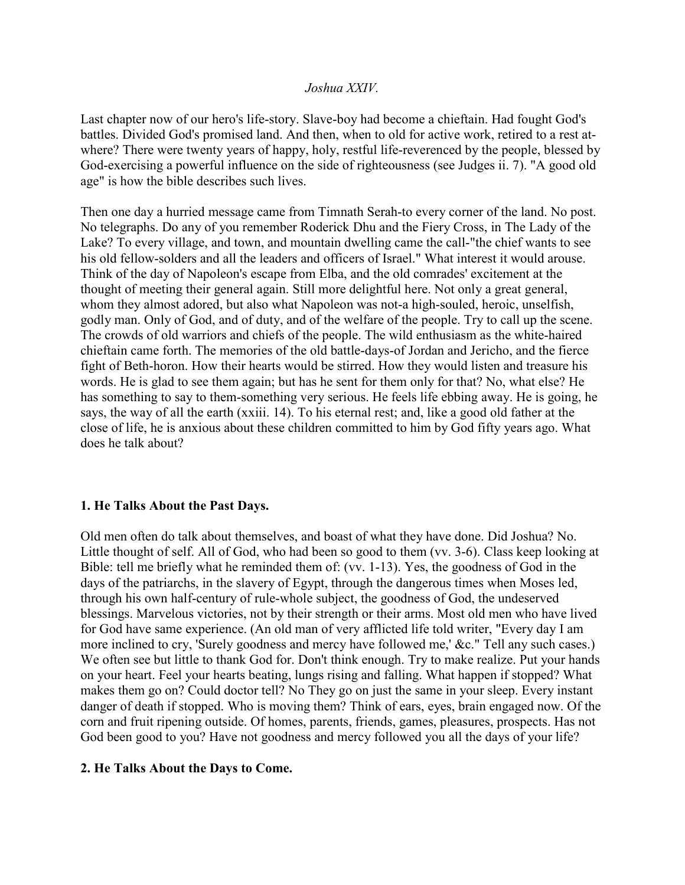*Joshua XXIV.*

Last chapter now of our hero's life-story. Slave-boy had become a chieftain. Had fought God's battles. Divided God's promised land. And then, when to old for active work, retired to a rest at-where? There were twenty years of happy, holy, restful life-reverenced by the people, blessed by God-exercising a powerful influence on the side of righteousness (see Judges ii. 7). "A good old age" is how the bible describes such lives.

Then one day a hurried message came from Timnath Serah-to every corner of the land. No post. No telegraphs. Do any of you remember Roderick Dhu and the Fiery Cross, in The Lady of the Lake? To every village, and town, and mountain dwelling came the call-"the chief wants to see his old fellow-solders and all the leaders and officers of Israel." What interest it would arouse. Think of the day of Napoleon's escape from Elba, and the old comrades' excitement at the thought of meeting their general again. Still more delightful here. Not only a great general, whom they almost adored, but also what Napoleon was not-a high-souled, heroic, unselfish, godly man. Only of God, and of duty, and of the welfare of the people. Try to call up the scene. The crowds of old warriors and chiefs of the people. The wild enthusiasm as the white-haired chieftain came forth. The memories of the old battle-days-of Jordan and Jericho, and the fierce fight of Beth-horon. How their hearts would be stirred. How they would listen and treasure his words. He is glad to see them again; but has he sent for them only for that? No, what else? He has something to say to them-something very serious. He feels life ebbing away. He is going, he says, the way of all the earth (xxiii. 14). To his eternal rest; and, like a good old father at the close of life, he is anxious about these children committed to him by God fifty years ago. What does he talk about?

### 1. He Talks About the Past Days.

Old men often do talk about themselves, and boast of what they have done. Did Joshua? No. Little thought of self. All of God, who had been so good to them (vv. 3-6). Class keep looking at Bible: tell me briefly what he reminded them of: (vv. 1-13). Yes, the goodness of God in the days of the patriarchs, in the slavery of Egypt, through the dangerous times when Moses led, through his own half-century of rule-whole subject, the goodness of God, the undeserved blessings. Marvelous victories, not by their strength or their arms. Most old men who have lived for God have same experience. (An old man of very afflicted life told writer, "Every day I am more inclined to cry, 'Surely goodness and mercy have followed me,' &c." Tell any such cases.) We often see but little to thank God for. Don't think enough. Try to make realize. Put your hands on your heart. Feel your hearts beating, lungs rising and falling. What happen if stopped? What makes them go on? Could doctor tell? No They go on just the same in your sleep. Every instant danger of death if stopped. Who is moving them? Think of ears, eyes, brain engaged now. Of the corn and fruit ripening outside. Of homes, parents, friends, games, pleasures, prospects. Has not God been good to you? Have not goodness and mercy followed you all the days of your life?

### 2. He Talks About the Days to Come.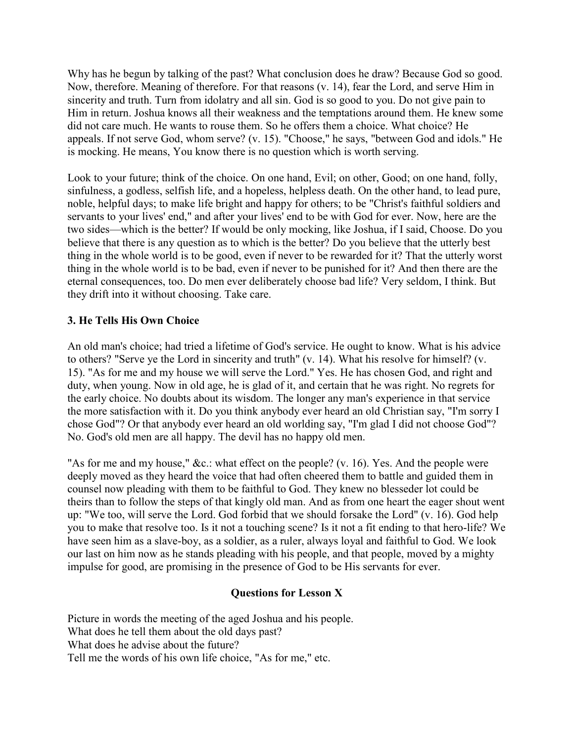Why has he begun by talking of the past? What conclusion does he draw? Because God so good. Now, therefore. Meaning of therefore. For that reasons (v. 14), fear the Lord, and serve Him in sincerity and truth. Turn from idolatry and all sin. God is so good to you. Do not give pain to Him in return. Joshua knows all their weakness and the temptations around them. He knew some did not care much. He wants to rouse them. So he offers them a choice. What choice? He appeals. If not serve God, whom serve? (v. 15). "Choose," he says, "between God and idols." He is mocking. He means, You know there is no question which is worth serving.

Look to your future; think of the choice. On one hand, Evil; on other, Good; on one hand, folly, sinfulness, a godless, selfish life, and a hopeless, helpless death. On the other hand, to lead pure, noble, helpful days; to make life bright and happy for others; to be "Christ's faithful soldiers and servants to your lives' end," and after your lives' end to be with God for ever. Now, here are the two sides—which is the better? If would be only mocking, like Joshua, if I said, Choose. Do you believe that there is any question as to which is the better? Do you believe that the utterly best thing in the whole world is to be good, even if never to be rewarded for it? That the utterly worst thing in the whole world is to be bad, even if never to be punished for it? And then there are the eternal consequences, too. Do men ever deliberately choose bad life? Very seldom, I think. But they drift into it without choosing. Take care.

### 3. He Tells His Own Choice

An old man's choice; had tried a lifetime of God's service. He ought to know. What is his advice to others? "Serve ye the Lord in sincerity and truth" (v. 14). What his resolve for himself? (v. 15). "As for me and my house we will serve the Lord." Yes. He has chosen God, and right and duty, when young. Now in old age, he is glad of it, and certain that he was right. No regrets for the early choice. No doubts about its wisdom. The longer any man's experience in that service the more satisfaction with it. Do you think anybody ever heard an old Christian say, "I'm sorry I chose God"? Or that anybody ever heard an old worldling say, "I'm glad I did not choose God"? No. God's old men are all happy. The devil has no happy old men.

"As for me and my house," &c.: what effect on the people? (v. 16). Yes. And the people were deeply moved as they heard the voice that had often cheered them to battle and guided them in counsel now pleading with them to be faithful to God. They knew no blesseder lot could be theirs than to follow the steps of that kingly old man. And as from one heart the eager shout went up: "We too, will serve the Lord. God forbid that we should forsake the Lord" (v. 16). God help you to make that resolve too. Is it not a touching scene? Is it not a fit ending to that hero-life? We have seen him as a slave-boy, as a soldier, as a ruler, always loyal and faithful to God. We look our last on him now as he stands pleading with his people, and that people, moved by a mighty impulse for good, are promising in the presence of God to be His servants for ever.

### Questions for Lesson X

Picture in words the meeting of the aged Joshua and his people.
What does he tell them about the old days past?
What does he advise about the future?
Tell me the words of his own life choice, "As for me," etc.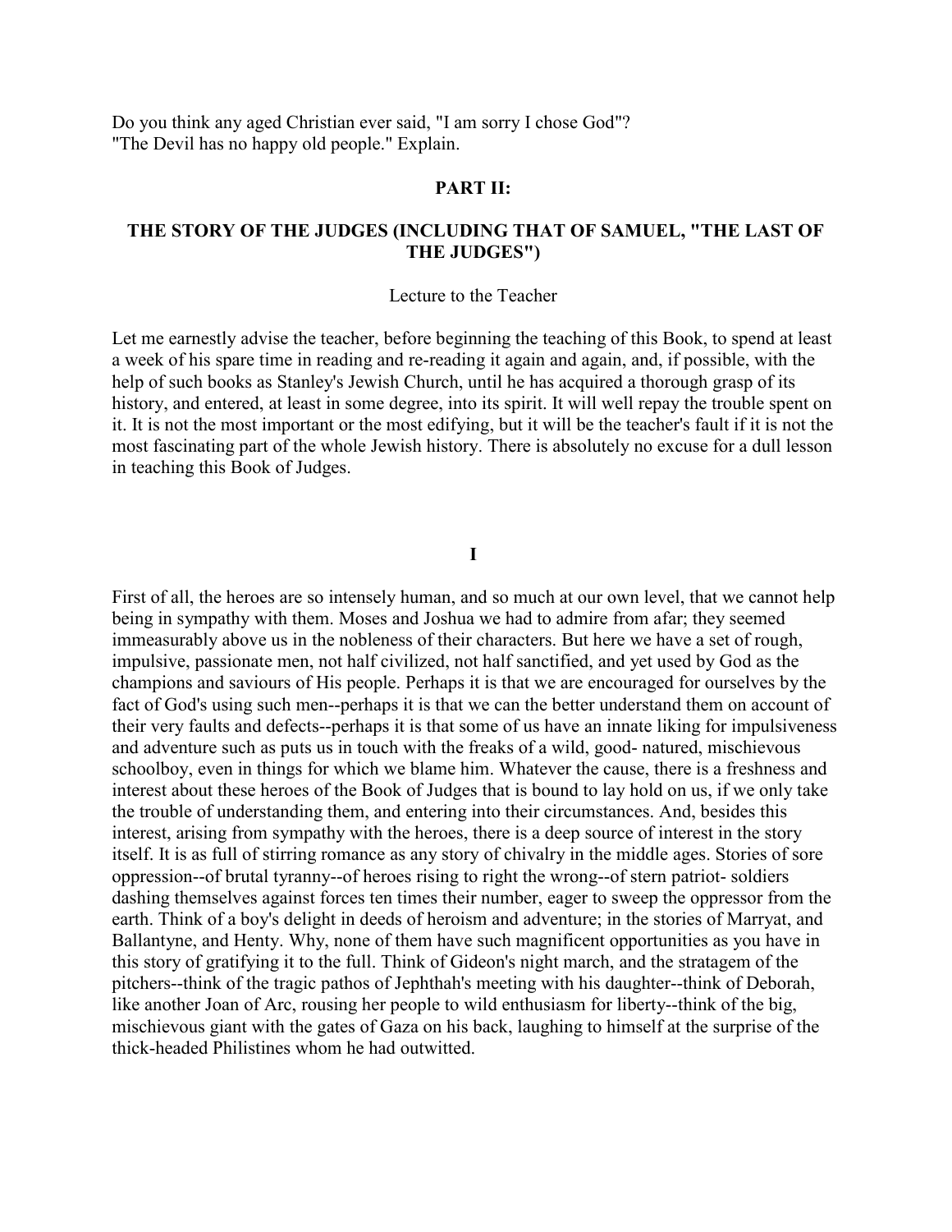Do you think any aged Christian ever said, "I am sorry I chose God"?
"The Devil has no happy old people." Explain.

## PART II:

## THE STORY OF THE JUDGES (INCLUDING THAT OF SAMUEL, "THE LAST OF THE JUDGES")

Lecture to the Teacher

Let me earnestly advise the teacher, before beginning the teaching of this Book, to spend at least a week of his spare time in reading and re-reading it again and again, and, if possible, with the help of such books as Stanley's Jewish Church, until he has acquired a thorough grasp of its history, and entered, at least in some degree, into its spirit. It will well repay the trouble spent on it. It is not the most important or the most edifying, but it will be the teacher's fault if it is not the most fascinating part of the whole Jewish history. There is absolutely no excuse for a dull lesson in teaching this Book of Judges.

### I

First of all, the heroes are so intensely human, and so much at our own level, that we cannot help being in sympathy with them. Moses and Joshua we had to admire from afar; they seemed immeasurably above us in the nobleness of their characters. But here we have a set of rough, impulsive, passionate men, not half civilized, not half sanctified, and yet used by God as the champions and saviours of His people. Perhaps it is that we are encouraged for ourselves by the fact of God's using such men--perhaps it is that we can the better understand them on account of their very faults and defects--perhaps it is that some of us have an innate liking for impulsiveness and adventure such as puts us in touch with the freaks of a wild, good- natured, mischievous schoolboy, even in things for which we blame him. Whatever the cause, there is a freshness and interest about these heroes of the Book of Judges that is bound to lay hold on us, if we only take the trouble of understanding them, and entering into their circumstances. And, besides this interest, arising from sympathy with the heroes, there is a deep source of interest in the story itself. It is as full of stirring romance as any story of chivalry in the middle ages. Stories of sore oppression--of brutal tyranny--of heroes rising to right the wrong--of stern patriot- soldiers dashing themselves against forces ten times their number, eager to sweep the oppressor from the earth. Think of a boy's delight in deeds of heroism and adventure; in the stories of Marryat, and Ballantyne, and Henty. Why, none of them have such magnificent opportunities as you have in this story of gratifying it to the full. Think of Gideon's night march, and the stratagem of the pitchers--think of the tragic pathos of Jephthah's meeting with his daughter--think of Deborah, like another Joan of Arc, rousing her people to wild enthusiasm for liberty--think of the big, mischievous giant with the gates of Gaza on his back, laughing to himself at the surprise of the thick-headed Philistines whom he had outwitted.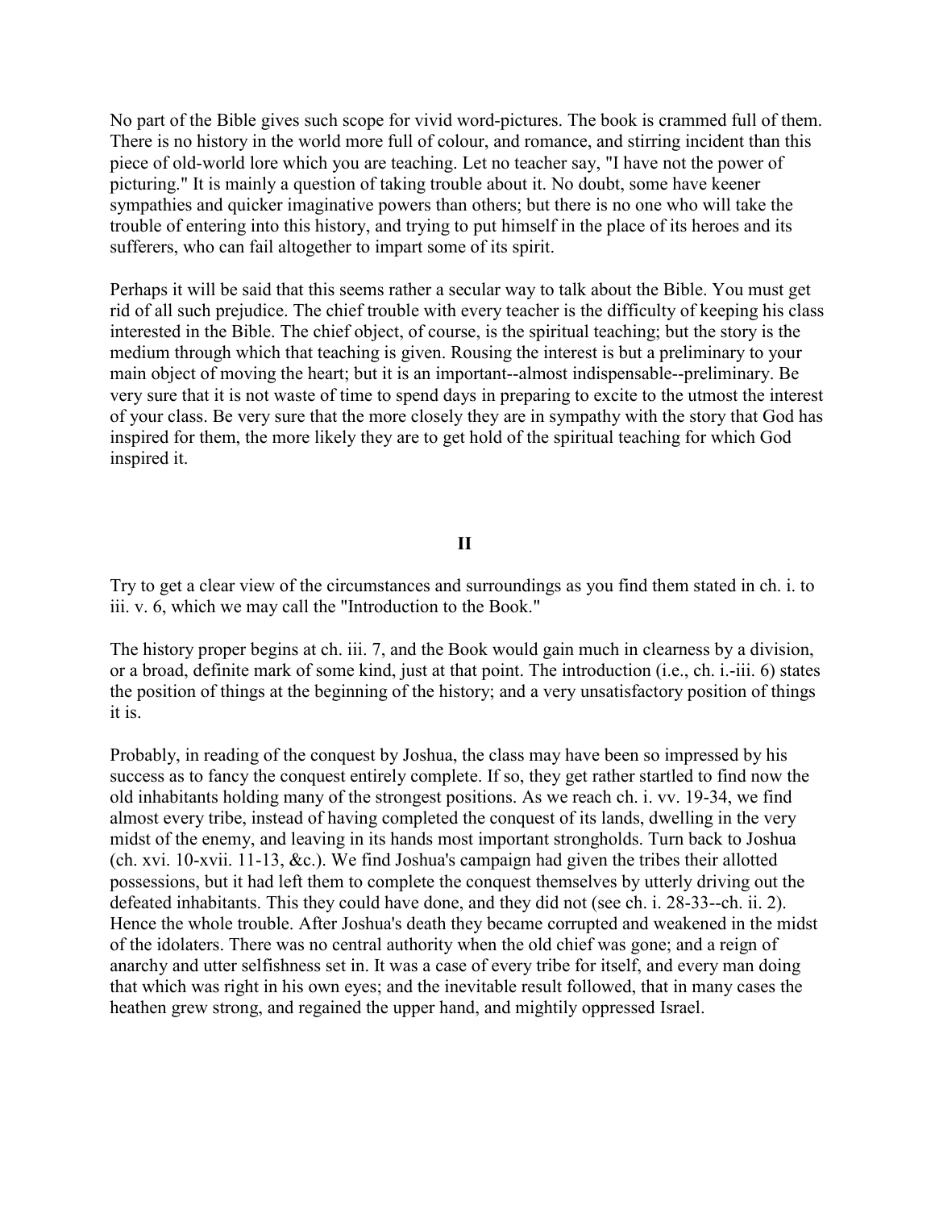No part of the Bible gives such scope for vivid word-pictures. The book is crammed full of them. There is no history in the world more full of colour, and romance, and stirring incident than this piece of old-world lore which you are teaching. Let no teacher say, "I have not the power of picturing." It is mainly a question of taking trouble about it. No doubt, some have keener sympathies and quicker imaginative powers than others; but there is no one who will take the trouble of entering into this history, and trying to put himself in the place of its heroes and its sufferers, who can fail altogether to impart some of its spirit.

Perhaps it will be said that this seems rather a secular way to talk about the Bible. You must get rid of all such prejudice. The chief trouble with every teacher is the difficulty of keeping his class interested in the Bible. The chief object, of course, is the spiritual teaching; but the story is the medium through which that teaching is given. Rousing the interest is but a preliminary to your main object of moving the heart; but it is an important--almost indispensable--preliminary. Be very sure that it is not waste of time to spend days in preparing to excite to the utmost the interest of your class. Be very sure that the more closely they are in sympathy with the story that God has inspired for them, the more likely they are to get hold of the spiritual teaching for which God inspired it.

## II

Try to get a clear view of the circumstances and surroundings as you find them stated in ch. i. to iii. v. 6, which we may call the "Introduction to the Book."

The history proper begins at ch. iii. 7, and the Book would gain much in clearness by a division, or a broad, definite mark of some kind, just at that point. The introduction (i.e., ch. i.-iii. 6) states the position of things at the beginning of the history; and a very unsatisfactory position of things it is.

Probably, in reading of the conquest by Joshua, the class may have been so impressed by his success as to fancy the conquest entirely complete. If so, they get rather startled to find now the old inhabitants holding many of the strongest positions. As we reach ch. i. vv. 19-34, we find almost every tribe, instead of having completed the conquest of its lands, dwelling in the very midst of the enemy, and leaving in its hands most important strongholds. Turn back to Joshua (ch. xvi. 10-xvii. 11-13, &c.). We find Joshua's campaign had given the tribes their allotted possessions, but it had left them to complete the conquest themselves by utterly driving out the defeated inhabitants. This they could have done, and they did not (see ch. i. 28-33--ch. ii. 2). Hence the whole trouble. After Joshua's death they became corrupted and weakened in the midst of the idolaters. There was no central authority when the old chief was gone; and a reign of anarchy and utter selfishness set in. It was a case of every tribe for itself, and every man doing that which was right in his own eyes; and the inevitable result followed, that in many cases the heathen grew strong, and regained the upper hand, and mightily oppressed Israel.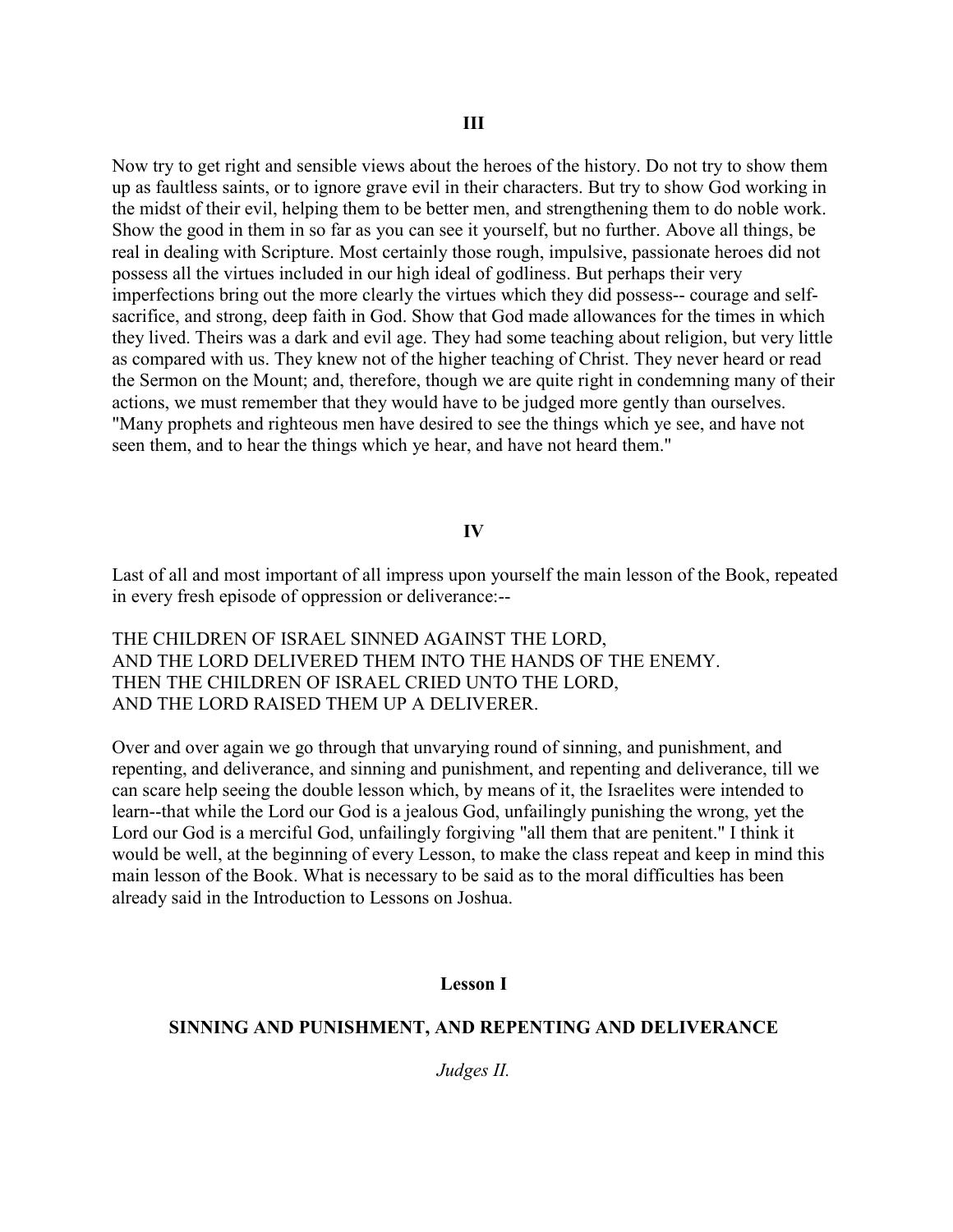### III

Now try to get right and sensible views about the heroes of the history. Do not try to show them up as faultless saints, or to ignore grave evil in their characters. But try to show God working in the midst of their evil, helping them to be better men, and strengthening them to do noble work. Show the good in them in so far as you can see it yourself, but no further. Above all things, be real in dealing with Scripture. Most certainly those rough, impulsive, passionate heroes did not possess all the virtues included in our high ideal of godliness. But perhaps their very imperfections bring out the more clearly the virtues which they did possess-- courage and self-sacrifice, and strong, deep faith in God. Show that God made allowances for the times in which they lived. Theirs was a dark and evil age. They had some teaching about religion, but very little as compared with us. They knew not of the higher teaching of Christ. They never heard or read the Sermon on the Mount; and, therefore, though we are quite right in condemning many of their actions, we must remember that they would have to be judged more gently than ourselves. "Many prophets and righteous men have desired to see the things which ye see, and have not seen them, and to hear the things which ye hear, and have not heard them."

### IV

Last of all and most important of all impress upon yourself the main lesson of the Book, repeated in every fresh episode of oppression or deliverance:--

THE CHILDREN OF ISRAEL SINNED AGAINST THE LORD,
AND THE LORD DELIVERED THEM INTO THE HANDS OF THE ENEMY.
THEN THE CHILDREN OF ISRAEL CRIED UNTO THE LORD,
AND THE LORD RAISED THEM UP A DELIVERER.

Over and over again we go through that unvarying round of sinning, and punishment, and repenting, and deliverance, and sinning and punishment, and repenting and deliverance, till we can scare help seeing the double lesson which, by means of it, the Israelites were intended to learn--that while the Lord our God is a jealous God, unfailingly punishing the wrong, yet the Lord our God is a merciful God, unfailingly forgiving "all them that are penitent." I think it would be well, at the beginning of every Lesson, to make the class repeat and keep in mind this main lesson of the Book. What is necessary to be said as to the moral difficulties has been already said in the Introduction to Lessons on Joshua.

## Lesson I

## SINNING AND PUNISHMENT, AND REPENTING AND DELIVERANCE

*Judges II.*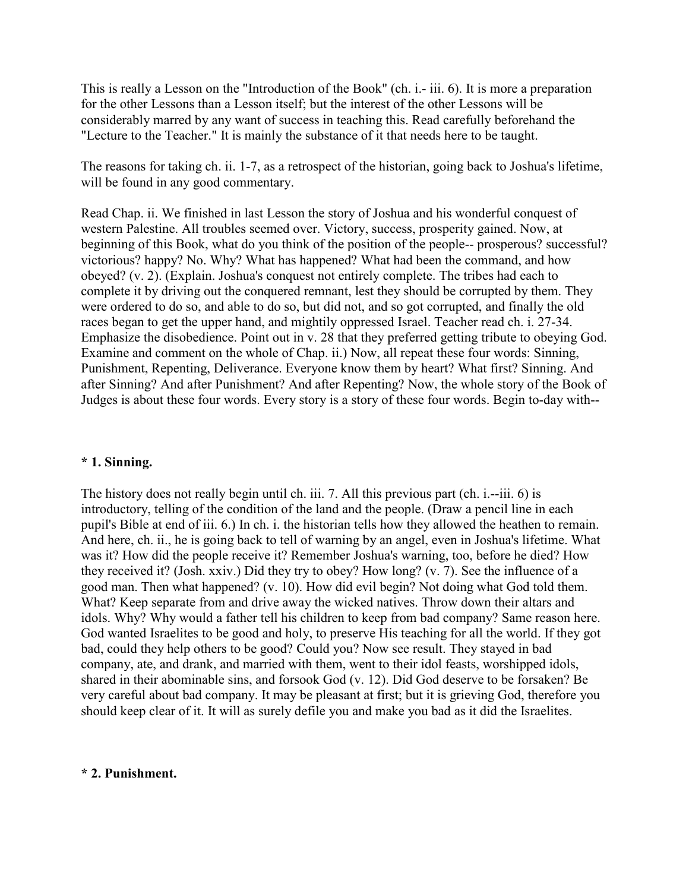This is really a Lesson on the "Introduction of the Book" (ch. i.- iii. 6). It is more a preparation for the other Lessons than a Lesson itself; but the interest of the other Lessons will be considerably marred by any want of success in teaching this. Read carefully beforehand the "Lecture to the Teacher." It is mainly the substance of it that needs here to be taught.

The reasons for taking ch. ii. 1-7, as a retrospect of the historian, going back to Joshua's lifetime, will be found in any good commentary.

Read Chap. ii. We finished in last Lesson the story of Joshua and his wonderful conquest of western Palestine. All troubles seemed over. Victory, success, prosperity gained. Now, at beginning of this Book, what do you think of the position of the people-- prosperous? successful? victorious? happy? No. Why? What has happened? What had been the command, and how obeyed? (v. 2). (Explain. Joshua's conquest not entirely complete. The tribes had each to complete it by driving out the conquered remnant, lest they should be corrupted by them. They were ordered to do so, and able to do so, but did not, and so got corrupted, and finally the old races began to get the upper hand, and mightily oppressed Israel. Teacher read ch. i. 27-34. Emphasize the disobedience. Point out in v. 28 that they preferred getting tribute to obeying God. Examine and comment on the whole of Chap. ii.) Now, all repeat these four words: Sinning, Punishment, Repenting, Deliverance. Everyone know them by heart? What first? Sinning. And after Sinning? And after Punishment? And after Repenting? Now, the whole story of the Book of Judges is about these four words. Every story is a story of these four words. Begin to-day with--

**\* 1. Sinning.**

The history does not really begin until ch. iii. 7. All this previous part (ch. i.--iii. 6) is introductory, telling of the condition of the land and the people. (Draw a pencil line in each pupil's Bible at end of iii. 6.) In ch. i. the historian tells how they allowed the heathen to remain. And here, ch. ii., he is going back to tell of warning by an angel, even in Joshua's lifetime. What was it? How did the people receive it? Remember Joshua's warning, too, before he died? How they received it? (Josh. xxiv.) Did they try to obey? How long? (v. 7). See the influence of a good man. Then what happened? (v. 10). How did evil begin? Not doing what God told them. What? Keep separate from and drive away the wicked natives. Throw down their altars and idols. Why? Why would a father tell his children to keep from bad company? Same reason here. God wanted Israelites to be good and holy, to preserve His teaching for all the world. If they got bad, could they help others to be good? Could you? Now see result. They stayed in bad company, ate, and drank, and married with them, went to their idol feasts, worshipped idols, shared in their abominable sins, and forsook God (v. 12). Did God deserve to be forsaken? Be very careful about bad company. It may be pleasant at first; but it is grieving God, therefore you should keep clear of it. It will as surely defile you and make you bad as it did the Israelites.

**\* 2. Punishment.**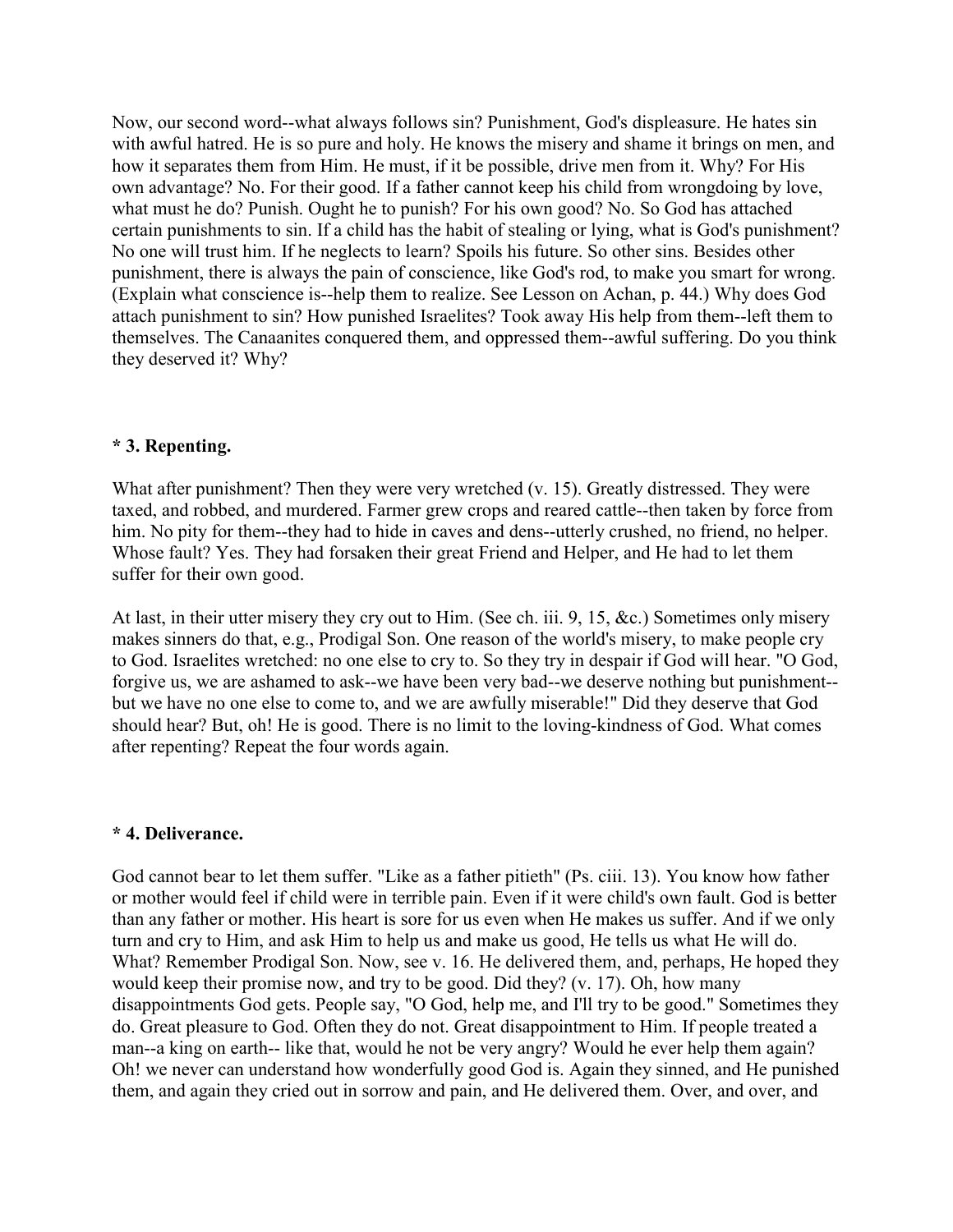Now, our second word--what always follows sin? Punishment, God's displeasure. He hates sin with awful hatred. He is so pure and holy. He knows the misery and shame it brings on men, and how it separates them from Him. He must, if it be possible, drive men from it. Why? For His own advantage? No. For their good. If a father cannot keep his child from wrongdoing by love, what must he do? Punish. Ought he to punish? For his own good? No. So God has attached certain punishments to sin. If a child has the habit of stealing or lying, what is God's punishment? No one will trust him. If he neglects to learn? Spoils his future. So other sins. Besides other punishment, there is always the pain of conscience, like God's rod, to make you smart for wrong. (Explain what conscience is--help them to realize. See Lesson on Achan, p. 44.) Why does God attach punishment to sin? How punished Israelites? Took away His help from them--left them to themselves. The Canaanites conquered them, and oppressed them--awful suffering. Do you think they deserved it? Why?

### * 3. Repenting.

What after punishment? Then they were very wretched (v. 15). Greatly distressed. They were taxed, and robbed, and murdered. Farmer grew crops and reared cattle--then taken by force from him. No pity for them--they had to hide in caves and dens--utterly crushed, no friend, no helper. Whose fault? Yes. They had forsaken their great Friend and Helper, and He had to let them suffer for their own good.

At last, in their utter misery they cry out to Him. (See ch. iii. 9, 15, &c.) Sometimes only misery makes sinners do that, e.g., Prodigal Son. One reason of the world's misery, to make people cry to God. Israelites wretched: no one else to cry to. So they try in despair if God will hear. "O God, forgive us, we are ashamed to ask--we have been very bad--we deserve nothing but punishment--but we have no one else to come to, and we are awfully miserable!" Did they deserve that God should hear? But, oh! He is good. There is no limit to the loving-kindness of God. What comes after repenting? Repeat the four words again.

### * 4. Deliverance.

God cannot bear to let them suffer. "Like as a father pitieth" (Ps. ciii. 13). You know how father or mother would feel if child were in terrible pain. Even if it were child's own fault. God is better than any father or mother. His heart is sore for us even when He makes us suffer. And if we only turn and cry to Him, and ask Him to help us and make us good, He tells us what He will do. What? Remember Prodigal Son. Now, see v. 16. He delivered them, and, perhaps, He hoped they would keep their promise now, and try to be good. Did they? (v. 17). Oh, how many disappointments God gets. People say, "O God, help me, and I'll try to be good." Sometimes they do. Great pleasure to God. Often they do not. Great disappointment to Him. If people treated a man--a king on earth-- like that, would he not be very angry? Would he ever help them again? Oh! we never can understand how wonderfully good God is. Again they sinned, and He punished them, and again they cried out in sorrow and pain, and He delivered them. Over, and over, and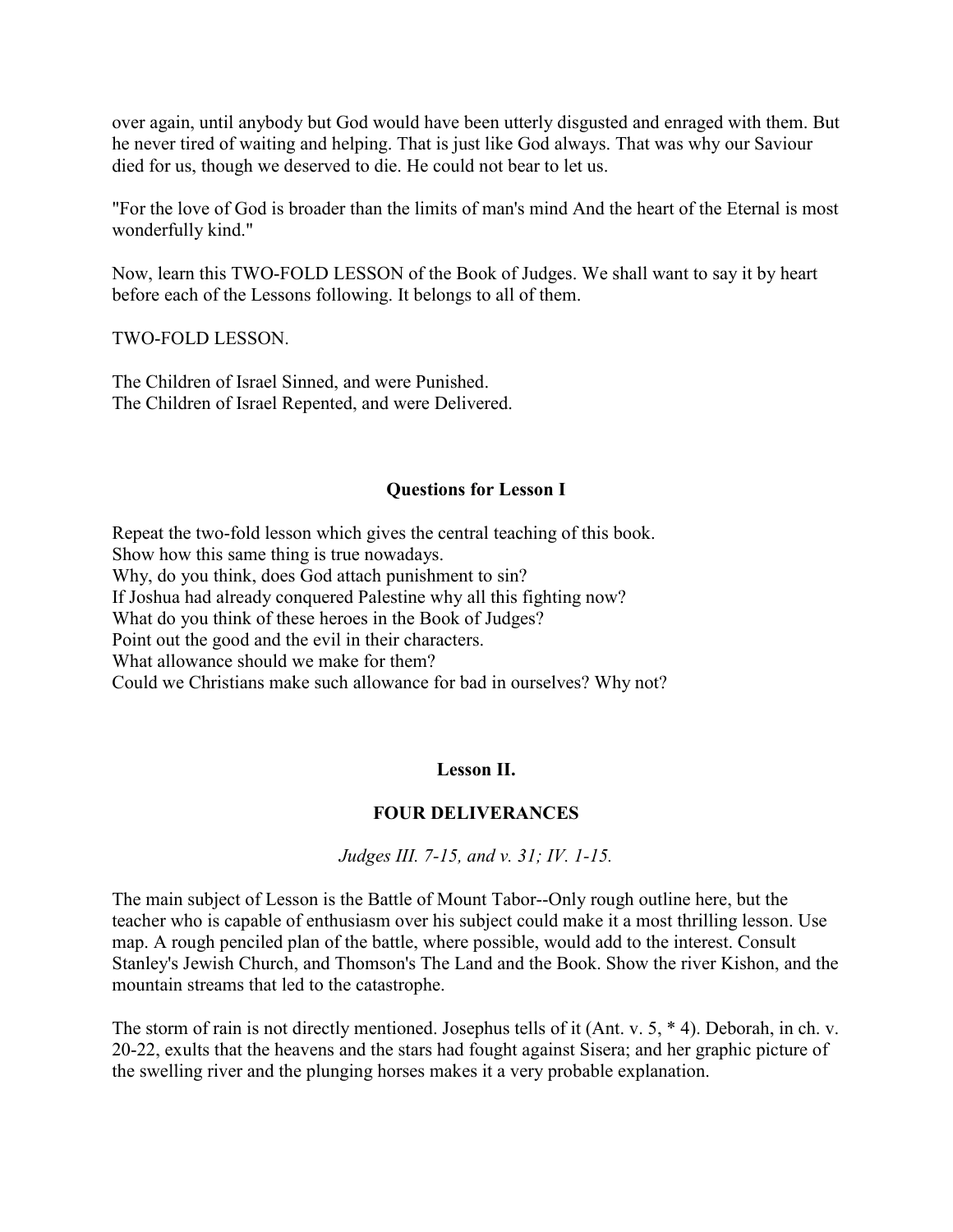over again, until anybody but God would have been utterly disgusted and enraged with them. But he never tired of waiting and helping. That is just like God always. That was why our Saviour died for us, though we deserved to die. He could not bear to let us.

"For the love of God is broader than the limits of man's mind And the heart of the Eternal is most wonderfully kind."

Now, learn this TWO-FOLD LESSON of the Book of Judges. We shall want to say it by heart before each of the Lessons following. It belongs to all of them.

TWO-FOLD LESSON.

The Children of Israel Sinned, and were Punished.
The Children of Israel Repented, and were Delivered.

### Questions for Lesson I

Repeat the two-fold lesson which gives the central teaching of this book.
Show how this same thing is true nowadays.
Why, do you think, does God attach punishment to sin?
If Joshua had already conquered Palestine why all this fighting now?
What do you think of these heroes in the Book of Judges?
Point out the good and the evil in their characters.
What allowance should we make for them?
Could we Christians make such allowance for bad in ourselves? Why not?

## Lesson II.

## FOUR DELIVERANCES

*Judges III. 7-15, and v. 31; IV. 1-15.*

The main subject of Lesson is the Battle of Mount Tabor--Only rough outline here, but the teacher who is capable of enthusiasm over his subject could make it a most thrilling lesson. Use map. A rough penciled plan of the battle, where possible, would add to the interest. Consult Stanley's Jewish Church, and Thomson's The Land and the Book. Show the river Kishon, and the mountain streams that led to the catastrophe.

The storm of rain is not directly mentioned. Josephus tells of it (Ant. v. 5, * 4). Deborah, in ch. v. 20-22, exults that the heavens and the stars had fought against Sisera; and her graphic picture of the swelling river and the plunging horses makes it a very probable explanation.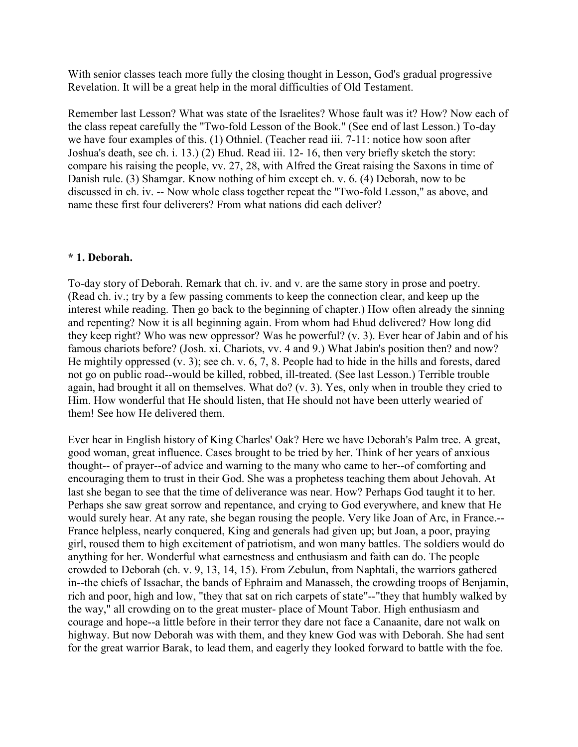With senior classes teach more fully the closing thought in Lesson, God's gradual progressive Revelation. It will be a great help in the moral difficulties of Old Testament.

Remember last Lesson? What was state of the Israelites? Whose fault was it? How? Now each of the class repeat carefully the "Two-fold Lesson of the Book." (See end of last Lesson.) To-day we have four examples of this. (1) Othniel. (Teacher read iii. 7-11: notice how soon after Joshua's death, see ch. i. 13.) (2) Ehud. Read iii. 12- 16, then very briefly sketch the story: compare his raising the people, vv. 27, 28, with Alfred the Great raising the Saxons in time of Danish rule. (3) Shamgar. Know nothing of him except ch. v. 6. (4) Deborah, now to be discussed in ch. iv. -- Now whole class together repeat the "Two-fold Lesson," as above, and name these first four deliverers? From what nations did each deliver?

**\* 1. Deborah.**

To-day story of Deborah. Remark that ch. iv. and v. are the same story in prose and poetry. (Read ch. iv.; try by a few passing comments to keep the connection clear, and keep up the interest while reading. Then go back to the beginning of chapter.) How often already the sinning and repenting? Now it is all beginning again. From whom had Ehud delivered? How long did they keep right? Who was new oppressor? Was he powerful? (v. 3). Ever hear of Jabin and of his famous chariots before? (Josh. xi. Chariots, vv. 4 and 9.) What Jabin's position then? and now? He mightily oppressed (v. 3); see ch. v. 6, 7, 8. People had to hide in the hills and forests, dared not go on public road--would be killed, robbed, ill-treated. (See last Lesson.) Terrible trouble again, had brought it all on themselves. What do? (v. 3). Yes, only when in trouble they cried to Him. How wonderful that He should listen, that He should not have been utterly wearied of them! See how He delivered them.

Ever hear in English history of King Charles' Oak? Here we have Deborah's Palm tree. A great, good woman, great influence. Cases brought to be tried by her. Think of her years of anxious thought-- of prayer--of advice and warning to the many who came to her--of comforting and encouraging them to trust in their God. She was a prophetess teaching them about Jehovah. At last she began to see that the time of deliverance was near. How? Perhaps God taught it to her. Perhaps she saw great sorrow and repentance, and crying to God everywhere, and knew that He would surely hear. At any rate, she began rousing the people. Very like Joan of Arc, in France.-- France helpless, nearly conquered, King and generals had given up; but Joan, a poor, praying girl, roused them to high excitement of patriotism, and won many battles. The soldiers would do anything for her. Wonderful what earnestness and enthusiasm and faith can do. The people crowded to Deborah (ch. v. 9, 13, 14, 15). From Zebulun, from Naphtali, the warriors gathered in--the chiefs of Issachar, the bands of Ephraim and Manasseh, the crowding troops of Benjamin, rich and poor, high and low, "they that sat on rich carpets of state"--"they that humbly walked by the way," all crowding on to the great muster- place of Mount Tabor. High enthusiasm and courage and hope--a little before in their terror they dare not face a Canaanite, dare not walk on highway. But now Deborah was with them, and they knew God was with Deborah. She had sent for the great warrior Barak, to lead them, and eagerly they looked forward to battle with the foe.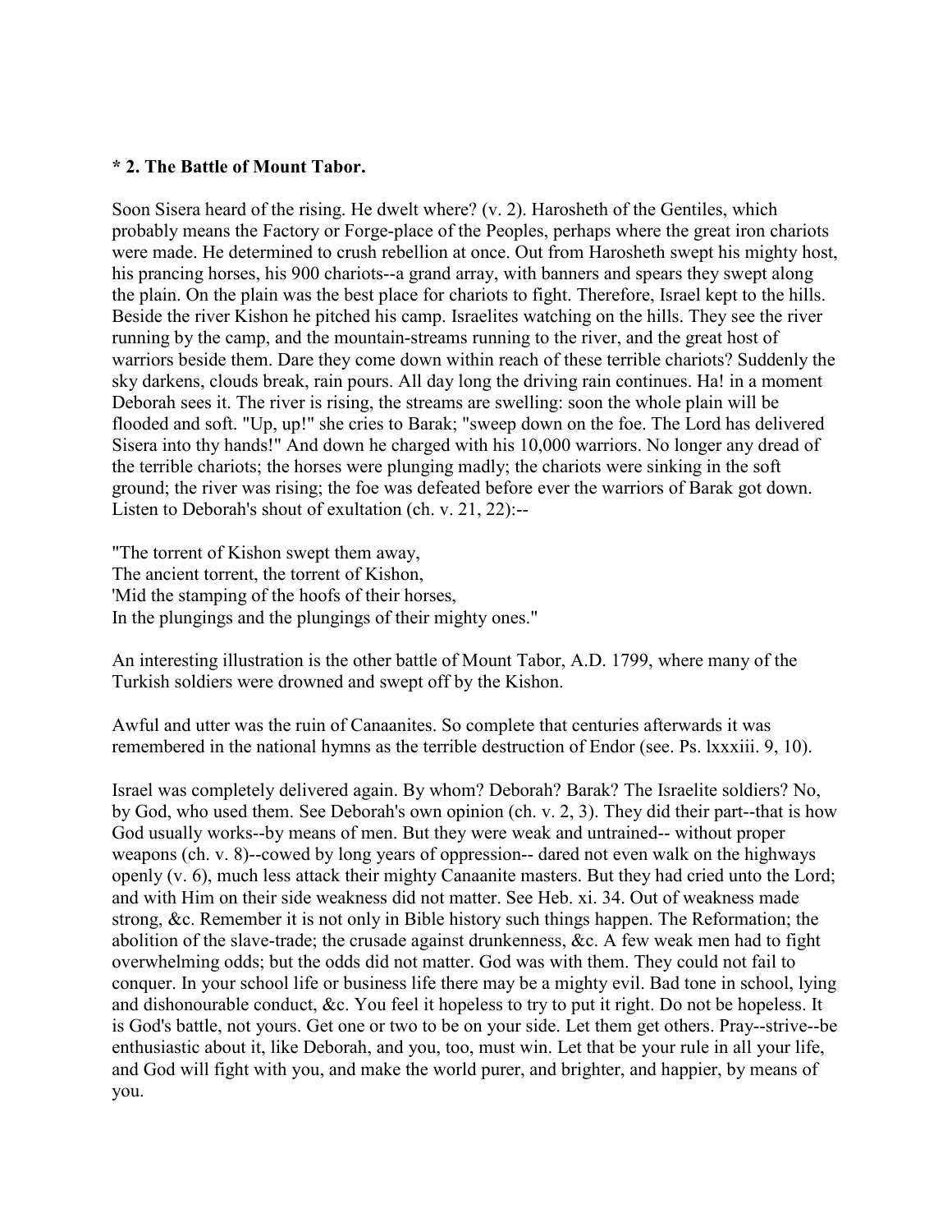**\* 2. The Battle of Mount Tabor.**

Soon Sisera heard of the rising. He dwelt where? (v. 2). Harosheth of the Gentiles, which probably means the Factory or Forge-place of the Peoples, perhaps where the great iron chariots were made. He determined to crush rebellion at once. Out from Harosheth swept his mighty host, his prancing horses, his 900 chariots--a grand array, with banners and spears they swept along the plain. On the plain was the best place for chariots to fight. Therefore, Israel kept to the hills. Beside the river Kishon he pitched his camp. Israelites watching on the hills. They see the river running by the camp, and the mountain-streams running to the river, and the great host of warriors beside them. Dare they come down within reach of these terrible chariots? Suddenly the sky darkens, clouds break, rain pours. All day long the driving rain continues. Ha! in a moment Deborah sees it. The river is rising, the streams are swelling: soon the whole plain will be flooded and soft. "Up, up!" she cries to Barak; "sweep down on the foe. The Lord has delivered Sisera into thy hands!" And down he charged with his 10,000 warriors. No longer any dread of the terrible chariots; the horses were plunging madly; the chariots were sinking in the soft ground; the river was rising; the foe was defeated before ever the warriors of Barak got down. Listen to Deborah's shout of exultation (ch. v. 21, 22):--

"The torrent of Kishon swept them away,
The ancient torrent, the torrent of Kishon,
'Mid the stamping of the hoofs of their horses,
In the plungings and the plungings of their mighty ones."

An interesting illustration is the other battle of Mount Tabor, A.D. 1799, where many of the Turkish soldiers were drowned and swept off by the Kishon.

Awful and utter was the ruin of Canaanites. So complete that centuries afterwards it was remembered in the national hymns as the terrible destruction of Endor (see. Ps. lxxxiii. 9, 10).

Israel was completely delivered again. By whom? Deborah? Barak? The Israelite soldiers? No, by God, who used them. See Deborah's own opinion (ch. v. 2, 3). They did their part--that is how God usually works--by means of men. But they were weak and untrained-- without proper weapons (ch. v. 8)--cowed by long years of oppression-- dared not even walk on the highways openly (v. 6), much less attack their mighty Canaanite masters. But they had cried unto the Lord; and with Him on their side weakness did not matter. See Heb. xi. 34. Out of weakness made strong, &c. Remember it is not only in Bible history such things happen. The Reformation; the abolition of the slave-trade; the crusade against drunkenness, &c. A few weak men had to fight overwhelming odds; but the odds did not matter. God was with them. They could not fail to conquer. In your school life or business life there may be a mighty evil. Bad tone in school, lying and dishonourable conduct, &c. You feel it hopeless to try to put it right. Do not be hopeless. It is God's battle, not yours. Get one or two to be on your side. Let them get others. Pray--strive--be enthusiastic about it, like Deborah, and you, too, must win. Let that be your rule in all your life, and God will fight with you, and make the world purer, and brighter, and happier, by means of you.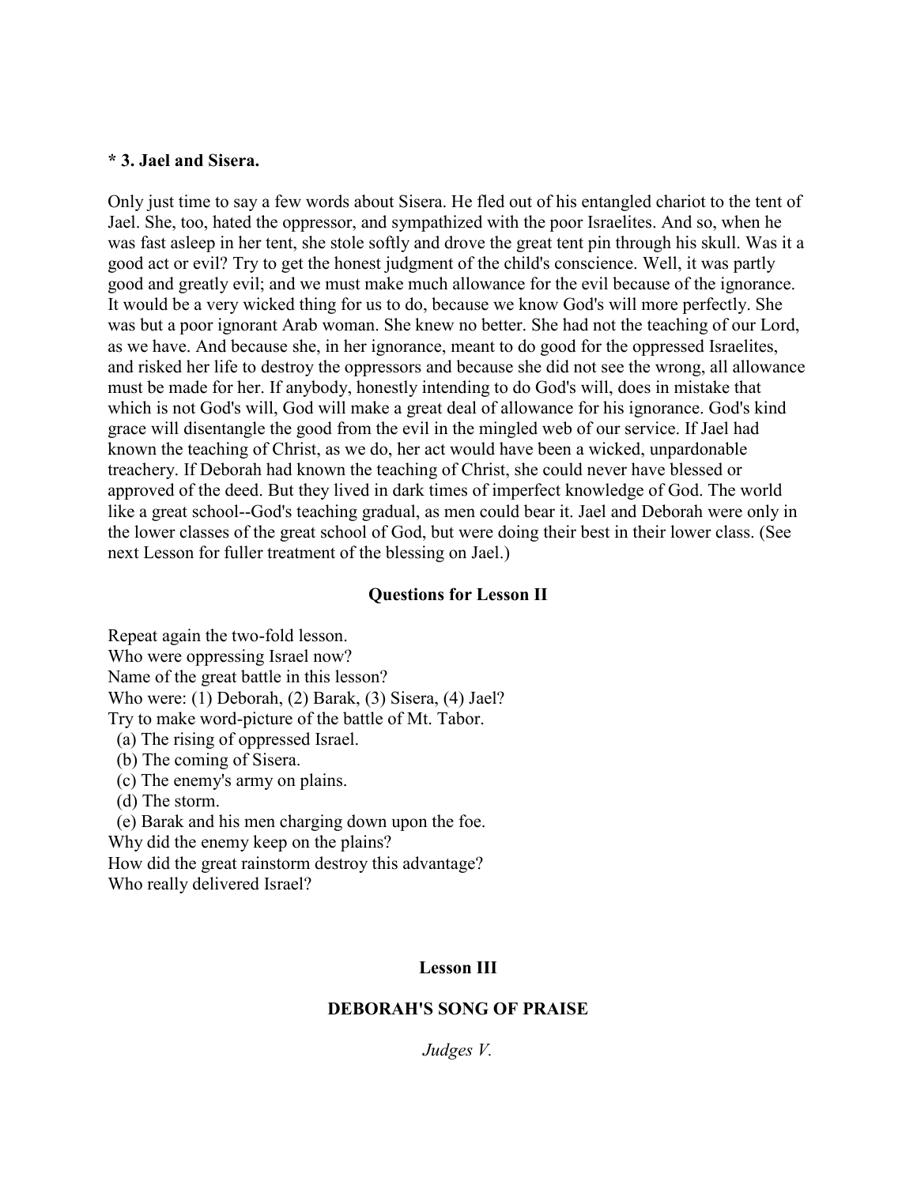**\* 3. Jael and Sisera.**

Only just time to say a few words about Sisera. He fled out of his entangled chariot to the tent of Jael. She, too, hated the oppressor, and sympathized with the poor Israelites. And so, when he was fast asleep in her tent, she stole softly and drove the great tent pin through his skull. Was it a good act or evil? Try to get the honest judgment of the child's conscience. Well, it was partly good and greatly evil; and we must make much allowance for the evil because of the ignorance. It would be a very wicked thing for us to do, because we know God's will more perfectly. She was but a poor ignorant Arab woman. She knew no better. She had not the teaching of our Lord, as we have. And because she, in her ignorance, meant to do good for the oppressed Israelites, and risked her life to destroy the oppressors and because she did not see the wrong, all allowance must be made for her. If anybody, honestly intending to do God's will, does in mistake that which is not God's will, God will make a great deal of allowance for his ignorance. God's kind grace will disentangle the good from the evil in the mingled web of our service. If Jael had known the teaching of Christ, as we do, her act would have been a wicked, unpardonable treachery. If Deborah had known the teaching of Christ, she could never have blessed or approved of the deed. But they lived in dark times of imperfect knowledge of God. The world like a great school--God's teaching gradual, as men could bear it. Jael and Deborah were only in the lower classes of the great school of God, but were doing their best in their lower class. (See next Lesson for fuller treatment of the blessing on Jael.)

### Questions for Lesson II

Repeat again the two-fold lesson.
Who were oppressing Israel now?
Name of the great battle in this lesson?
Who were: (1) Deborah, (2) Barak, (3) Sisera, (4) Jael?
Try to make word-picture of the battle of Mt. Tabor.
  (a) The rising of oppressed Israel.
  (b) The coming of Sisera.
  (c) The enemy's army on plains.
  (d) The storm.
  (e) Barak and his men charging down upon the foe.
Why did the enemy keep on the plains?
How did the great rainstorm destroy this advantage?
Who really delivered Israel?

## Lesson III

### DEBORAH'S SONG OF PRAISE

*Judges V.*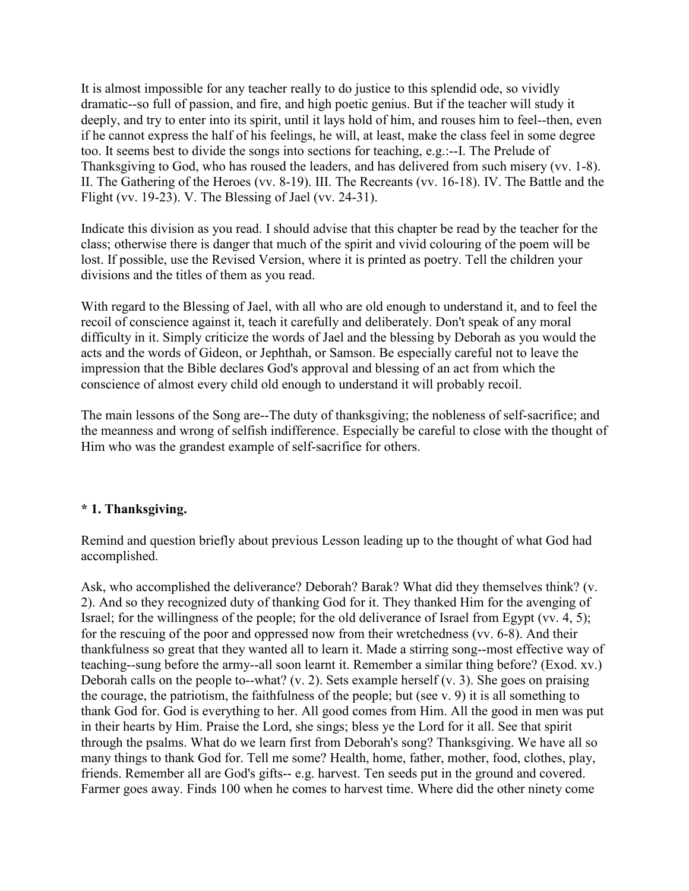It is almost impossible for any teacher really to do justice to this splendid ode, so vividly dramatic--so full of passion, and fire, and high poetic genius. But if the teacher will study it deeply, and try to enter into its spirit, until it lays hold of him, and rouses him to feel--then, even if he cannot express the half of his feelings, he will, at least, make the class feel in some degree too. It seems best to divide the songs into sections for teaching, e.g.:--I. The Prelude of Thanksgiving to God, who has roused the leaders, and has delivered from such misery (vv. 1-8). II. The Gathering of the Heroes (vv. 8-19). III. The Recreants (vv. 16-18). IV. The Battle and the Flight (vv. 19-23). V. The Blessing of Jael (vv. 24-31).

Indicate this division as you read. I should advise that this chapter be read by the teacher for the class; otherwise there is danger that much of the spirit and vivid colouring of the poem will be lost. If possible, use the Revised Version, where it is printed as poetry. Tell the children your divisions and the titles of them as you read.

With regard to the Blessing of Jael, with all who are old enough to understand it, and to feel the recoil of conscience against it, teach it carefully and deliberately. Don't speak of any moral difficulty in it. Simply criticize the words of Jael and the blessing by Deborah as you would the acts and the words of Gideon, or Jephthah, or Samson. Be especially careful not to leave the impression that the Bible declares God's approval and blessing of an act from which the conscience of almost every child old enough to understand it will probably recoil.

The main lessons of the Song are--The duty of thanksgiving; the nobleness of self-sacrifice; and the meanness and wrong of selfish indifference. Especially be careful to close with the thought of Him who was the grandest example of self-sacrifice for others.

**\* 1. Thanksgiving.**

Remind and question briefly about previous Lesson leading up to the thought of what God had accomplished.

Ask, who accomplished the deliverance? Deborah? Barak? What did they themselves think? (v. 2). And so they recognized duty of thanking God for it. They thanked Him for the avenging of Israel; for the willingness of the people; for the old deliverance of Israel from Egypt (vv. 4, 5); for the rescuing of the poor and oppressed now from their wretchedness (vv. 6-8). And their thankfulness so great that they wanted all to learn it. Made a stirring song--most effective way of teaching--sung before the army--all soon learnt it. Remember a similar thing before? (Exod. xv.) Deborah calls on the people to--what? (v. 2). Sets example herself (v. 3). She goes on praising the courage, the patriotism, the faithfulness of the people; but (see v. 9) it is all something to thank God for. God is everything to her. All good comes from Him. All the good in men was put in their hearts by Him. Praise the Lord, she sings; bless ye the Lord for it all. See that spirit through the psalms. What do we learn first from Deborah's song? Thanksgiving. We have all so many things to thank God for. Tell me some? Health, home, father, mother, food, clothes, play, friends. Remember all are God's gifts-- e.g. harvest. Ten seeds put in the ground and covered. Farmer goes away. Finds 100 when he comes to harvest time. Where did the other ninety come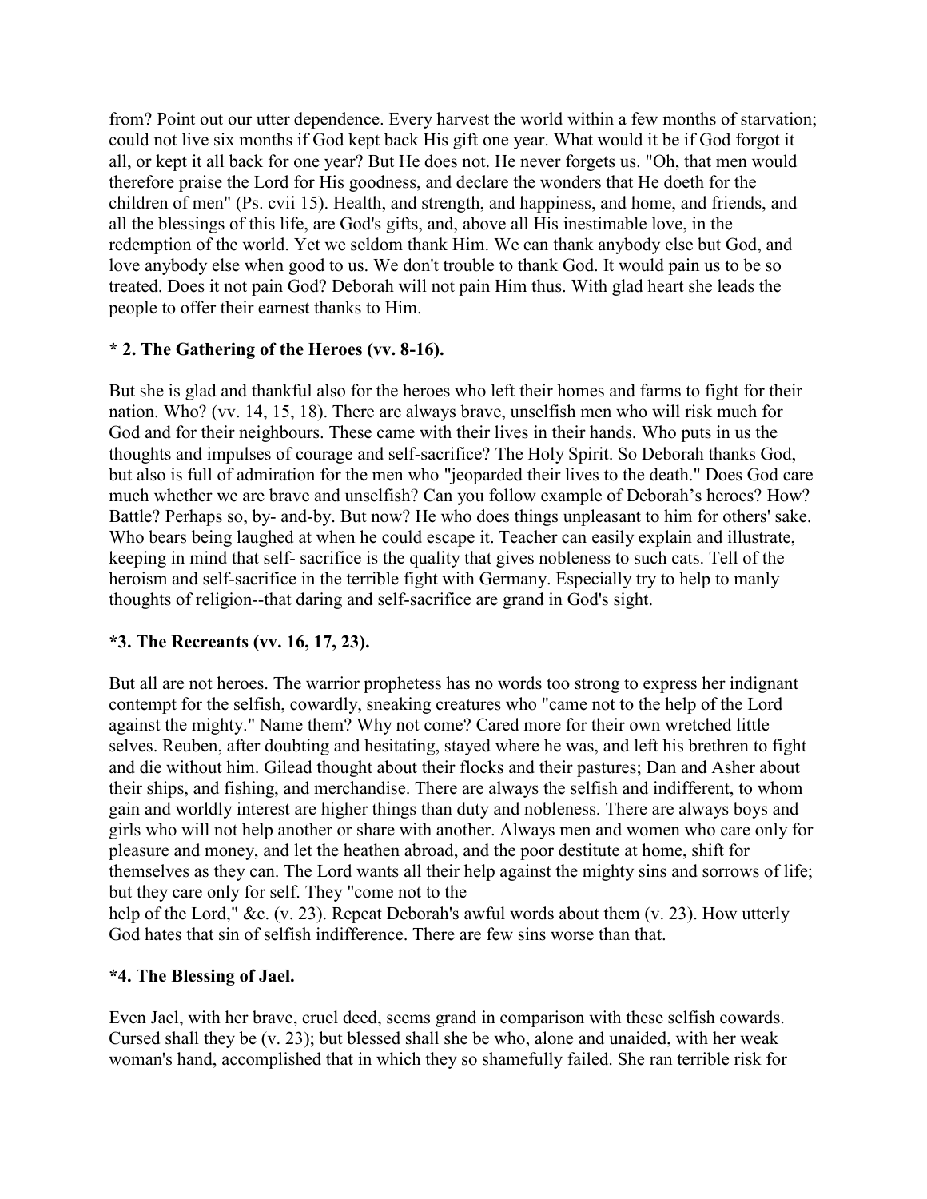from? Point out our utter dependence. Every harvest the world within a few months of starvation; could not live six months if God kept back His gift one year. What would it be if God forgot it all, or kept it all back for one year? But He does not. He never forgets us. "Oh, that men would therefore praise the Lord for His goodness, and declare the wonders that He doeth for the children of men" (Ps. cvii 15). Health, and strength, and happiness, and home, and friends, and all the blessings of this life, are God's gifts, and, above all His inestimable love, in the redemption of the world. Yet we seldom thank Him. We can thank anybody else but God, and love anybody else when good to us. We don't trouble to thank God. It would pain us to be so treated. Does it not pain God? Deborah will not pain Him thus. With glad heart she leads the people to offer their earnest thanks to Him.

**\* 2. The Gathering of the Heroes (vv. 8-16).**

But she is glad and thankful also for the heroes who left their homes and farms to fight for their nation. Who? (vv. 14, 15, 18). There are always brave, unselfish men who will risk much for God and for their neighbours. These came with their lives in their hands. Who puts in us the thoughts and impulses of courage and self-sacrifice? The Holy Spirit. So Deborah thanks God, but also is full of admiration for the men who "jeoparded their lives to the death." Does God care much whether we are brave and unselfish? Can you follow example of Deborah's heroes? How? Battle? Perhaps so, by- and-by. But now? He who does things unpleasant to him for others' sake. Who bears being laughed at when he could escape it. Teacher can easily explain and illustrate, keeping in mind that self- sacrifice is the quality that gives nobleness to such cats. Tell of the heroism and self-sacrifice in the terrible fight with Germany. Especially try to help to manly thoughts of religion--that daring and self-sacrifice are grand in God's sight.

**\*3. The Recreants (vv. 16, 17, 23).**

But all are not heroes. The warrior prophetess has no words too strong to express her indignant contempt for the selfish, cowardly, sneaking creatures who "came not to the help of the Lord against the mighty." Name them? Why not come? Cared more for their own wretched little selves. Reuben, after doubting and hesitating, stayed where he was, and left his brethren to fight and die without him. Gilead thought about their flocks and their pastures; Dan and Asher about their ships, and fishing, and merchandise. There are always the selfish and indifferent, to whom gain and worldly interest are higher things than duty and nobleness. There are always boys and girls who will not help another or share with another. Always men and women who care only for pleasure and money, and let the heathen abroad, and the poor destitute at home, shift for themselves as they can. The Lord wants all their help against the mighty sins and sorrows of life; but they care only for self. They "come not to the help of the Lord," &c. (v. 23). Repeat Deborah's awful words about them (v. 23). How utterly God hates that sin of selfish indifference. There are few sins worse than that.

**\*4. The Blessing of Jael.**

Even Jael, with her brave, cruel deed, seems grand in comparison with these selfish cowards. Cursed shall they be (v. 23); but blessed shall she be who, alone and unaided, with her weak woman's hand, accomplished that in which they so shamefully failed. She ran terrible risk for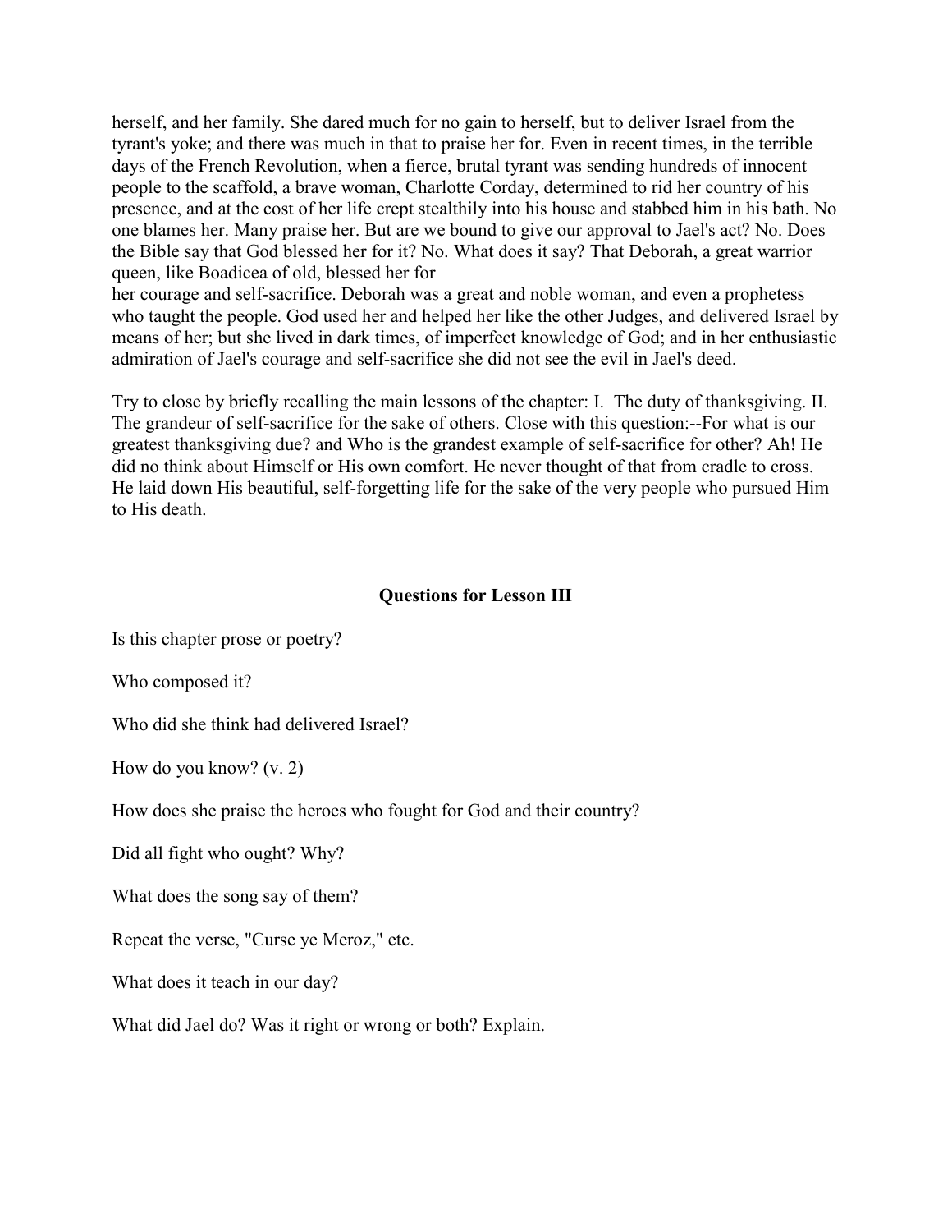herself, and her family. She dared much for no gain to herself, but to deliver Israel from the tyrant's yoke; and there was much in that to praise her for. Even in recent times, in the terrible days of the French Revolution, when a fierce, brutal tyrant was sending hundreds of innocent people to the scaffold, a brave woman, Charlotte Corday, determined to rid her country of his presence, and at the cost of her life crept stealthily into his house and stabbed him in his bath. No one blames her. Many praise her. But are we bound to give our approval to Jael's act? No. Does the Bible say that God blessed her for it? No. What does it say? That Deborah, a great warrior queen, like Boadicea of old, blessed her for
her courage and self-sacrifice. Deborah was a great and noble woman, and even a prophetess who taught the people. God used her and helped her like the other Judges, and delivered Israel by means of her; but she lived in dark times, of imperfect knowledge of God; and in her enthusiastic admiration of Jael's courage and self-sacrifice she did not see the evil in Jael's deed.

Try to close by briefly recalling the main lessons of the chapter: I. The duty of thanksgiving. II. The grandeur of self-sacrifice for the sake of others. Close with this question:--For what is our greatest thanksgiving due? and Who is the grandest example of self-sacrifice for other? Ah! He did no think about Himself or His own comfort. He never thought of that from cradle to cross. He laid down His beautiful, self-forgetting life for the sake of the very people who pursued Him to His death.

### Questions for Lesson III

Is this chapter prose or poetry?

Who composed it?

Who did she think had delivered Israel?

How do you know? (v. 2)

How does she praise the heroes who fought for God and their country?

Did all fight who ought? Why?

What does the song say of them?

Repeat the verse, "Curse ye Meroz," etc.

What does it teach in our day?

What did Jael do? Was it right or wrong or both? Explain.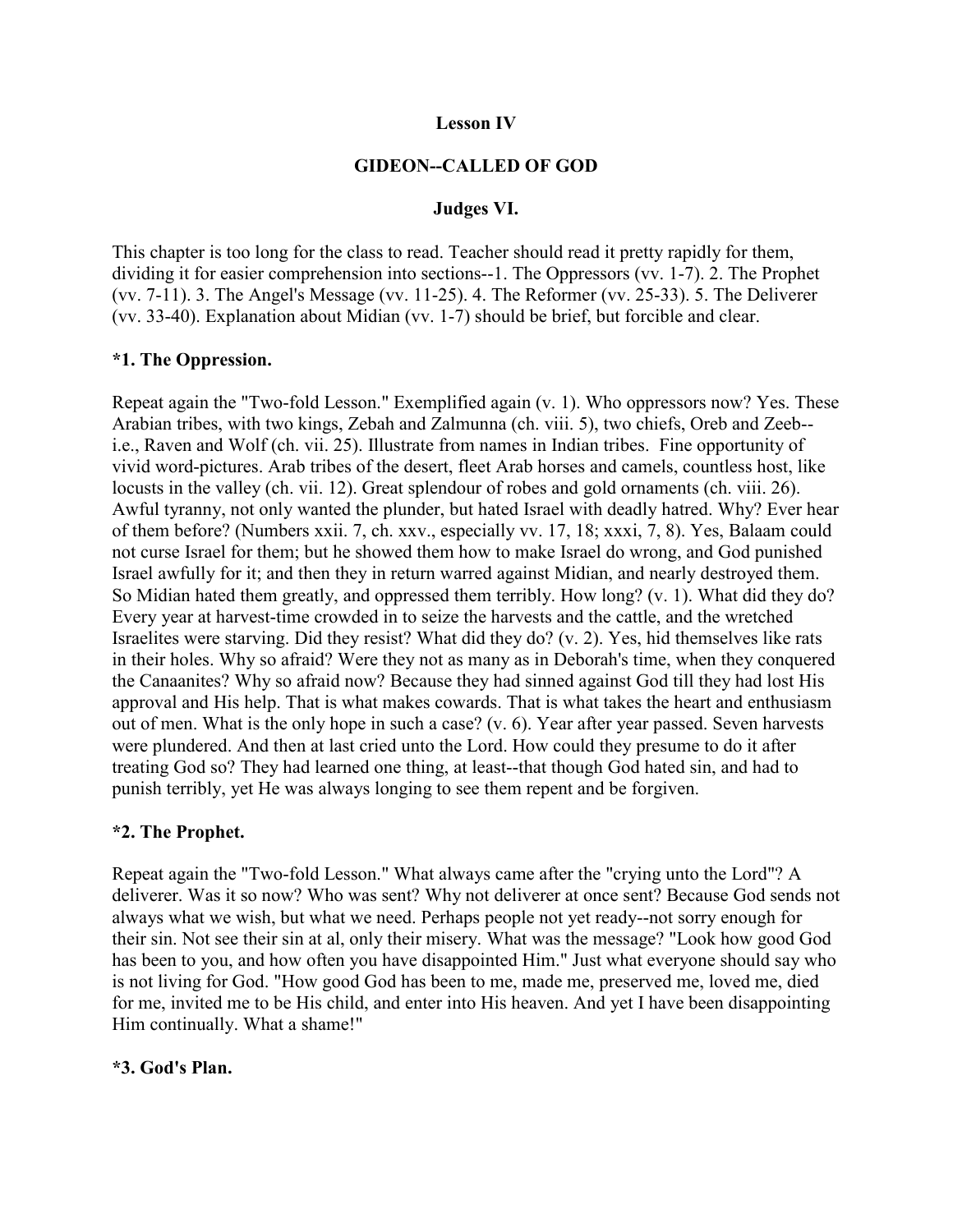**Lesson IV**

**GIDEON--CALLED OF GOD**

**Judges VI.**

This chapter is too long for the class to read. Teacher should read it pretty rapidly for them, dividing it for easier comprehension into sections--1. The Oppressors (vv. 1-7). 2. The Prophet (vv. 7-11). 3. The Angel's Message (vv. 11-25). 4. The Reformer (vv. 25-33). 5. The Deliverer (vv. 33-40). Explanation about Midian (vv. 1-7) should be brief, but forcible and clear.

**\*1. The Oppression.**

Repeat again the "Two-fold Lesson." Exemplified again (v. 1). Who oppressors now? Yes. These Arabian tribes, with two kings, Zebah and Zalmunna (ch. viii. 5), two chiefs, Oreb and Zeeb--i.e., Raven and Wolf (ch. vii. 25). Illustrate from names in Indian tribes. Fine opportunity of vivid word-pictures. Arab tribes of the desert, fleet Arab horses and camels, countless host, like locusts in the valley (ch. vii. 12). Great splendour of robes and gold ornaments (ch. viii. 26). Awful tyranny, not only wanted the plunder, but hated Israel with deadly hatred. Why? Ever hear of them before? (Numbers xxii. 7, ch. xxv., especially vv. 17, 18; xxxi, 7, 8). Yes, Balaam could not curse Israel for them; but he showed them how to make Israel do wrong, and God punished Israel awfully for it; and then they in return warred against Midian, and nearly destroyed them. So Midian hated them greatly, and oppressed them terribly. How long? (v. 1). What did they do? Every year at harvest-time crowded in to seize the harvests and the cattle, and the wretched Israelites were starving. Did they resist? What did they do? (v. 2). Yes, hid themselves like rats in their holes. Why so afraid? Were they not as many as in Deborah's time, when they conquered the Canaanites? Why so afraid now? Because they had sinned against God till they had lost His approval and His help. That is what makes cowards. That is what takes the heart and enthusiasm out of men. What is the only hope in such a case? (v. 6). Year after year passed. Seven harvests were plundered. And then at last cried unto the Lord. How could they presume to do it after treating God so? They had learned one thing, at least--that though God hated sin, and had to punish terribly, yet He was always longing to see them repent and be forgiven.

**\*2. The Prophet.**

Repeat again the "Two-fold Lesson." What always came after the "crying unto the Lord"? A deliverer. Was it so now? Who was sent? Why not deliverer at once sent? Because God sends not always what we wish, but what we need. Perhaps people not yet ready--not sorry enough for their sin. Not see their sin at al, only their misery. What was the message? "Look how good God has been to you, and how often you have disappointed Him." Just what everyone should say who is not living for God. "How good God has been to me, made me, preserved me, loved me, died for me, invited me to be His child, and enter into His heaven. And yet I have been disappointing Him continually. What a shame!"

**\*3. God's Plan.**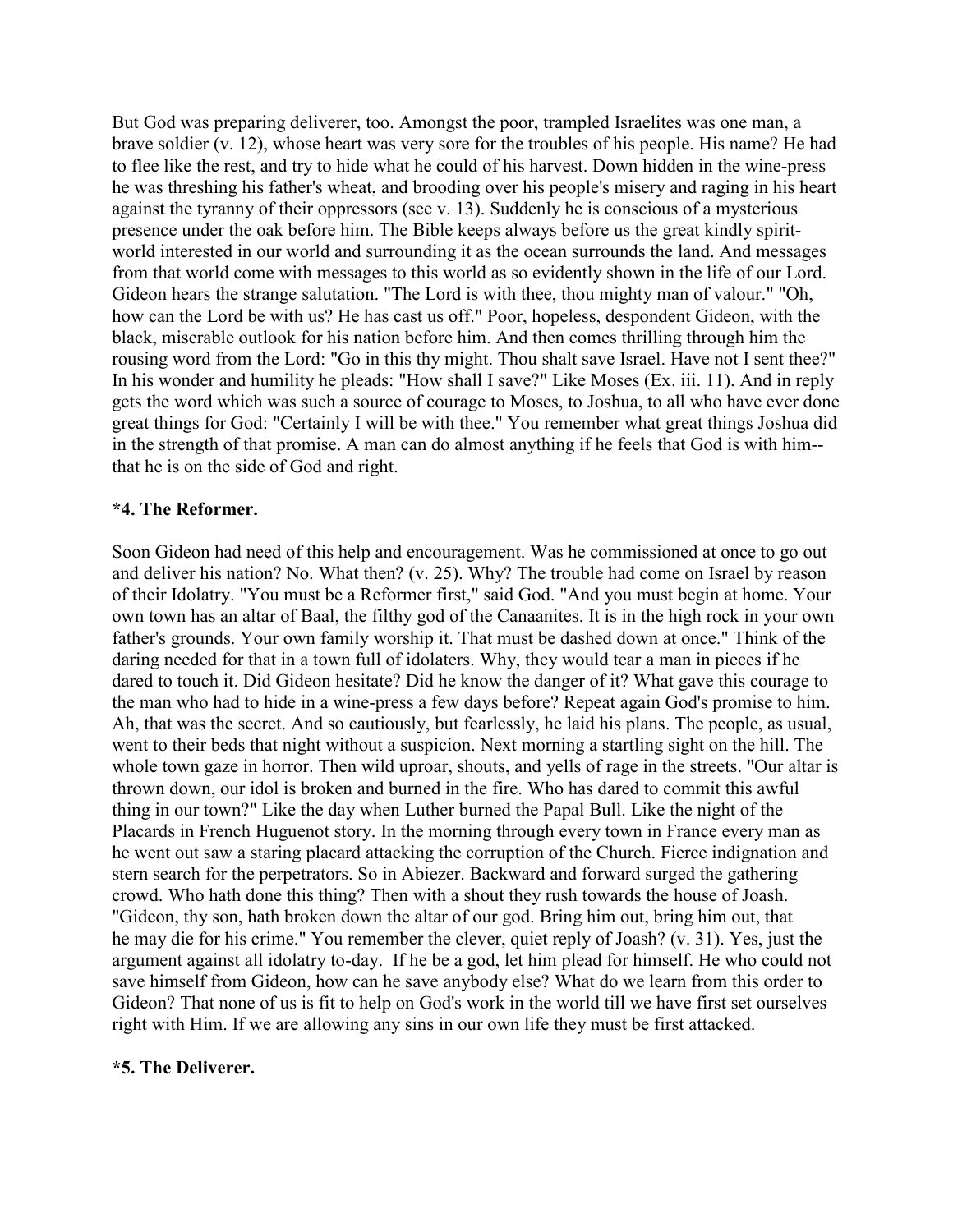But God was preparing deliverer, too. Amongst the poor, trampled Israelites was one man, a brave soldier (v. 12), whose heart was very sore for the troubles of his people. His name? He had to flee like the rest, and try to hide what he could of his harvest. Down hidden in the wine-press he was threshing his father's wheat, and brooding over his people's misery and raging in his heart against the tyranny of their oppressors (see v. 13). Suddenly he is conscious of a mysterious presence under the oak before him. The Bible keeps always before us the great kindly spirit-world interested in our world and surrounding it as the ocean surrounds the land. And messages from that world come with messages to this world as so evidently shown in the life of our Lord. Gideon hears the strange salutation. "The Lord is with thee, thou mighty man of valour." "Oh, how can the Lord be with us? He has cast us off." Poor, hopeless, despondent Gideon, with the black, miserable outlook for his nation before him. And then comes thrilling through him the rousing word from the Lord: "Go in this thy might. Thou shalt save Israel. Have not I sent thee?" In his wonder and humility he pleads: "How shall I save?" Like Moses (Ex. iii. 11). And in reply gets the word which was such a source of courage to Moses, to Joshua, to all who have ever done great things for God: "Certainly I will be with thee." You remember what great things Joshua did in the strength of that promise. A man can do almost anything if he feels that God is with him--that he is on the side of God and right.

**\*4. The Reformer.**

Soon Gideon had need of this help and encouragement. Was he commissioned at once to go out and deliver his nation? No. What then? (v. 25). Why? The trouble had come on Israel by reason of their Idolatry. "You must be a Reformer first," said God. "And you must begin at home. Your own town has an altar of Baal, the filthy god of the Canaanites. It is in the high rock in your own father's grounds. Your own family worship it. That must be dashed down at once." Think of the daring needed for that in a town full of idolaters. Why, they would tear a man in pieces if he dared to touch it. Did Gideon hesitate? Did he know the danger of it? What gave this courage to the man who had to hide in a wine-press a few days before? Repeat again God's promise to him. Ah, that was the secret. And so cautiously, but fearlessly, he laid his plans. The people, as usual, went to their beds that night without a suspicion. Next morning a startling sight on the hill. The whole town gaze in horror. Then wild uproar, shouts, and yells of rage in the streets. "Our altar is thrown down, our idol is broken and burned in the fire. Who has dared to commit this awful thing in our town?" Like the day when Luther burned the Papal Bull. Like the night of the Placards in French Huguenot story. In the morning through every town in France every man as he went out saw a staring placard attacking the corruption of the Church. Fierce indignation and stern search for the perpetrators. So in Abiezer. Backward and forward surged the gathering crowd. Who hath done this thing? Then with a shout they rush towards the house of Joash. "Gideon, thy son, hath broken down the altar of our god. Bring him out, bring him out, that he may die for his crime." You remember the clever, quiet reply of Joash? (v. 31). Yes, just the argument against all idolatry to-day. If he be a god, let him plead for himself. He who could not save himself from Gideon, how can he save anybody else? What do we learn from this order to Gideon? That none of us is fit to help on God's work in the world till we have first set ourselves right with Him. If we are allowing any sins in our own life they must be first attacked.

**\*5. The Deliverer.**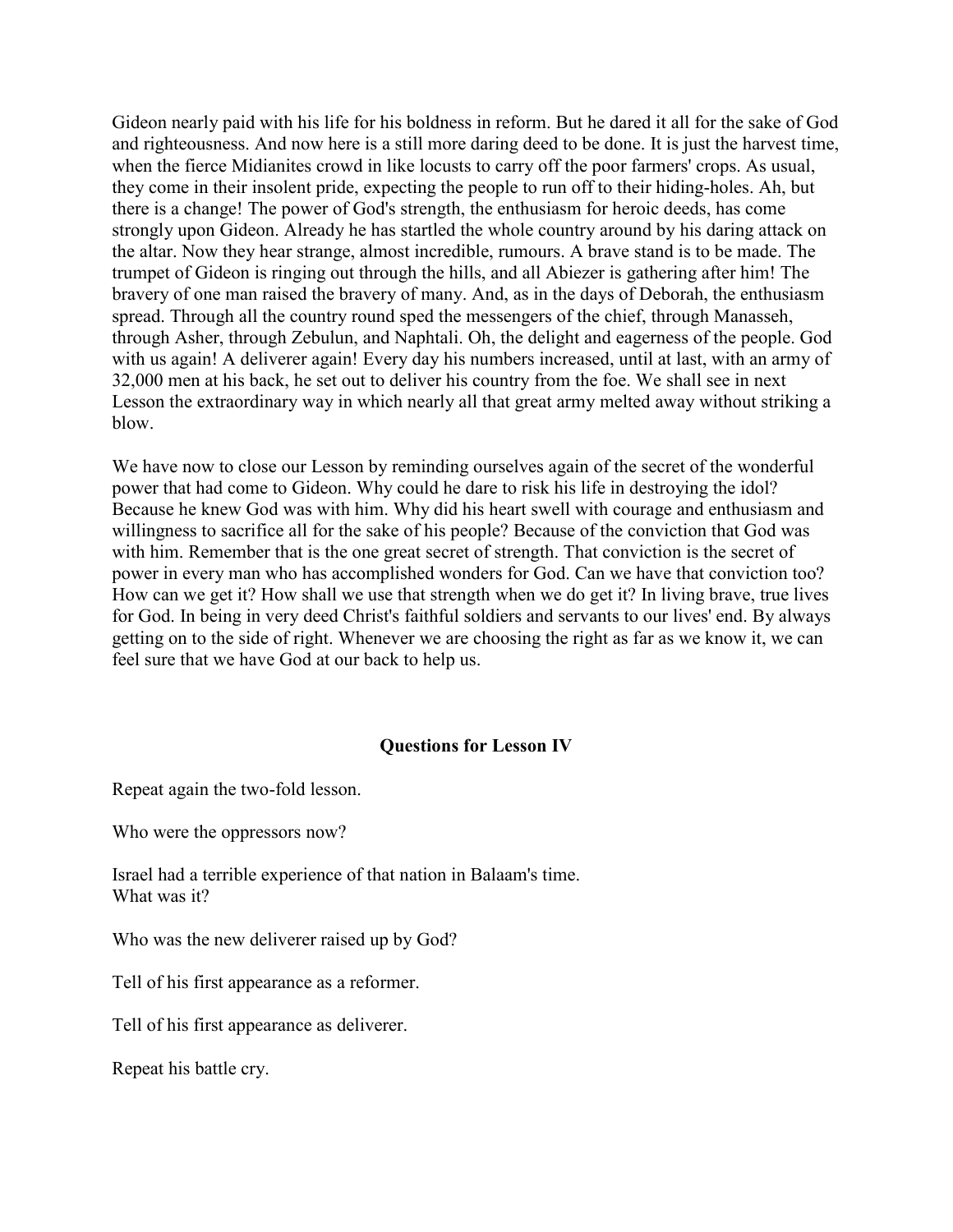Gideon nearly paid with his life for his boldness in reform. But he dared it all for the sake of God and righteousness. And now here is a still more daring deed to be done. It is just the harvest time, when the fierce Midianites crowd in like locusts to carry off the poor farmers' crops. As usual, they come in their insolent pride, expecting the people to run off to their hiding-holes. Ah, but there is a change! The power of God's strength, the enthusiasm for heroic deeds, has come strongly upon Gideon. Already he has startled the whole country around by his daring attack on the altar. Now they hear strange, almost incredible, rumours. A brave stand is to be made. The trumpet of Gideon is ringing out through the hills, and all Abiezer is gathering after him! The bravery of one man raised the bravery of many. And, as in the days of Deborah, the enthusiasm spread. Through all the country round sped the messengers of the chief, through Manasseh, through Asher, through Zebulun, and Naphtali. Oh, the delight and eagerness of the people. God with us again! A deliverer again! Every day his numbers increased, until at last, with an army of 32,000 men at his back, he set out to deliver his country from the foe. We shall see in next Lesson the extraordinary way in which nearly all that great army melted away without striking a blow.

We have now to close our Lesson by reminding ourselves again of the secret of the wonderful power that had come to Gideon. Why could he dare to risk his life in destroying the idol? Because he knew God was with him. Why did his heart swell with courage and enthusiasm and willingness to sacrifice all for the sake of his people? Because of the conviction that God was with him. Remember that is the one great secret of strength. That conviction is the secret of power in every man who has accomplished wonders for God. Can we have that conviction too? How can we get it? How shall we use that strength when we do get it? In living brave, true lives for God. In being in very deed Christ's faithful soldiers and servants to our lives' end. By always getting on to the side of right. Whenever we are choosing the right as far as we know it, we can feel sure that we have God at our back to help us.

### Questions for Lesson IV

Repeat again the two-fold lesson.

Who were the oppressors now?

Israel had a terrible experience of that nation in Balaam's time.
What was it?

Who was the new deliverer raised up by God?

Tell of his first appearance as a reformer.

Tell of his first appearance as deliverer.

Repeat his battle cry.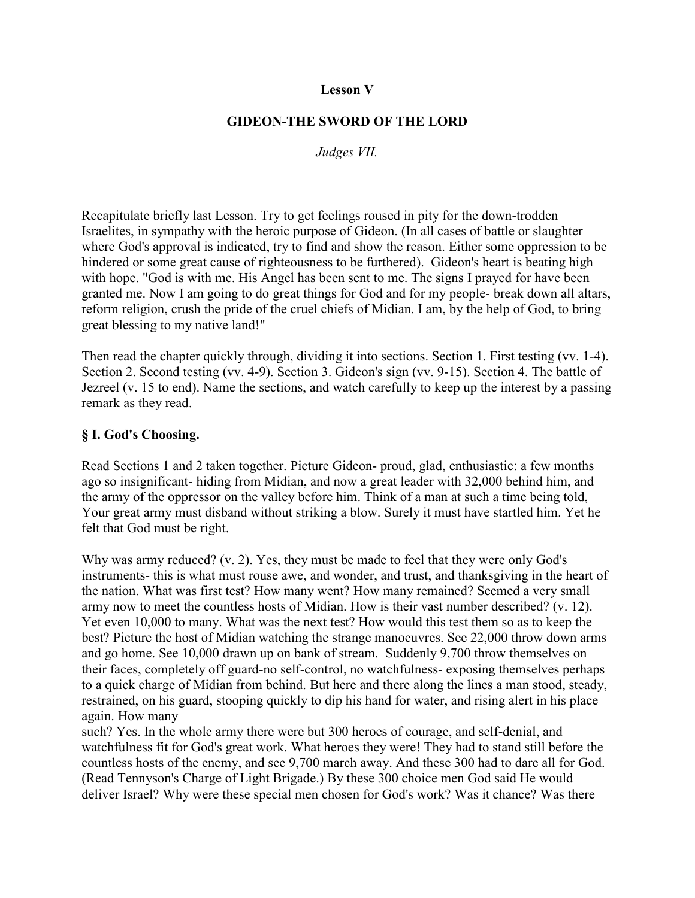**Lesson V**

**GIDEON-THE SWORD OF THE LORD**

*Judges VII.*

Recapitulate briefly last Lesson. Try to get feelings roused in pity for the down-trodden Israelites, in sympathy with the heroic purpose of Gideon. (In all cases of battle or slaughter where God's approval is indicated, try to find and show the reason. Either some oppression to be hindered or some great cause of righteousness to be furthered). Gideon's heart is beating high with hope. "God is with me. His Angel has been sent to me. The signs I prayed for have been granted me. Now I am going to do great things for God and for my people- break down all altars, reform religion, crush the pride of the cruel chiefs of Midian. I am, by the help of God, to bring great blessing to my native land!"

Then read the chapter quickly through, dividing it into sections. Section 1. First testing (vv. 1-4). Section 2. Second testing (vv. 4-9). Section 3. Gideon's sign (vv. 9-15). Section 4. The battle of Jezreel (v. 15 to end). Name the sections, and watch carefully to keep up the interest by a passing remark as they read.

**§ I. God's Choosing.**

Read Sections 1 and 2 taken together. Picture Gideon- proud, glad, enthusiastic: a few months ago so insignificant- hiding from Midian, and now a great leader with 32,000 behind him, and the army of the oppressor on the valley before him. Think of a man at such a time being told, Your great army must disband without striking a blow. Surely it must have startled him. Yet he felt that God must be right.

Why was army reduced? (v. 2). Yes, they must be made to feel that they were only God's instruments- this is what must rouse awe, and wonder, and trust, and thanksgiving in the heart of the nation. What was first test? How many went? How many remained? Seemed a very small army now to meet the countless hosts of Midian. How is their vast number described? (v. 12). Yet even 10,000 to many. What was the next test? How would this test them so as to keep the best? Picture the host of Midian watching the strange manoeuvres. See 22,000 throw down arms and go home. See 10,000 drawn up on bank of stream. Suddenly 9,700 throw themselves on their faces, completely off guard-no self-control, no watchfulness- exposing themselves perhaps to a quick charge of Midian from behind. But here and there along the lines a man stood, steady, restrained, on his guard, stooping quickly to dip his hand for water, and rising alert in his place again. How many such? Yes. In the whole army there were but 300 heroes of courage, and self-denial, and watchfulness fit for God's great work. What heroes they were! They had to stand still before the countless hosts of the enemy, and see 9,700 march away. And these 300 had to dare all for God. (Read Tennyson's Charge of Light Brigade.) By these 300 choice men God said He would deliver Israel? Why were these special men chosen for God's work? Was it chance? Was there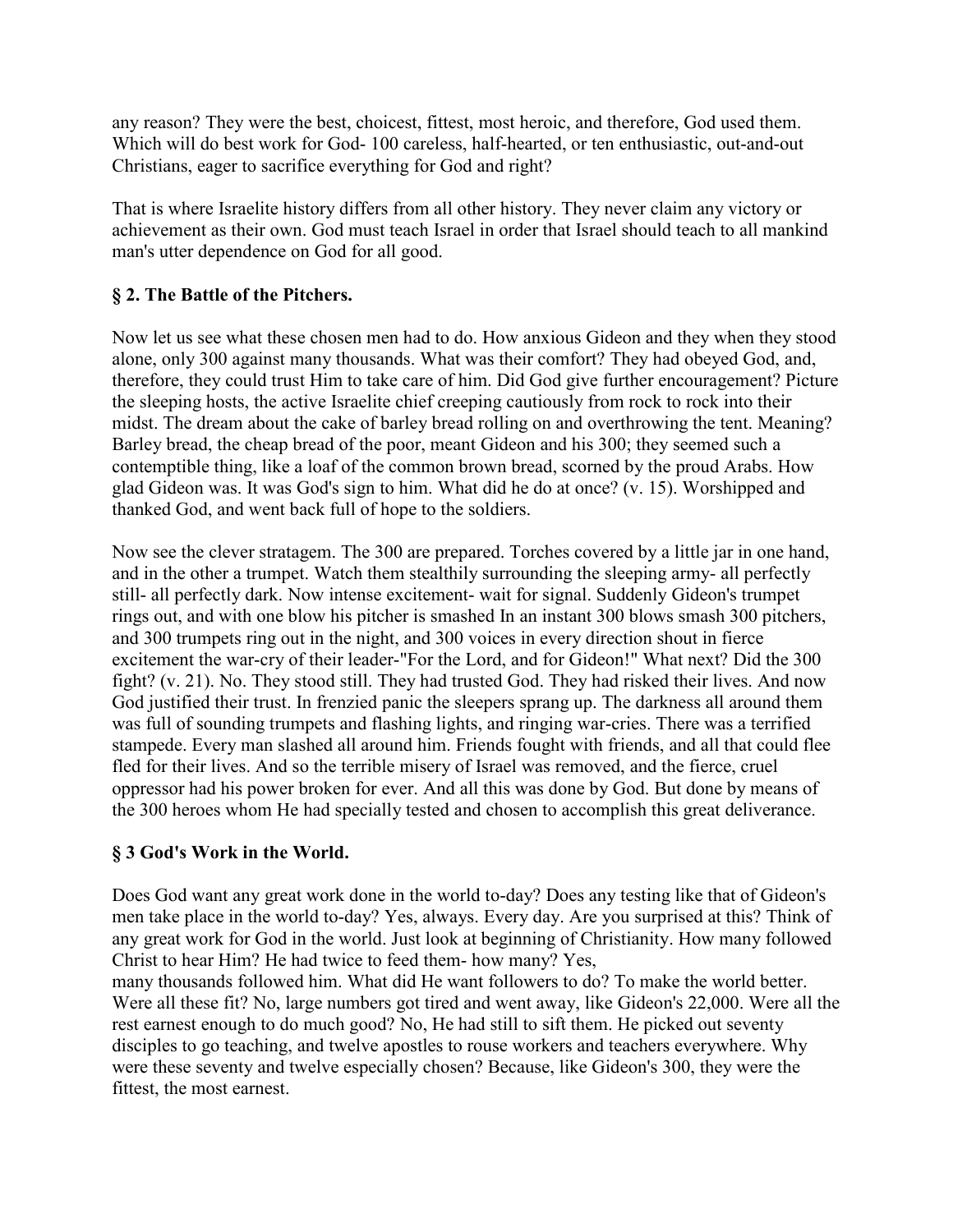any reason? They were the best, choicest, fittest, most heroic, and therefore, God used them. Which will do best work for God- 100 careless, half-hearted, or ten enthusiastic, out-and-out Christians, eager to sacrifice everything for God and right?

That is where Israelite history differs from all other history. They never claim any victory or achievement as their own. God must teach Israel in order that Israel should teach to all mankind man's utter dependence on God for all good.

### § 2. The Battle of the Pitchers.

Now let us see what these chosen men had to do. How anxious Gideon and they when they stood alone, only 300 against many thousands. What was their comfort? They had obeyed God, and, therefore, they could trust Him to take care of him. Did God give further encouragement? Picture the sleeping hosts, the active Israelite chief creeping cautiously from rock to rock into their midst. The dream about the cake of barley bread rolling on and overthrowing the tent. Meaning? Barley bread, the cheap bread of the poor, meant Gideon and his 300; they seemed such a contemptible thing, like a loaf of the common brown bread, scorned by the proud Arabs. How glad Gideon was. It was God's sign to him. What did he do at once? (v. 15). Worshipped and thanked God, and went back full of hope to the soldiers.

Now see the clever stratagem. The 300 are prepared. Torches covered by a little jar in one hand, and in the other a trumpet. Watch them stealthily surrounding the sleeping army- all perfectly still- all perfectly dark. Now intense excitement- wait for signal. Suddenly Gideon's trumpet rings out, and with one blow his pitcher is smashed In an instant 300 blows smash 300 pitchers, and 300 trumpets ring out in the night, and 300 voices in every direction shout in fierce excitement the war-cry of their leader-"For the Lord, and for Gideon!" What next? Did the 300 fight? (v. 21). No. They stood still. They had trusted God. They had risked their lives. And now God justified their trust. In frenzied panic the sleepers sprang up. The darkness all around them was full of sounding trumpets and flashing lights, and ringing war-cries. There was a terrified stampede. Every man slashed all around him. Friends fought with friends, and all that could flee fled for their lives. And so the terrible misery of Israel was removed, and the fierce, cruel oppressor had his power broken for ever. And all this was done by God. But done by means of the 300 heroes whom He had specially tested and chosen to accomplish this great deliverance.

### § 3 God's Work in the World.

Does God want any great work done in the world to-day? Does any testing like that of Gideon's men take place in the world to-day? Yes, always. Every day. Are you surprised at this? Think of any great work for God in the world. Just look at beginning of Christianity. How many followed Christ to hear Him? He had twice to feed them- how many? Yes, many thousands followed him. What did He want followers to do? To make the world better. Were all these fit? No, large numbers got tired and went away, like Gideon's 22,000. Were all the rest earnest enough to do much good? No, He had still to sift them. He picked out seventy disciples to go teaching, and twelve apostles to rouse workers and teachers everywhere. Why were these seventy and twelve especially chosen? Because, like Gideon's 300, they were the fittest, the most earnest.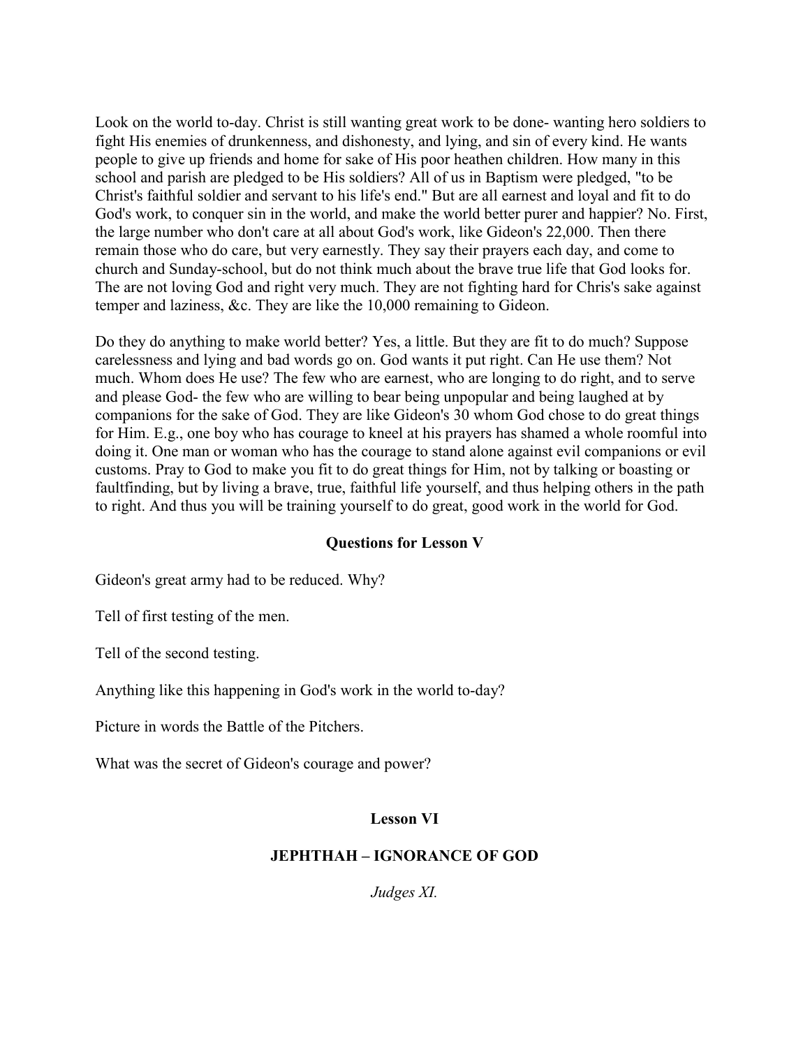Look on the world to-day. Christ is still wanting great work to be done- wanting hero soldiers to fight His enemies of drunkenness, and dishonesty, and lying, and sin of every kind. He wants people to give up friends and home for sake of His poor heathen children. How many in this school and parish are pledged to be His soldiers? All of us in Baptism were pledged, "to be Christ's faithful soldier and servant to his life's end." But are all earnest and loyal and fit to do God's work, to conquer sin in the world, and make the world better purer and happier? No. First, the large number who don't care at all about God's work, like Gideon's 22,000. Then there remain those who do care, but very earnestly. They say their prayers each day, and come to church and Sunday-school, but do not think much about the brave true life that God looks for. The are not loving God and right very much. They are not fighting hard for Chris's sake against temper and laziness, &c. They are like the 10,000 remaining to Gideon.

Do they do anything to make world better? Yes, a little. But they are fit to do much? Suppose carelessness and lying and bad words go on. God wants it put right. Can He use them? Not much. Whom does He use? The few who are earnest, who are longing to do right, and to serve and please God- the few who are willing to bear being unpopular and being laughed at by companions for the sake of God. They are like Gideon's 30 whom God chose to do great things for Him. E.g., one boy who has courage to kneel at his prayers has shamed a whole roomful into doing it. One man or woman who has the courage to stand alone against evil companions or evil customs. Pray to God to make you fit to do great things for Him, not by talking or boasting or faultfinding, but by living a brave, true, faithful life yourself, and thus helping others in the path to right. And thus you will be training yourself to do great, good work in the world for God.

### Questions for Lesson V

Gideon's great army had to be reduced. Why?

Tell of first testing of the men.

Tell of the second testing.

Anything like this happening in God's work in the world to-day?

Picture in words the Battle of the Pitchers.

What was the secret of Gideon's courage and power?

## Lesson VI

## JEPHTHAH – IGNORANCE OF GOD

*Judges XI.*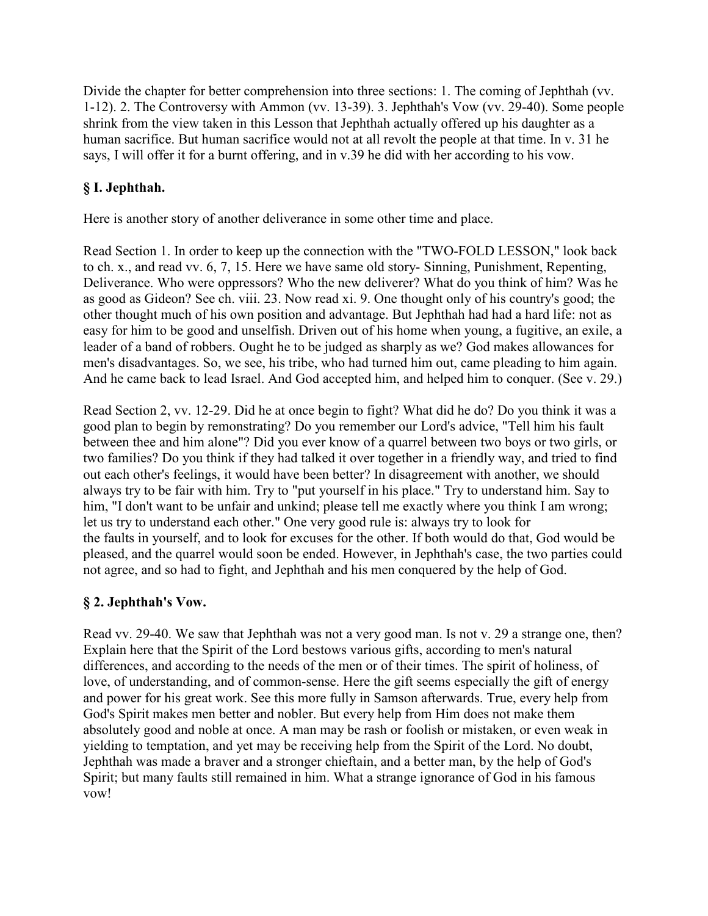Divide the chapter for better comprehension into three sections: 1. The coming of Jephthah (vv. 1-12). 2. The Controversy with Ammon (vv. 13-39). 3. Jephthah's Vow (vv. 29-40). Some people shrink from the view taken in this Lesson that Jephthah actually offered up his daughter as a human sacrifice. But human sacrifice would not at all revolt the people at that time. In v. 31 he says, I will offer it for a burnt offering, and in v.39 he did with her according to his vow.

## § I. Jephthah.

Here is another story of another deliverance in some other time and place.

Read Section 1. In order to keep up the connection with the "TWO-FOLD LESSON," look back to ch. x., and read vv. 6, 7, 15. Here we have same old story- Sinning, Punishment, Repenting, Deliverance. Who were oppressors? Who the new deliverer? What do you think of him? Was he as good as Gideon? See ch. viii. 23. Now read xi. 9. One thought only of his country's good; the other thought much of his own position and advantage. But Jephthah had had a hard life: not as easy for him to be good and unselfish. Driven out of his home when young, a fugitive, an exile, a leader of a band of robbers. Ought he to be judged as sharply as we? God makes allowances for men's disadvantages. So, we see, his tribe, who had turned him out, came pleading to him again. And he came back to lead Israel. And God accepted him, and helped him to conquer. (See v. 29.)

Read Section 2, vv. 12-29. Did he at once begin to fight? What did he do? Do you think it was a good plan to begin by remonstrating? Do you remember our Lord's advice, "Tell him his fault between thee and him alone"? Did you ever know of a quarrel between two boys or two girls, or two families? Do you think if they had talked it over together in a friendly way, and tried to find out each other's feelings, it would have been better? In disagreement with another, we should always try to be fair with him. Try to "put yourself in his place." Try to understand him. Say to him, "I don't want to be unfair and unkind; please tell me exactly where you think I am wrong; let us try to understand each other." One very good rule is: always try to look for the faults in yourself, and to look for excuses for the other. If both would do that, God would be pleased, and the quarrel would soon be ended. However, in Jephthah's case, the two parties could not agree, and so had to fight, and Jephthah and his men conquered by the help of God.

## § 2. Jephthah's Vow.

Read vv. 29-40. We saw that Jephthah was not a very good man. Is not v. 29 a strange one, then? Explain here that the Spirit of the Lord bestows various gifts, according to men's natural differences, and according to the needs of the men or of their times. The spirit of holiness, of love, of understanding, and of common-sense. Here the gift seems especially the gift of energy and power for his great work. See this more fully in Samson afterwards. True, every help from God's Spirit makes men better and nobler. But every help from Him does not make them absolutely good and noble at once. A man may be rash or foolish or mistaken, or even weak in yielding to temptation, and yet may be receiving help from the Spirit of the Lord. No doubt, Jephthah was made a braver and a stronger chieftain, and a better man, by the help of God's Spirit; but many faults still remained in him. What a strange ignorance of God in his famous vow!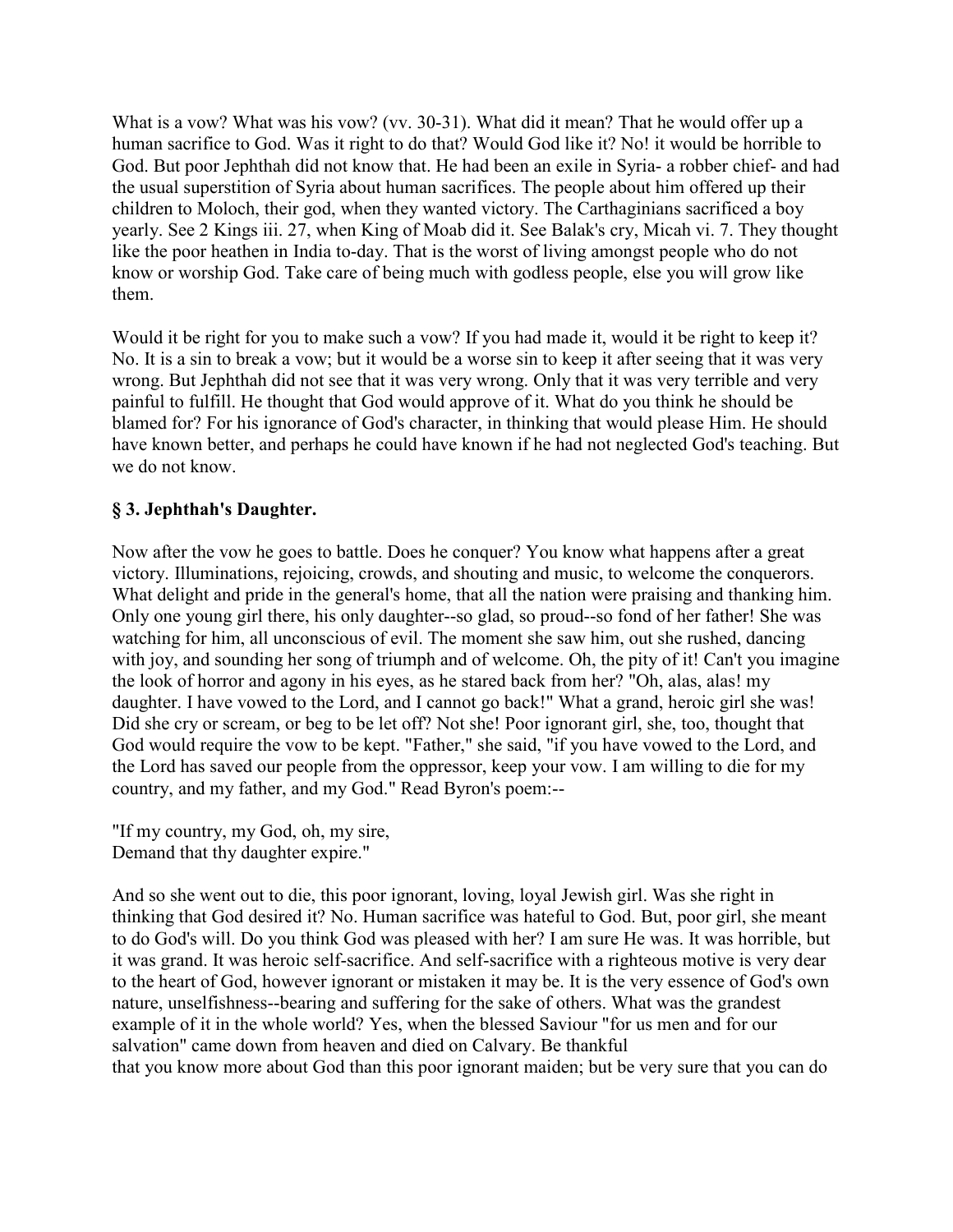What is a vow? What was his vow? (vv. 30-31). What did it mean? That he would offer up a human sacrifice to God. Was it right to do that? Would God like it? No! it would be horrible to God. But poor Jephthah did not know that. He had been an exile in Syria- a robber chief- and had the usual superstition of Syria about human sacrifices. The people about him offered up their children to Moloch, their god, when they wanted victory. The Carthaginians sacrificed a boy yearly. See 2 Kings iii. 27, when King of Moab did it. See Balak's cry, Micah vi. 7. They thought like the poor heathen in India to-day. That is the worst of living amongst people who do not know or worship God. Take care of being much with godless people, else you will grow like them.

Would it be right for you to make such a vow? If you had made it, would it be right to keep it? No. It is a sin to break a vow; but it would be a worse sin to keep it after seeing that it was very wrong. But Jephthah did not see that it was very wrong. Only that it was very terrible and very painful to fulfill. He thought that God would approve of it. What do you think he should be blamed for? For his ignorance of God's character, in thinking that would please Him. He should have known better, and perhaps he could have known if he had not neglected God's teaching. But we do not know.

### § 3. Jephthah's Daughter.

Now after the vow he goes to battle. Does he conquer? You know what happens after a great victory. Illuminations, rejoicing, crowds, and shouting and music, to welcome the conquerors. What delight and pride in the general's home, that all the nation were praising and thanking him. Only one young girl there, his only daughter--so glad, so proud--so fond of her father! She was watching for him, all unconscious of evil. The moment she saw him, out she rushed, dancing with joy, and sounding her song of triumph and of welcome. Oh, the pity of it! Can't you imagine the look of horror and agony in his eyes, as he stared back from her? "Oh, alas, alas! my daughter. I have vowed to the Lord, and I cannot go back!" What a grand, heroic girl she was! Did she cry or scream, or beg to be let off? Not she! Poor ignorant girl, she, too, thought that God would require the vow to be kept. "Father," she said, "if you have vowed to the Lord, and the Lord has saved our people from the oppressor, keep your vow. I am willing to die for my country, and my father, and my God." Read Byron's poem:--

"If my country, my God, oh, my sire,
Demand that thy daughter expire."

And so she went out to die, this poor ignorant, loving, loyal Jewish girl. Was she right in thinking that God desired it? No. Human sacrifice was hateful to God. But, poor girl, she meant to do God's will. Do you think God was pleased with her? I am sure He was. It was horrible, but it was grand. It was heroic self-sacrifice. And self-sacrifice with a righteous motive is very dear to the heart of God, however ignorant or mistaken it may be. It is the very essence of God's own nature, unselfishness--bearing and suffering for the sake of others. What was the grandest example of it in the whole world? Yes, when the blessed Saviour "for us men and for our salvation" came down from heaven and died on Calvary. Be thankful that you know more about God than this poor ignorant maiden; but be very sure that you can do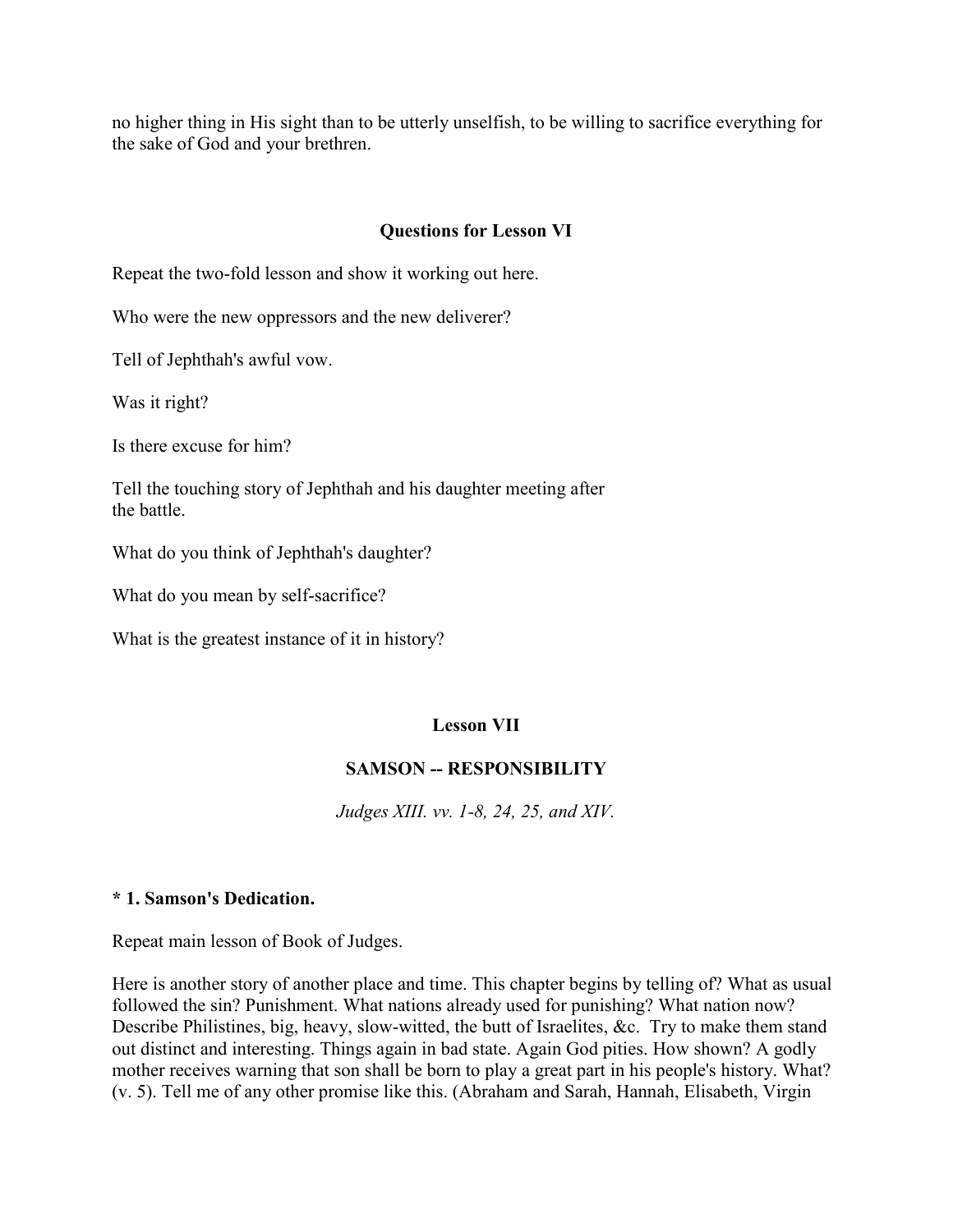no higher thing in His sight than to be utterly unselfish, to be willing to sacrifice everything for the sake of God and your brethren.

### Questions for Lesson VI

Repeat the two-fold lesson and show it working out here.

Who were the new oppressors and the new deliverer?

Tell of Jephthah's awful vow.

Was it right?

Is there excuse for him?

Tell the touching story of Jephthah and his daughter meeting after the battle.

What do you think of Jephthah's daughter?

What do you mean by self-sacrifice?

What is the greatest instance of it in history?

## Lesson VII

## SAMSON -- RESPONSIBILITY

*Judges XIII. vv. 1-8, 24, 25, and XIV.*

**\* 1. Samson's Dedication.**

Repeat main lesson of Book of Judges.

Here is another story of another place and time. This chapter begins by telling of? What as usual followed the sin? Punishment. What nations already used for punishing? What nation now? Describe Philistines, big, heavy, slow-witted, the butt of Israelites, &c. Try to make them stand out distinct and interesting. Things again in bad state. Again God pities. How shown? A godly mother receives warning that son shall be born to play a great part in his people's history. What? (v. 5). Tell me of any other promise like this. (Abraham and Sarah, Hannah, Elisabeth, Virgin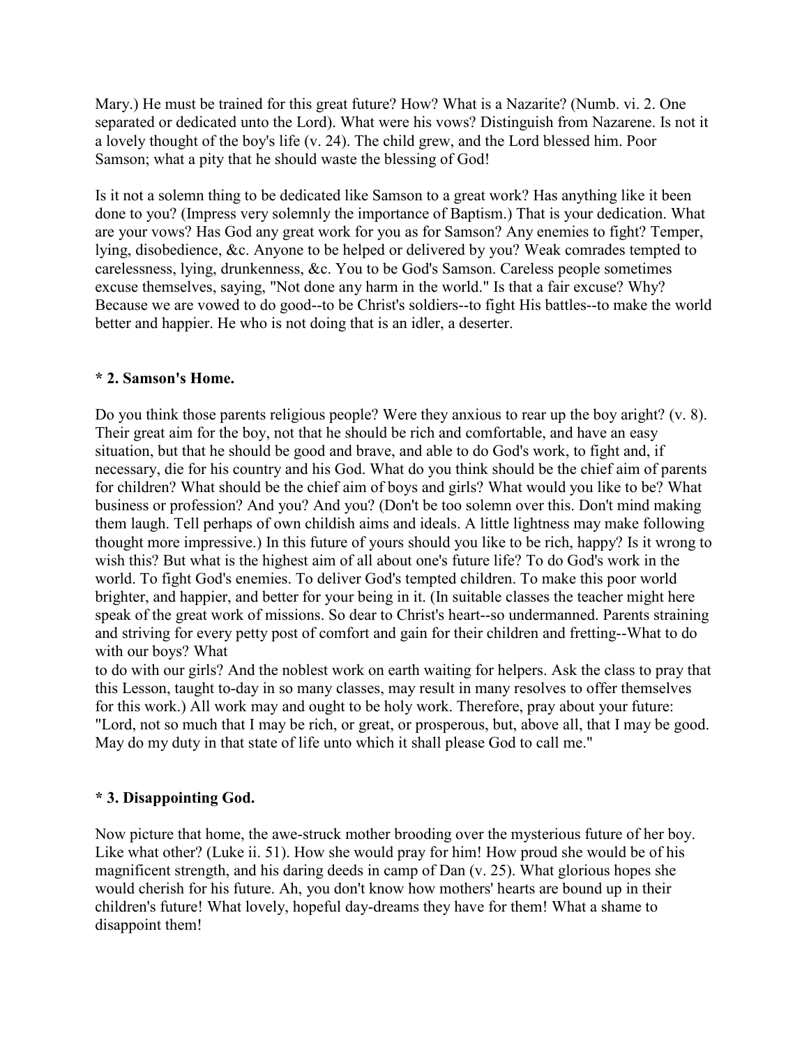Mary.) He must be trained for this great future? How? What is a Nazarite? (Numb. vi. 2. One separated or dedicated unto the Lord). What were his vows? Distinguish from Nazarene. Is not it a lovely thought of the boy's life (v. 24). The child grew, and the Lord blessed him. Poor Samson; what a pity that he should waste the blessing of God!

Is it not a solemn thing to be dedicated like Samson to a great work? Has anything like it been done to you? (Impress very solemnly the importance of Baptism.) That is your dedication. What are your vows? Has God any great work for you as for Samson? Any enemies to fight? Temper, lying, disobedience, &c. Anyone to be helped or delivered by you? Weak comrades tempted to carelessness, lying, drunkenness, &c. You to be God's Samson. Careless people sometimes excuse themselves, saying, "Not done any harm in the world." Is that a fair excuse? Why? Because we are vowed to do good--to be Christ's soldiers--to fight His battles--to make the world better and happier. He who is not doing that is an idler, a deserter.

### * 2. Samson's Home.

Do you think those parents religious people? Were they anxious to rear up the boy aright? (v. 8). Their great aim for the boy, not that he should be rich and comfortable, and have an easy situation, but that he should be good and brave, and able to do God's work, to fight and, if necessary, die for his country and his God. What do you think should be the chief aim of parents for children? What should be the chief aim of boys and girls? What would you like to be? What business or profession? And you? And you? (Don't be too solemn over this. Don't mind making them laugh. Tell perhaps of own childish aims and ideals. A little lightness may make following thought more impressive.) In this future of yours should you like to be rich, happy? Is it wrong to wish this? But what is the highest aim of all about one's future life? To do God's work in the world. To fight God's enemies. To deliver God's tempted children. To make this poor world brighter, and happier, and better for your being in it. (In suitable classes the teacher might here speak of the great work of missions. So dear to Christ's heart--so undermanned. Parents straining and striving for every petty post of comfort and gain for their children and fretting--What to do with our boys? What to do with our girls? And the noblest work on earth waiting for helpers. Ask the class to pray that this Lesson, taught to-day in so many classes, may result in many resolves to offer themselves for this work.) All work may and ought to be holy work. Therefore, pray about your future: "Lord, not so much that I may be rich, or great, or prosperous, but, above all, that I may be good. May do my duty in that state of life unto which it shall please God to call me."

### * 3. Disappointing God.

Now picture that home, the awe-struck mother brooding over the mysterious future of her boy. Like what other? (Luke ii. 51). How she would pray for him! How proud she would be of his magnificent strength, and his daring deeds in camp of Dan (v. 25). What glorious hopes she would cherish for his future. Ah, you don't know how mothers' hearts are bound up in their children's future! What lovely, hopeful day-dreams they have for them! What a shame to disappoint them!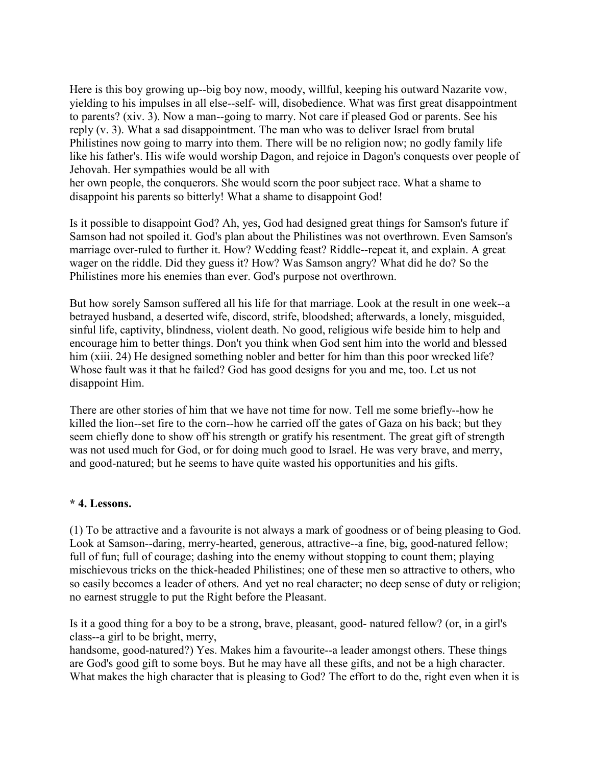Here is this boy growing up--big boy now, moody, willful, keeping his outward Nazarite vow, yielding to his impulses in all else--self- will, disobedience. What was first great disappointment to parents? (xiv. 3). Now a man--going to marry. Not care if pleased God or parents. See his reply (v. 3). What a sad disappointment. The man who was to deliver Israel from brutal Philistines now going to marry into them. There will be no religion now; no godly family life like his father's. His wife would worship Dagon, and rejoice in Dagon's conquests over people of Jehovah. Her sympathies would be all with her own people, the conquerors. She would scorn the poor subject race. What a shame to disappoint his parents so bitterly! What a shame to disappoint God!

Is it possible to disappoint God? Ah, yes, God had designed great things for Samson's future if Samson had not spoiled it. God's plan about the Philistines was not overthrown. Even Samson's marriage over-ruled to further it. How? Wedding feast? Riddle--repeat it, and explain. A great wager on the riddle. Did they guess it? How? Was Samson angry? What did he do? So the Philistines more his enemies than ever. God's purpose not overthrown.

But how sorely Samson suffered all his life for that marriage. Look at the result in one week--a betrayed husband, a deserted wife, discord, strife, bloodshed; afterwards, a lonely, misguided, sinful life, captivity, blindness, violent death. No good, religious wife beside him to help and encourage him to better things. Don't you think when God sent him into the world and blessed him (xiii. 24) He designed something nobler and better for him than this poor wrecked life? Whose fault was it that he failed? God has good designs for you and me, too. Let us not disappoint Him.

There are other stories of him that we have not time for now. Tell me some briefly--how he killed the lion--set fire to the corn--how he carried off the gates of Gaza on his back; but they seem chiefly done to show off his strength or gratify his resentment. The great gift of strength was not used much for God, or for doing much good to Israel. He was very brave, and merry, and good-natured; but he seems to have quite wasted his opportunities and his gifts.

**\* 4. Lessons.**

(1) To be attractive and a favourite is not always a mark of goodness or of being pleasing to God. Look at Samson--daring, merry-hearted, generous, attractive--a fine, big, good-natured fellow; full of fun; full of courage; dashing into the enemy without stopping to count them; playing mischievous tricks on the thick-headed Philistines; one of these men so attractive to others, who so easily becomes a leader of others. And yet no real character; no deep sense of duty or religion; no earnest struggle to put the Right before the Pleasant.

Is it a good thing for a boy to be a strong, brave, pleasant, good- natured fellow? (or, in a girl's class--a girl to be bright, merry, handsome, good-natured?) Yes. Makes him a favourite--a leader amongst others. These things are God's good gift to some boys. But he may have all these gifts, and not be a high character. What makes the high character that is pleasing to God? The effort to do the, right even when it is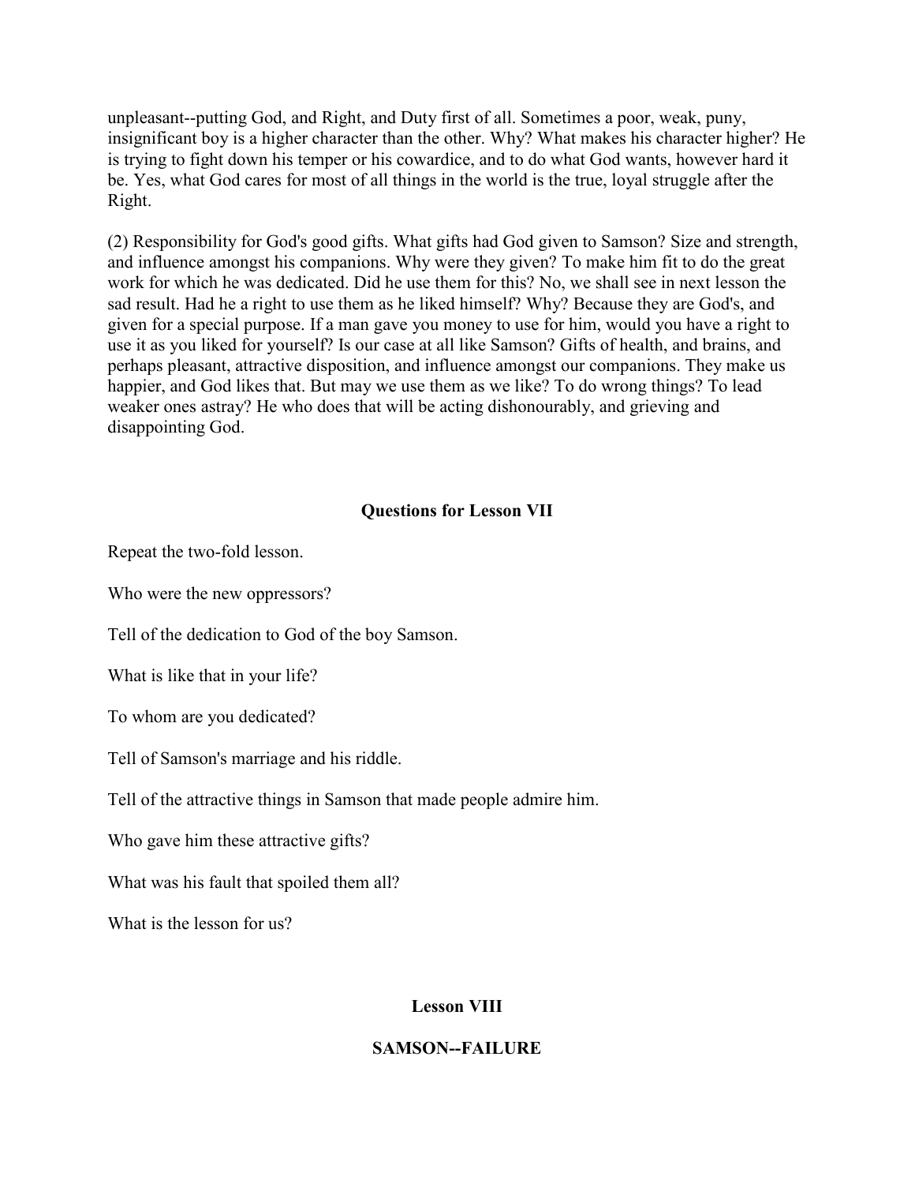unpleasant--putting God, and Right, and Duty first of all. Sometimes a poor, weak, puny, insignificant boy is a higher character than the other. Why? What makes his character higher? He is trying to fight down his temper or his cowardice, and to do what God wants, however hard it be. Yes, what God cares for most of all things in the world is the true, loyal struggle after the Right.

(2) Responsibility for God's good gifts. What gifts had God given to Samson? Size and strength, and influence amongst his companions. Why were they given? To make him fit to do the great work for which he was dedicated. Did he use them for this? No, we shall see in next lesson the sad result. Had he a right to use them as he liked himself? Why? Because they are God's, and given for a special purpose. If a man gave you money to use for him, would you have a right to use it as you liked for yourself? Is our case at all like Samson? Gifts of health, and brains, and perhaps pleasant, attractive disposition, and influence amongst our companions. They make us happier, and God likes that. But may we use them as we like? To do wrong things? To lead weaker ones astray? He who does that will be acting dishonourably, and grieving and disappointing God.

### Questions for Lesson VII

Repeat the two-fold lesson.

Who were the new oppressors?

Tell of the dedication to God of the boy Samson.

What is like that in your life?

To whom are you dedicated?

Tell of Samson's marriage and his riddle.

Tell of the attractive things in Samson that made people admire him.

Who gave him these attractive gifts?

What was his fault that spoiled them all?

What is the lesson for us?

## Lesson VIII

## SAMSON--FAILURE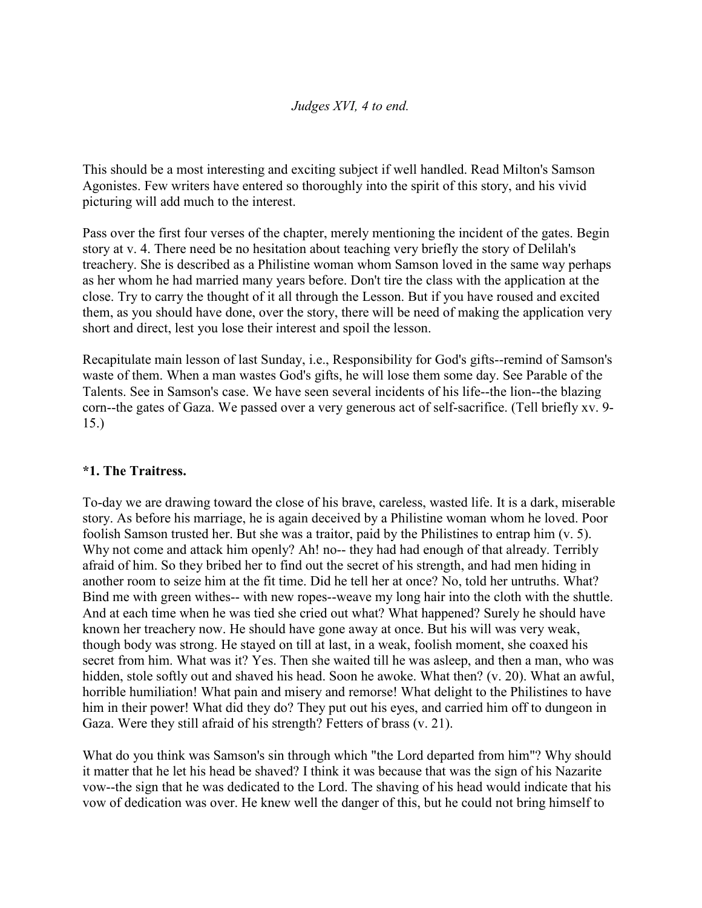*Judges XVI, 4 to end.*

This should be a most interesting and exciting subject if well handled. Read Milton's Samson Agonistes. Few writers have entered so thoroughly into the spirit of this story, and his vivid picturing will add much to the interest.

Pass over the first four verses of the chapter, merely mentioning the incident of the gates. Begin story at v. 4. There need be no hesitation about teaching very briefly the story of Delilah's treachery. She is described as a Philistine woman whom Samson loved in the same way perhaps as her whom he had married many years before. Don't tire the class with the application at the close. Try to carry the thought of it all through the Lesson. But if you have roused and excited them, as you should have done, over the story, there will be need of making the application very short and direct, lest you lose their interest and spoil the lesson.

Recapitulate main lesson of last Sunday, i.e., Responsibility for God's gifts--remind of Samson's waste of them. When a man wastes God's gifts, he will lose them some day. See Parable of the Talents. See in Samson's case. We have seen several incidents of his life--the lion--the blazing corn--the gates of Gaza. We passed over a very generous act of self-sacrifice. (Tell briefly xv. 9-15.)

**\*1. The Traitress.**

To-day we are drawing toward the close of his brave, careless, wasted life. It is a dark, miserable story. As before his marriage, he is again deceived by a Philistine woman whom he loved. Poor foolish Samson trusted her. But she was a traitor, paid by the Philistines to entrap him (v. 5). Why not come and attack him openly? Ah! no-- they had had enough of that already. Terribly afraid of him. So they bribed her to find out the secret of his strength, and had men hiding in another room to seize him at the fit time. Did he tell her at once? No, told her untruths. What? Bind me with green withes-- with new ropes--weave my long hair into the cloth with the shuttle. And at each time when he was tied she cried out what? What happened? Surely he should have known her treachery now. He should have gone away at once. But his will was very weak, though body was strong. He stayed on till at last, in a weak, foolish moment, she coaxed his secret from him. What was it? Yes. Then she waited till he was asleep, and then a man, who was hidden, stole softly out and shaved his head. Soon he awoke. What then? (v. 20). What an awful, horrible humiliation! What pain and misery and remorse! What delight to the Philistines to have him in their power! What did they do? They put out his eyes, and carried him off to dungeon in Gaza. Were they still afraid of his strength? Fetters of brass (v. 21).

What do you think was Samson's sin through which "the Lord departed from him"? Why should it matter that he let his head be shaved? I think it was because that was the sign of his Nazarite vow--the sign that he was dedicated to the Lord. The shaving of his head would indicate that his vow of dedication was over. He knew well the danger of this, but he could not bring himself to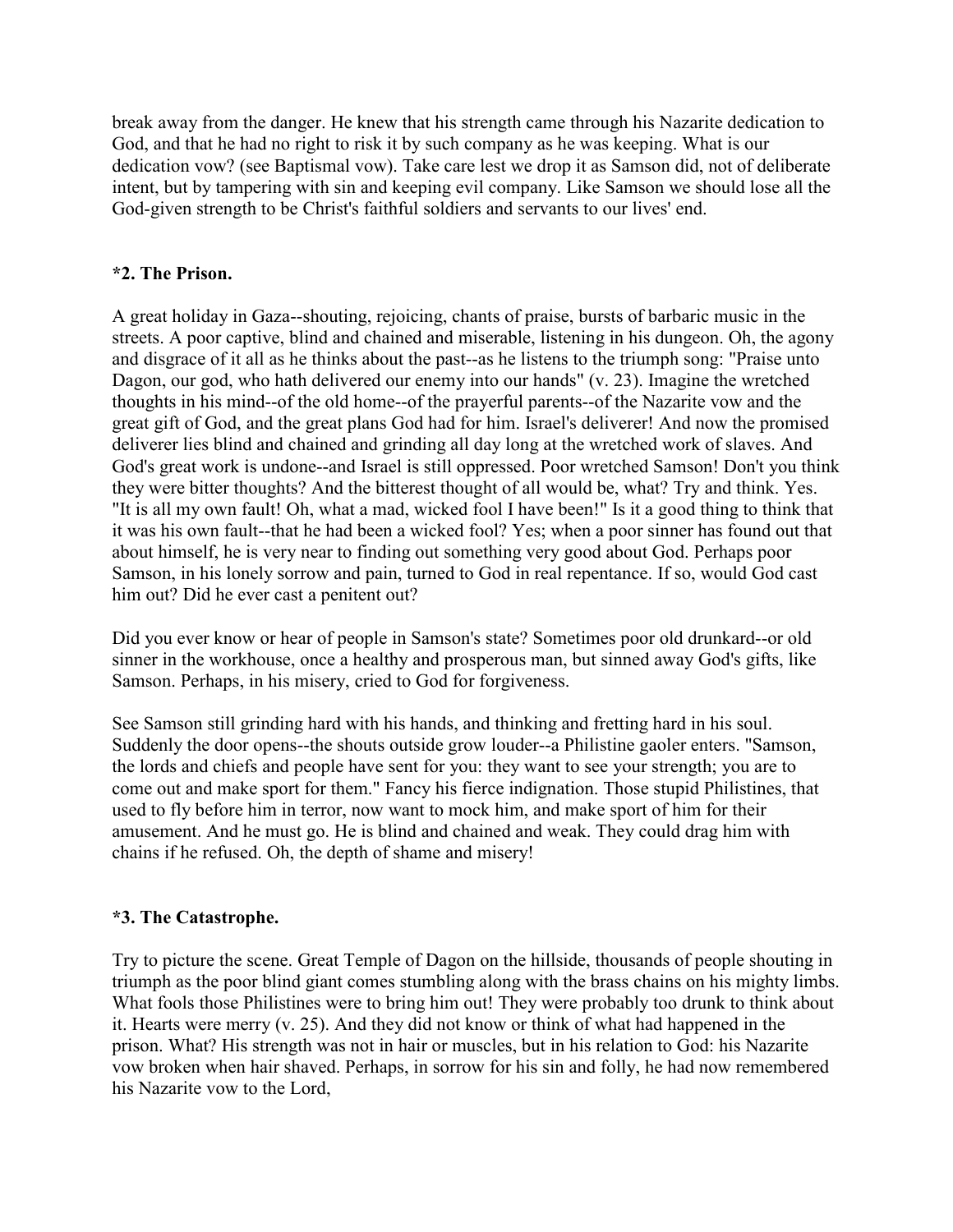break away from the danger. He knew that his strength came through his Nazarite dedication to God, and that he had no right to risk it by such company as he was keeping. What is our dedication vow? (see Baptismal vow). Take care lest we drop it as Samson did, not of deliberate intent, but by tampering with sin and keeping evil company. Like Samson we should lose all the God-given strength to be Christ's faithful soldiers and servants to our lives' end.

**\*2. The Prison.**

A great holiday in Gaza--shouting, rejoicing, chants of praise, bursts of barbaric music in the streets. A poor captive, blind and chained and miserable, listening in his dungeon. Oh, the agony and disgrace of it all as he thinks about the past--as he listens to the triumph song: "Praise unto Dagon, our god, who hath delivered our enemy into our hands" (v. 23). Imagine the wretched thoughts in his mind--of the old home--of the prayerful parents--of the Nazarite vow and the great gift of God, and the great plans God had for him. Israel's deliverer! And now the promised deliverer lies blind and chained and grinding all day long at the wretched work of slaves. And God's great work is undone--and Israel is still oppressed. Poor wretched Samson! Don't you think they were bitter thoughts? And the bitterest thought of all would be, what? Try and think. Yes. "It is all my own fault! Oh, what a mad, wicked fool I have been!" Is it a good thing to think that it was his own fault--that he had been a wicked fool? Yes; when a poor sinner has found out that about himself, he is very near to finding out something very good about God. Perhaps poor Samson, in his lonely sorrow and pain, turned to God in real repentance. If so, would God cast him out? Did he ever cast a penitent out?

Did you ever know or hear of people in Samson's state? Sometimes poor old drunkard--or old sinner in the workhouse, once a healthy and prosperous man, but sinned away God's gifts, like Samson. Perhaps, in his misery, cried to God for forgiveness.

See Samson still grinding hard with his hands, and thinking and fretting hard in his soul. Suddenly the door opens--the shouts outside grow louder--a Philistine gaoler enters. "Samson, the lords and chiefs and people have sent for you: they want to see your strength; you are to come out and make sport for them." Fancy his fierce indignation. Those stupid Philistines, that used to fly before him in terror, now want to mock him, and make sport of him for their amusement. And he must go. He is blind and chained and weak. They could drag him with chains if he refused. Oh, the depth of shame and misery!

**\*3. The Catastrophe.**

Try to picture the scene. Great Temple of Dagon on the hillside, thousands of people shouting in triumph as the poor blind giant comes stumbling along with the brass chains on his mighty limbs. What fools those Philistines were to bring him out! They were probably too drunk to think about it. Hearts were merry (v. 25). And they did not know or think of what had happened in the prison. What? His strength was not in hair or muscles, but in his relation to God: his Nazarite vow broken when hair shaved. Perhaps, in sorrow for his sin and folly, he had now remembered his Nazarite vow to the Lord,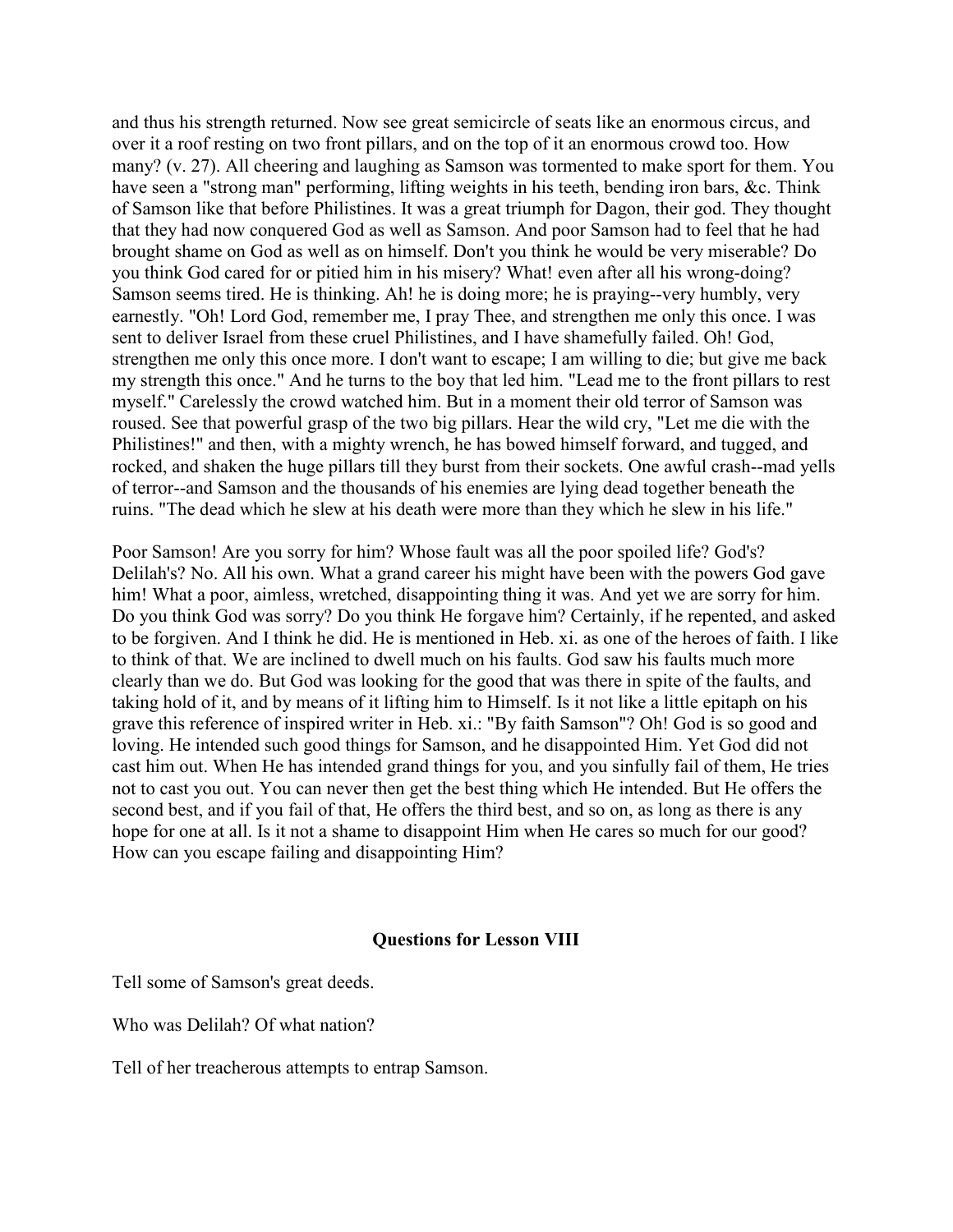and thus his strength returned. Now see great semicircle of seats like an enormous circus, and over it a roof resting on two front pillars, and on the top of it an enormous crowd too. How many? (v. 27). All cheering and laughing as Samson was tormented to make sport for them. You have seen a "strong man" performing, lifting weights in his teeth, bending iron bars, &c. Think of Samson like that before Philistines. It was a great triumph for Dagon, their god. They thought that they had now conquered God as well as Samson. And poor Samson had to feel that he had brought shame on God as well as on himself. Don't you think he would be very miserable? Do you think God cared for or pitied him in his misery? What! even after all his wrong-doing? Samson seems tired. He is thinking. Ah! he is doing more; he is praying--very humbly, very earnestly. "Oh! Lord God, remember me, I pray Thee, and strengthen me only this once. I was sent to deliver Israel from these cruel Philistines, and I have shamefully failed. Oh! God, strengthen me only this once more. I don't want to escape; I am willing to die; but give me back my strength this once." And he turns to the boy that led him. "Lead me to the front pillars to rest myself." Carelessly the crowd watched him. But in a moment their old terror of Samson was roused. See that powerful grasp of the two big pillars. Hear the wild cry, "Let me die with the Philistines!" and then, with a mighty wrench, he has bowed himself forward, and tugged, and rocked, and shaken the huge pillars till they burst from their sockets. One awful crash--mad yells of terror--and Samson and the thousands of his enemies are lying dead together beneath the ruins. "The dead which he slew at his death were more than they which he slew in his life."

Poor Samson! Are you sorry for him? Whose fault was all the poor spoiled life? God's? Delilah's? No. All his own. What a grand career his might have been with the powers God gave him! What a poor, aimless, wretched, disappointing thing it was. And yet we are sorry for him. Do you think God was sorry? Do you think He forgave him? Certainly, if he repented, and asked to be forgiven. And I think he did. He is mentioned in Heb. xi. as one of the heroes of faith. I like to think of that. We are inclined to dwell much on his faults. God saw his faults much more clearly than we do. But God was looking for the good that was there in spite of the faults, and taking hold of it, and by means of it lifting him to Himself. Is it not like a little epitaph on his grave this reference of inspired writer in Heb. xi.: "By faith Samson"? Oh! God is so good and loving. He intended such good things for Samson, and he disappointed Him. Yet God did not cast him out. When He has intended grand things for you, and you sinfully fail of them, He tries not to cast you out. You can never then get the best thing which He intended. But He offers the second best, and if you fail of that, He offers the third best, and so on, as long as there is any hope for one at all. Is it not a shame to disappoint Him when He cares so much for our good? How can you escape failing and disappointing Him?

### Questions for Lesson VIII

Tell some of Samson's great deeds.

Who was Delilah? Of what nation?

Tell of her treacherous attempts to entrap Samson.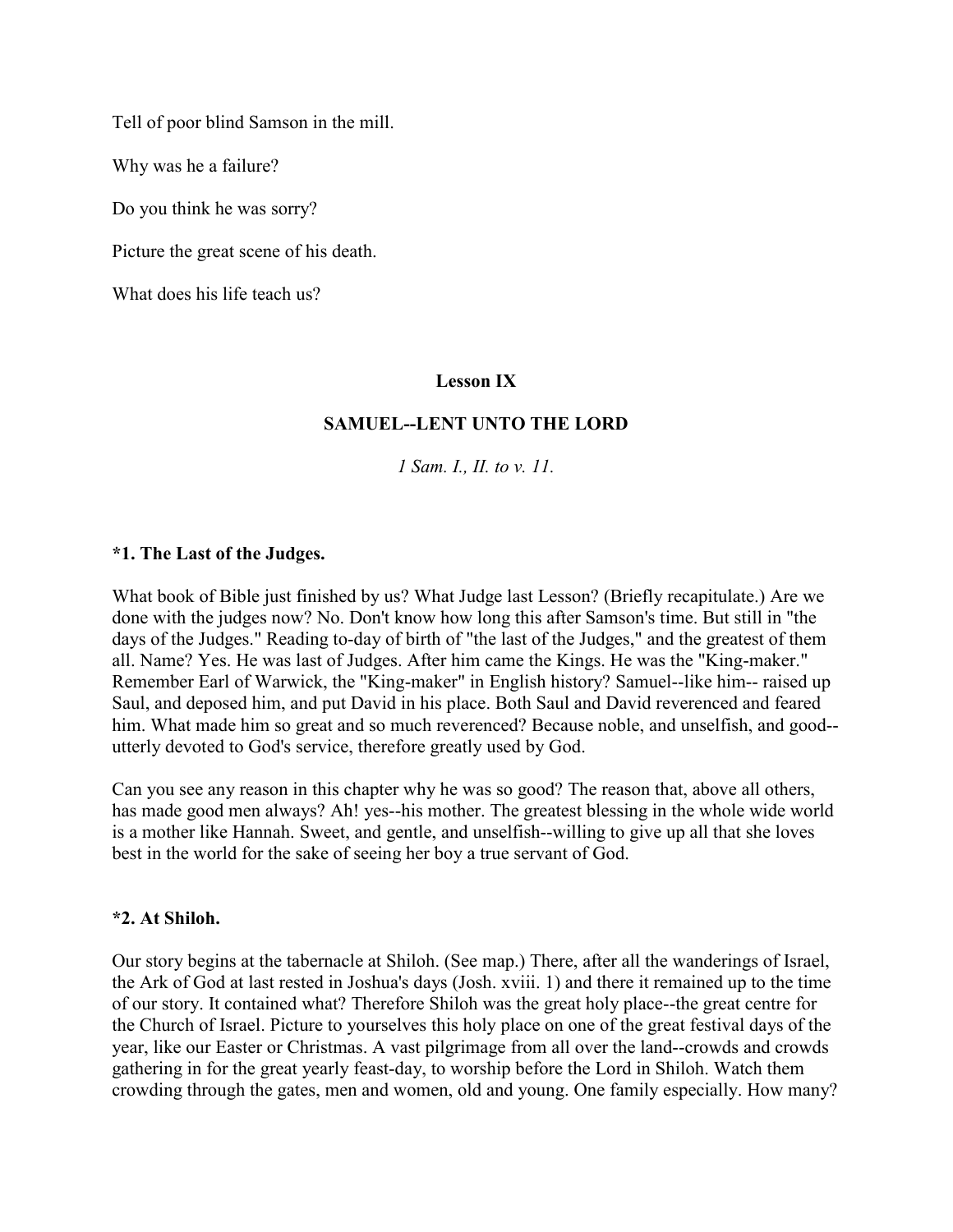Tell of poor blind Samson in the mill.

Why was he a failure?

Do you think he was sorry?

Picture the great scene of his death.

What does his life teach us?

## Lesson IX

## SAMUEL--LENT UNTO THE LORD

*1 Sam. I., II. to v. 11.*

### *1. The Last of the Judges.

What book of Bible just finished by us? What Judge last Lesson? (Briefly recapitulate.) Are we done with the judges now? No. Don't know how long this after Samson's time. But still in "the days of the Judges." Reading to-day of birth of "the last of the Judges," and the greatest of them all. Name? Yes. He was last of Judges. After him came the Kings. He was the "King-maker." Remember Earl of Warwick, the "King-maker" in English history? Samuel--like him-- raised up Saul, and deposed him, and put David in his place. Both Saul and David reverenced and feared him. What made him so great and so much reverenced? Because noble, and unselfish, and good-- utterly devoted to God's service, therefore greatly used by God.

Can you see any reason in this chapter why he was so good? The reason that, above all others, has made good men always? Ah! yes--his mother. The greatest blessing in the whole wide world is a mother like Hannah. Sweet, and gentle, and unselfish--willing to give up all that she loves best in the world for the sake of seeing her boy a true servant of God.

### *2. At Shiloh.

Our story begins at the tabernacle at Shiloh. (See map.) There, after all the wanderings of Israel, the Ark of God at last rested in Joshua's days (Josh. xviii. 1) and there it remained up to the time of our story. It contained what? Therefore Shiloh was the great holy place--the great centre for the Church of Israel. Picture to yourselves this holy place on one of the great festival days of the year, like our Easter or Christmas. A vast pilgrimage from all over the land--crowds and crowds gathering in for the great yearly feast-day, to worship before the Lord in Shiloh. Watch them crowding through the gates, men and women, old and young. One family especially. How many?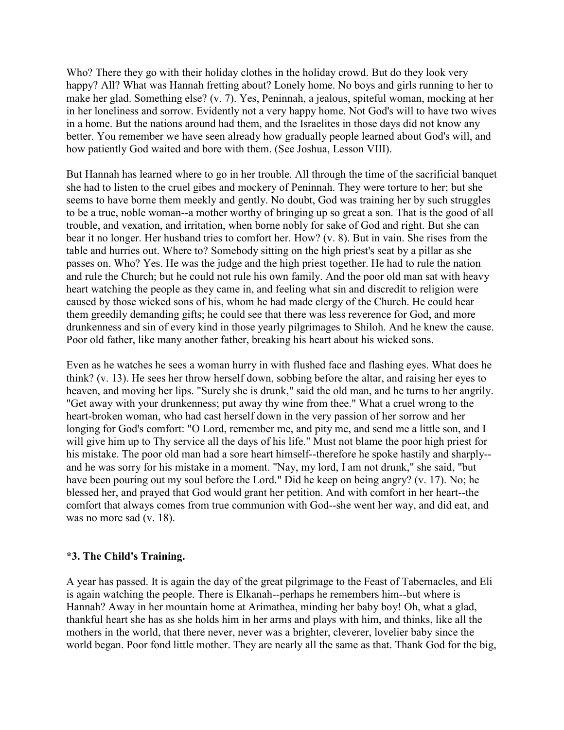Who? There they go with their holiday clothes in the holiday crowd. But do they look very happy? All? What was Hannah fretting about? Lonely home. No boys and girls running to her to make her glad. Something else? (v. 7). Yes, Peninnah, a jealous, spiteful woman, mocking at her in her loneliness and sorrow. Evidently not a very happy home. Not God's will to have two wives in a home. But the nations around had them, and the Israelites in those days did not know any better. You remember we have seen already how gradually people learned about God's will, and how patiently God waited and bore with them. (See Joshua, Lesson VIII).

But Hannah has learned where to go in her trouble. All through the time of the sacrificial banquet she had to listen to the cruel gibes and mockery of Peninnah. They were torture to her; but she seems to have borne them meekly and gently. No doubt, God was training her by such struggles to be a true, noble woman--a mother worthy of bringing up so great a son. That is the good of all trouble, and vexation, and irritation, when borne nobly for sake of God and right. But she can bear it no longer. Her husband tries to comfort her. How? (v. 8). But in vain. She rises from the table and hurries out. Where to? Somebody sitting on the high priest's seat by a pillar as she passes on. Who? Yes. He was the judge and the high priest together. He had to rule the nation and rule the Church; but he could not rule his own family. And the poor old man sat with heavy heart watching the people as they came in, and feeling what sin and discredit to religion were caused by those wicked sons of his, whom he had made clergy of the Church. He could hear them greedily demanding gifts; he could see that there was less reverence for God, and more drunkenness and sin of every kind in those yearly pilgrimages to Shiloh. And he knew the cause. Poor old father, like many another father, breaking his heart about his wicked sons.

Even as he watches he sees a woman hurry in with flushed face and flashing eyes. What does he think? (v. 13). He sees her throw herself down, sobbing before the altar, and raising her eyes to heaven, and moving her lips. "Surely she is drunk," said the old man, and he turns to her angrily. "Get away with your drunkenness; put away thy wine from thee." What a cruel wrong to the heart-broken woman, who had cast herself down in the very passion of her sorrow and her longing for God's comfort: "O Lord, remember me, and pity me, and send me a little son, and I will give him up to Thy service all the days of his life." Must not blame the poor high priest for his mistake. The poor old man had a sore heart himself--therefore he spoke hastily and sharply--and he was sorry for his mistake in a moment. "Nay, my lord, I am not drunk," she said, "but have been pouring out my soul before the Lord." Did he keep on being angry? (v. 17). No; he blessed her, and prayed that God would grant her petition. And with comfort in her heart--the comfort that always comes from true communion with God--she went her way, and did eat, and was no more sad (v. 18).

### *3. The Child's Training.

A year has passed. It is again the day of the great pilgrimage to the Feast of Tabernacles, and Eli is again watching the people. There is Elkanah--perhaps he remembers him--but where is Hannah? Away in her mountain home at Arimathea, minding her baby boy! Oh, what a glad, thankful heart she has as she holds him in her arms and plays with him, and thinks, like all the mothers in the world, that there never, never was a brighter, cleverer, lovelier baby since the world began. Poor fond little mother. They are nearly all the same as that. Thank God for the big,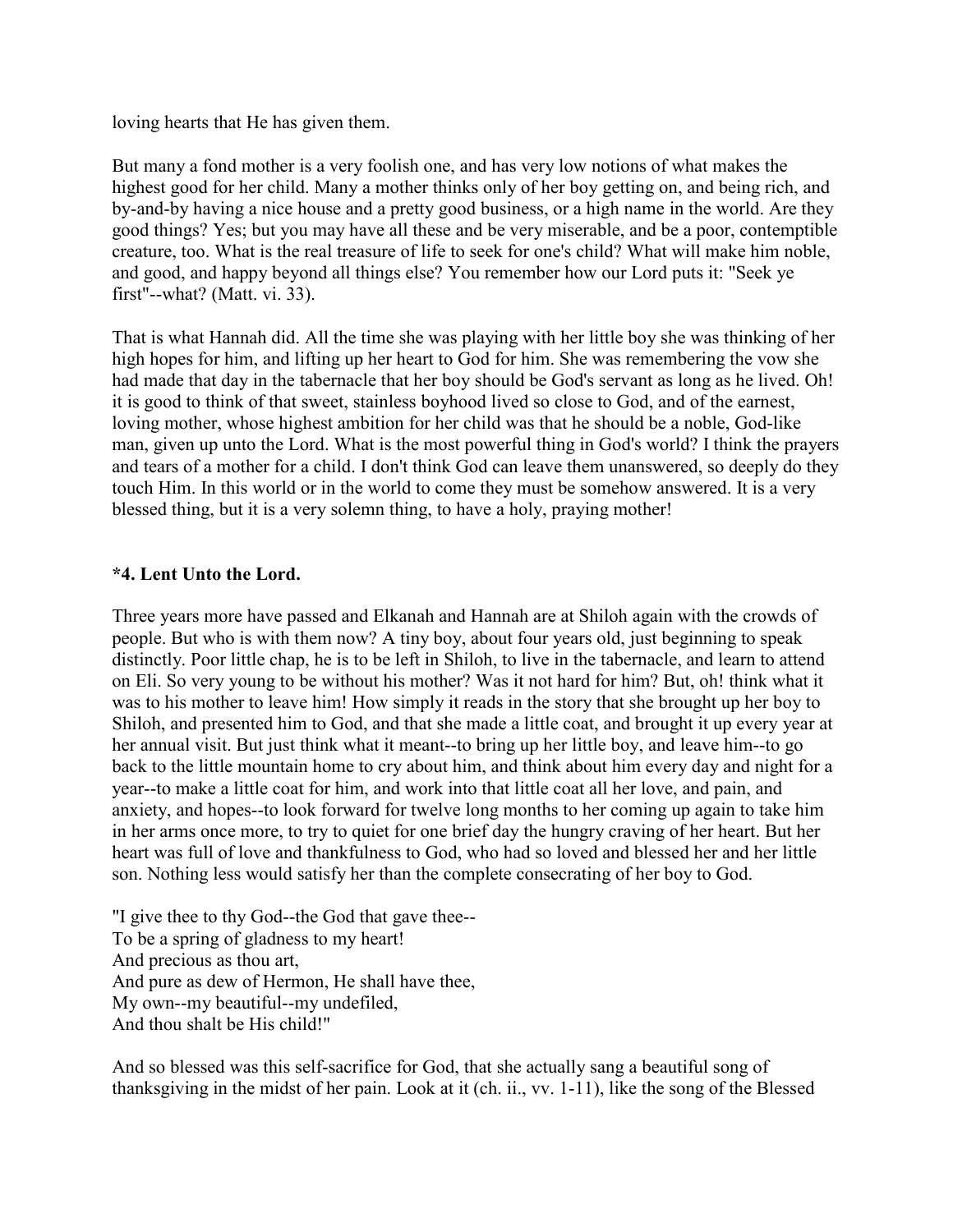loving hearts that He has given them.

But many a fond mother is a very foolish one, and has very low notions of what makes the highest good for her child. Many a mother thinks only of her boy getting on, and being rich, and by-and-by having a nice house and a pretty good business, or a high name in the world. Are they good things? Yes; but you may have all these and be very miserable, and be a poor, contemptible creature, too. What is the real treasure of life to seek for one's child? What will make him noble, and good, and happy beyond all things else? You remember how our Lord puts it: "Seek ye first"--what? (Matt. vi. 33).

That is what Hannah did. All the time she was playing with her little boy she was thinking of her high hopes for him, and lifting up her heart to God for him. She was remembering the vow she had made that day in the tabernacle that her boy should be God's servant as long as he lived. Oh! it is good to think of that sweet, stainless boyhood lived so close to God, and of the earnest, loving mother, whose highest ambition for her child was that he should be a noble, God-like man, given up unto the Lord. What is the most powerful thing in God's world? I think the prayers and tears of a mother for a child. I don't think God can leave them unanswered, so deeply do they touch Him. In this world or in the world to come they must be somehow answered. It is a very blessed thing, but it is a very solemn thing, to have a holy, praying mother!

**\*4. Lent Unto the Lord.**

Three years more have passed and Elkanah and Hannah are at Shiloh again with the crowds of people. But who is with them now? A tiny boy, about four years old, just beginning to speak distinctly. Poor little chap, he is to be left in Shiloh, to live in the tabernacle, and learn to attend on Eli. So very young to be without his mother? Was it not hard for him? But, oh! think what it was to his mother to leave him! How simply it reads in the story that she brought up her boy to Shiloh, and presented him to God, and that she made a little coat, and brought it up every year at her annual visit. But just think what it meant--to bring up her little boy, and leave him--to go back to the little mountain home to cry about him, and think about him every day and night for a year--to make a little coat for him, and work into that little coat all her love, and pain, and anxiety, and hopes--to look forward for twelve long months to her coming up again to take him in her arms once more, to try to quiet for one brief day the hungry craving of her heart. But her heart was full of love and thankfulness to God, who had so loved and blessed her and her little son. Nothing less would satisfy her than the complete consecrating of her boy to God.

"I give thee to thy God--the God that gave thee--  
To be a spring of gladness to my heart!  
And precious as thou art,  
And pure as dew of Hermon, He shall have thee,  
My own--my beautiful--my undefiled,  
And thou shalt be His child!"

And so blessed was this self-sacrifice for God, that she actually sang a beautiful song of thanksgiving in the midst of her pain. Look at it (ch. ii., vv. 1-11), like the song of the Blessed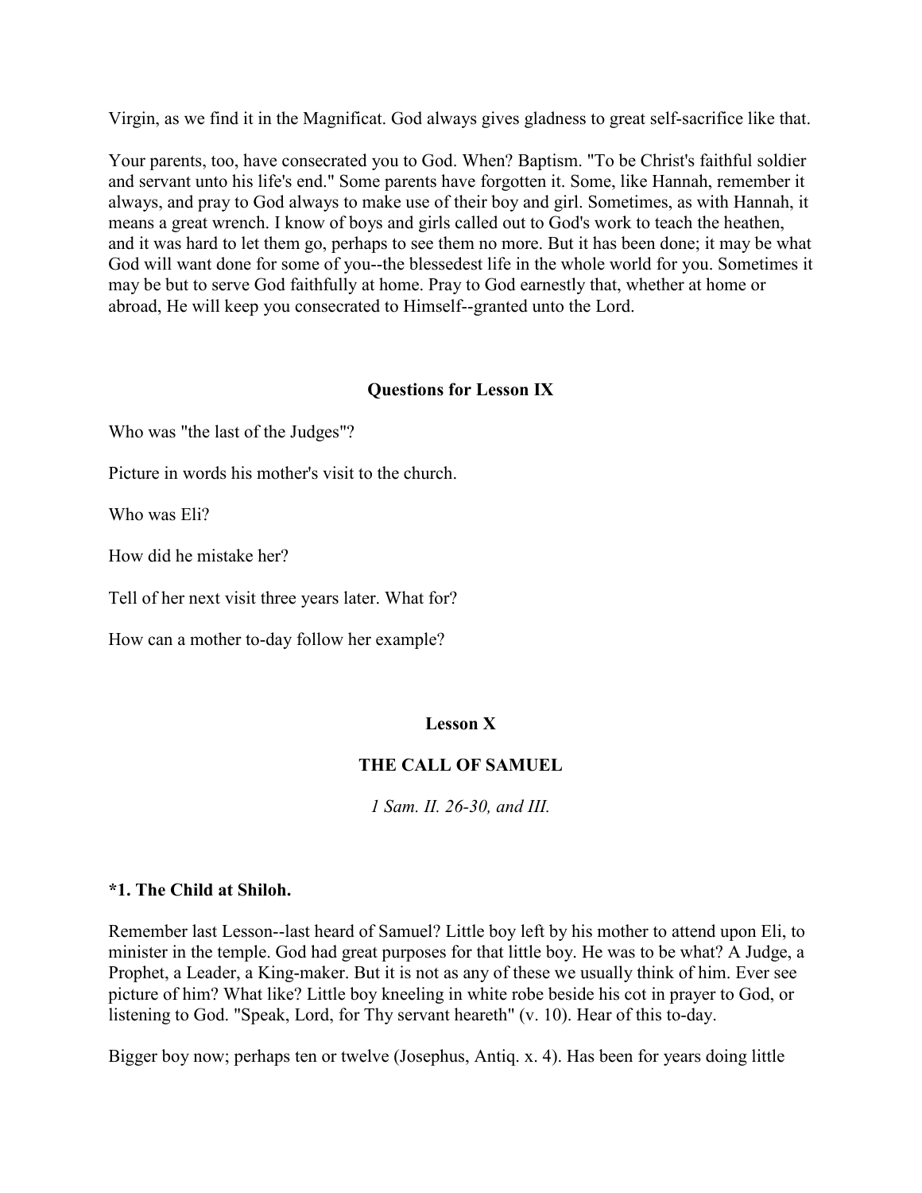Virgin, as we find it in the Magnificat. God always gives gladness to great self-sacrifice like that.

Your parents, too, have consecrated you to God. When? Baptism. "To be Christ's faithful soldier and servant unto his life's end." Some parents have forgotten it. Some, like Hannah, remember it always, and pray to God always to make use of their boy and girl. Sometimes, as with Hannah, it means a great wrench. I know of boys and girls called out to God's work to teach the heathen, and it was hard to let them go, perhaps to see them no more. But it has been done; it may be what God will want done for some of you--the blessedest life in the whole world for you. Sometimes it may be but to serve God faithfully at home. Pray to God earnestly that, whether at home or abroad, He will keep you consecrated to Himself--granted unto the Lord.

### Questions for Lesson IX

Who was "the last of the Judges"?

Picture in words his mother's visit to the church.

Who was Eli?

How did he mistake her?

Tell of her next visit three years later. What for?

How can a mother to-day follow her example?

## Lesson X

## THE CALL OF SAMUEL

*1 Sam. II. 26-30, and III.*

**\*1. The Child at Shiloh.**

Remember last Lesson--last heard of Samuel? Little boy left by his mother to attend upon Eli, to minister in the temple. God had great purposes for that little boy. He was to be what? A Judge, a Prophet, a Leader, a King-maker. But it is not as any of these we usually think of him. Ever see picture of him? What like? Little boy kneeling in white robe beside his cot in prayer to God, or listening to God. "Speak, Lord, for Thy servant heareth" (v. 10). Hear of this to-day.

Bigger boy now; perhaps ten or twelve (Josephus, Antiq. x. 4). Has been for years doing little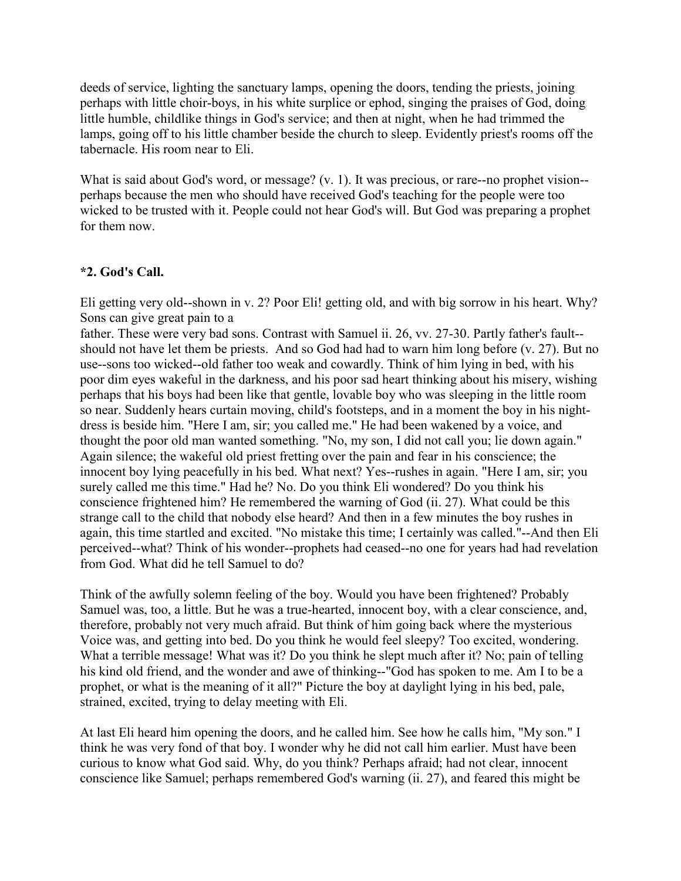deeds of service, lighting the sanctuary lamps, opening the doors, tending the priests, joining perhaps with little choir-boys, in his white surplice or ephod, singing the praises of God, doing little humble, childlike things in God's service; and then at night, when he had trimmed the lamps, going off to his little chamber beside the church to sleep. Evidently priest's rooms off the tabernacle. His room near to Eli.

What is said about God's word, or message? (v. 1). It was precious, or rare--no prophet vision--perhaps because the men who should have received God's teaching for the people were too wicked to be trusted with it. People could not hear God's will. But God was preparing a prophet for them now.

### *2. God's Call.

Eli getting very old--shown in v. 2? Poor Eli! getting old, and with big sorrow in his heart. Why? Sons can give great pain to a father. These were very bad sons. Contrast with Samuel ii. 26, vv. 27-30. Partly father's fault--should not have let them be priests. And so God had had to warn him long before (v. 27). But no use--sons too wicked--old father too weak and cowardly. Think of him lying in bed, with his poor dim eyes wakeful in the darkness, and his poor sad heart thinking about his misery, wishing perhaps that his boys had been like that gentle, lovable boy who was sleeping in the little room so near. Suddenly hears curtain moving, child's footsteps, and in a moment the boy in his night-dress is beside him. "Here I am, sir; you called me." He had been wakened by a voice, and thought the poor old man wanted something. "No, my son, I did not call you; lie down again." Again silence; the wakeful old priest fretting over the pain and fear in his conscience; the innocent boy lying peacefully in his bed. What next? Yes--rushes in again. "Here I am, sir; you surely called me this time." Had he? No. Do you think Eli wondered? Do you think his conscience frightened him? He remembered the warning of God (ii. 27). What could be this strange call to the child that nobody else heard? And then in a few minutes the boy rushes in again, this time startled and excited. "No mistake this time; I certainly was called."--And then Eli perceived--what? Think of his wonder--prophets had ceased--no one for years had had revelation from God. What did he tell Samuel to do?

Think of the awfully solemn feeling of the boy. Would you have been frightened? Probably Samuel was, too, a little. But he was a true-hearted, innocent boy, with a clear conscience, and, therefore, probably not very much afraid. But think of him going back where the mysterious Voice was, and getting into bed. Do you think he would feel sleepy? Too excited, wondering. What a terrible message! What was it? Do you think he slept much after it? No; pain of telling his kind old friend, and the wonder and awe of thinking--"God has spoken to me. Am I to be a prophet, or what is the meaning of it all?" Picture the boy at daylight lying in his bed, pale, strained, excited, trying to delay meeting with Eli.

At last Eli heard him opening the doors, and he called him. See how he calls him, "My son." I think he was very fond of that boy. I wonder why he did not call him earlier. Must have been curious to know what God said. Why, do you think? Perhaps afraid; had not clear, innocent conscience like Samuel; perhaps remembered God's warning (ii. 27), and feared this might be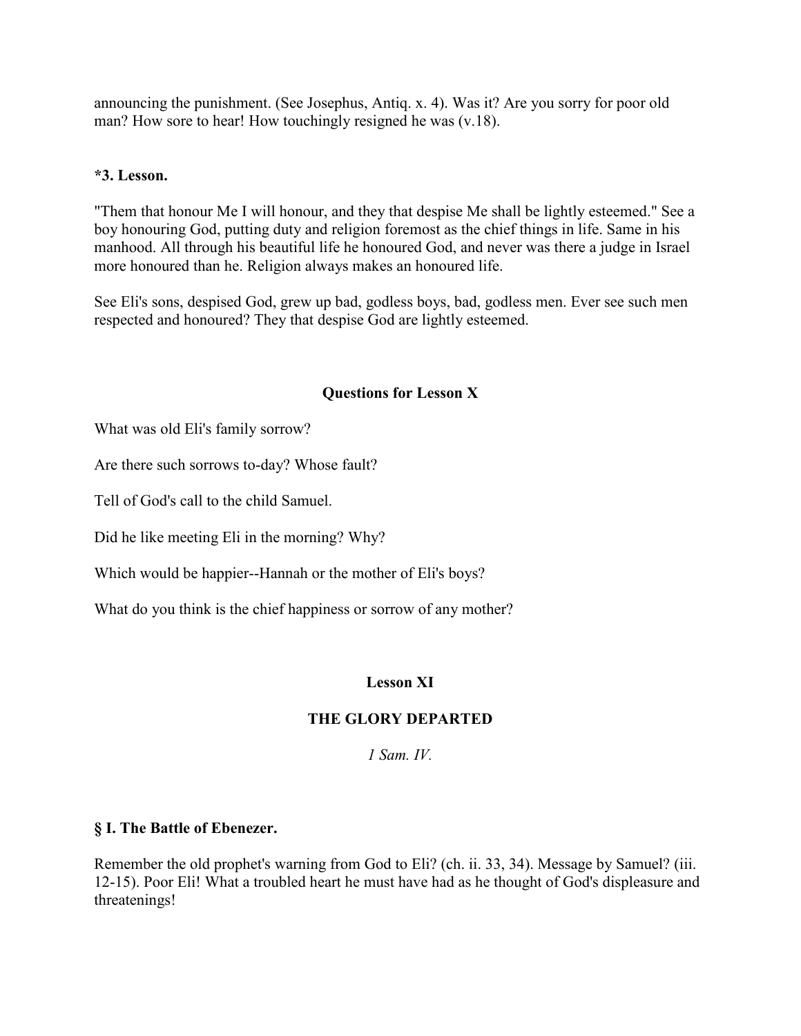announcing the punishment. (See Josephus, Antiq. x. 4). Was it? Are you sorry for poor old man? How sore to hear! How touchingly resigned he was (v.18).

**\*3. Lesson.**

"Them that honour Me I will honour, and they that despise Me shall be lightly esteemed." See a boy honouring God, putting duty and religion foremost as the chief things in life. Same in his manhood. All through his beautiful life he honoured God, and never was there a judge in Israel more honoured than he. Religion always makes an honoured life.

See Eli's sons, despised God, grew up bad, godless boys, bad, godless men. Ever see such men respected and honoured? They that despise God are lightly esteemed.

### Questions for Lesson X

What was old Eli's family sorrow?

Are there such sorrows to-day? Whose fault?

Tell of God's call to the child Samuel.

Did he like meeting Eli in the morning? Why?

Which would be happier--Hannah or the mother of Eli's boys?

What do you think is the chief happiness or sorrow of any mother?

## Lesson XI

## THE GLORY DEPARTED

*1 Sam. IV.*

### § I. The Battle of Ebenezer.

Remember the old prophet's warning from God to Eli? (ch. ii. 33, 34). Message by Samuel? (iii. 12-15). Poor Eli! What a troubled heart he must have had as he thought of God's displeasure and threatenings!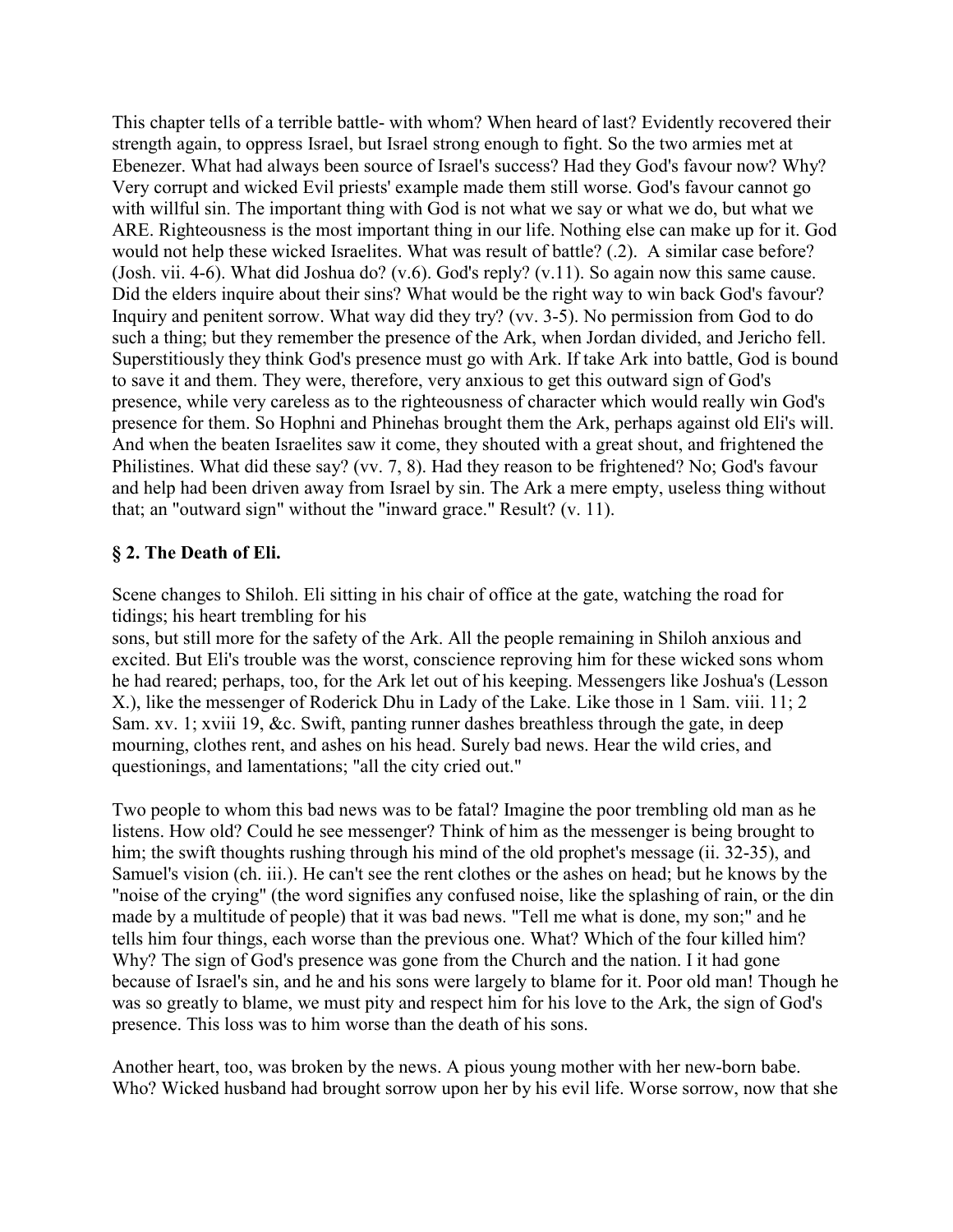This chapter tells of a terrible battle- with whom? When heard of last? Evidently recovered their strength again, to oppress Israel, but Israel strong enough to fight. So the two armies met at Ebenezer. What had always been source of Israel's success? Had they God's favour now? Why? Very corrupt and wicked Evil priests' example made them still worse. God's favour cannot go with willful sin. The important thing with God is not what we say or what we do, but what we ARE. Righteousness is the most important thing in our life. Nothing else can make up for it. God would not help these wicked Israelites. What was result of battle? (.2). A similar case before? (Josh. vii. 4-6). What did Joshua do? (v.6). God's reply? (v.11). So again now this same cause. Did the elders inquire about their sins? What would be the right way to win back God's favour? Inquiry and penitent sorrow. What way did they try? (vv. 3-5). No permission from God to do such a thing; but they remember the presence of the Ark, when Jordan divided, and Jericho fell. Superstitiously they think God's presence must go with Ark. If take Ark into battle, God is bound to save it and them. They were, therefore, very anxious to get this outward sign of God's presence, while very careless as to the righteousness of character which would really win God's presence for them. So Hophni and Phinehas brought them the Ark, perhaps against old Eli's will. And when the beaten Israelites saw it come, they shouted with a great shout, and frightened the Philistines. What did these say? (vv. 7, 8). Had they reason to be frightened? No; God's favour and help had been driven away from Israel by sin. The Ark a mere empty, useless thing without that; an "outward sign" without the "inward grace." Result? (v. 11).

### § 2. The Death of Eli.

Scene changes to Shiloh. Eli sitting in his chair of office at the gate, watching the road for tidings; his heart trembling for his sons, but still more for the safety of the Ark. All the people remaining in Shiloh anxious and excited. But Eli's trouble was the worst, conscience reproving him for these wicked sons whom he had reared; perhaps, too, for the Ark let out of his keeping. Messengers like Joshua's (Lesson X.), like the messenger of Roderick Dhu in Lady of the Lake. Like those in 1 Sam. viii. 11; 2 Sam. xv. 1; xviii 19, &c. Swift, panting runner dashes breathless through the gate, in deep mourning, clothes rent, and ashes on his head. Surely bad news. Hear the wild cries, and questionings, and lamentations; "all the city cried out."

Two people to whom this bad news was to be fatal? Imagine the poor trembling old man as he listens. How old? Could he see messenger? Think of him as the messenger is being brought to him; the swift thoughts rushing through his mind of the old prophet's message (ii. 32-35), and Samuel's vision (ch. iii.). He can't see the rent clothes or the ashes on head; but he knows by the "noise of the crying" (the word signifies any confused noise, like the splashing of rain, or the din made by a multitude of people) that it was bad news. "Tell me what is done, my son;" and he tells him four things, each worse than the previous one. What? Which of the four killed him? Why? The sign of God's presence was gone from the Church and the nation. I it had gone because of Israel's sin, and he and his sons were largely to blame for it. Poor old man! Though he was so greatly to blame, we must pity and respect him for his love to the Ark, the sign of God's presence. This loss was to him worse than the death of his sons.

Another heart, too, was broken by the news. A pious young mother with her new-born babe. Who? Wicked husband had brought sorrow upon her by his evil life. Worse sorrow, now that she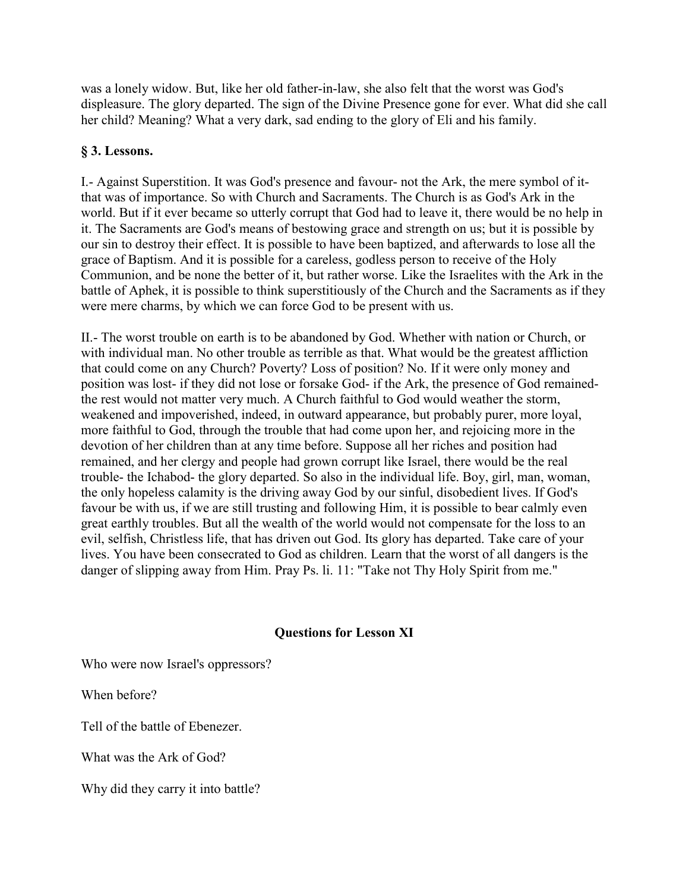was a lonely widow. But, like her old father-in-law, she also felt that the worst was God's displeasure. The glory departed. The sign of the Divine Presence gone for ever. What did she call her child? Meaning? What a very dark, sad ending to the glory of Eli and his family.

### § 3. Lessons.

I.- Against Superstition. It was God's presence and favour- not the Ark, the mere symbol of it- that was of importance. So with Church and Sacraments. The Church is as God's Ark in the world. But if it ever became so utterly corrupt that God had to leave it, there would be no help in it. The Sacraments are God's means of bestowing grace and strength on us; but it is possible by our sin to destroy their effect. It is possible to have been baptized, and afterwards to lose all the grace of Baptism. And it is possible for a careless, godless person to receive of the Holy Communion, and be none the better of it, but rather worse. Like the Israelites with the Ark in the battle of Aphek, it is possible to think superstitiously of the Church and the Sacraments as if they were mere charms, by which we can force God to be present with us.

II.- The worst trouble on earth is to be abandoned by God. Whether with nation or Church, or with individual man. No other trouble as terrible as that. What would be the greatest affliction that could come on any Church? Poverty? Loss of position? No. If it were only money and position was lost- if they did not lose or forsake God- if the Ark, the presence of God remained- the rest would not matter very much. A Church faithful to God would weather the storm, weakened and impoverished, indeed, in outward appearance, but probably purer, more loyal, more faithful to God, through the trouble that had come upon her, and rejoicing more in the devotion of her children than at any time before. Suppose all her riches and position had remained, and her clergy and people had grown corrupt like Israel, there would be the real trouble- the Ichabod- the glory departed. So also in the individual life. Boy, girl, man, woman, the only hopeless calamity is the driving away God by our sinful, disobedient lives. If God's favour be with us, if we are still trusting and following Him, it is possible to bear calmly even great earthly troubles. But all the wealth of the world would not compensate for the loss to an evil, selfish, Christless life, that has driven out God. Its glory has departed. Take care of your lives. You have been consecrated to God as children. Learn that the worst of all dangers is the danger of slipping away from Him. Pray Ps. li. 11: "Take not Thy Holy Spirit from me."

### Questions for Lesson XI

Who were now Israel's oppressors?

When before?

Tell of the battle of Ebenezer.

What was the Ark of God?

Why did they carry it into battle?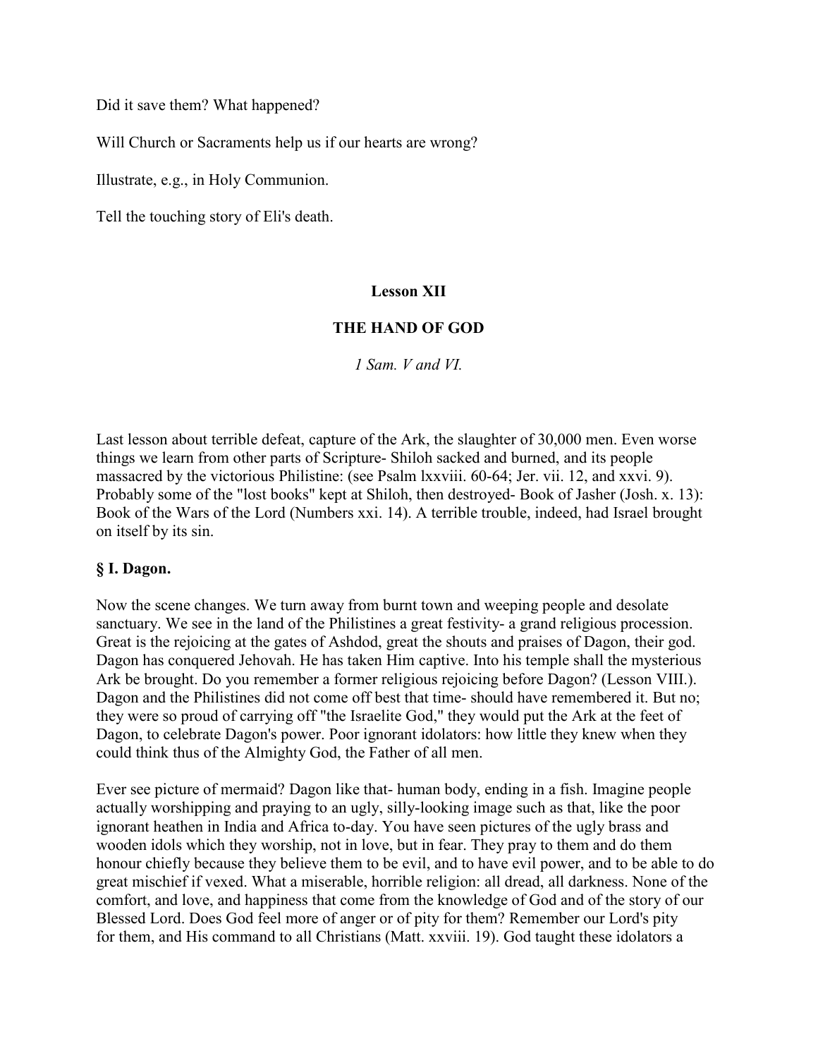Did it save them? What happened?

Will Church or Sacraments help us if our hearts are wrong?

Illustrate, e.g., in Holy Communion.

Tell the touching story of Eli's death.

## Lesson XII

## THE HAND OF GOD

*1 Sam. V and VI.*

Last lesson about terrible defeat, capture of the Ark, the slaughter of 30,000 men. Even worse things we learn from other parts of Scripture- Shiloh sacked and burned, and its people massacred by the victorious Philistine: (see Psalm lxxviii. 60-64; Jer. vii. 12, and xxvi. 9). Probably some of the "lost books" kept at Shiloh, then destroyed- Book of Jasher (Josh. x. 13): Book of the Wars of the Lord (Numbers xxi. 14). A terrible trouble, indeed, had Israel brought on itself by its sin.

### § I. Dagon.

Now the scene changes. We turn away from burnt town and weeping people and desolate sanctuary. We see in the land of the Philistines a great festivity- a grand religious procession. Great is the rejoicing at the gates of Ashdod, great the shouts and praises of Dagon, their god. Dagon has conquered Jehovah. He has taken Him captive. Into his temple shall the mysterious Ark be brought. Do you remember a former religious rejoicing before Dagon? (Lesson VIII.). Dagon and the Philistines did not come off best that time- should have remembered it. But no; they were so proud of carrying off "the Israelite God," they would put the Ark at the feet of Dagon, to celebrate Dagon's power. Poor ignorant idolators: how little they knew when they could think thus of the Almighty God, the Father of all men.

Ever see picture of mermaid? Dagon like that- human body, ending in a fish. Imagine people actually worshipping and praying to an ugly, silly-looking image such as that, like the poor ignorant heathen in India and Africa to-day. You have seen pictures of the ugly brass and wooden idols which they worship, not in love, but in fear. They pray to them and do them honour chiefly because they believe them to be evil, and to have evil power, and to be able to do great mischief if vexed. What a miserable, horrible religion: all dread, all darkness. None of the comfort, and love, and happiness that come from the knowledge of God and of the story of our Blessed Lord. Does God feel more of anger or of pity for them? Remember our Lord's pity for them, and His command to all Christians (Matt. xxviii. 19). God taught these idolators a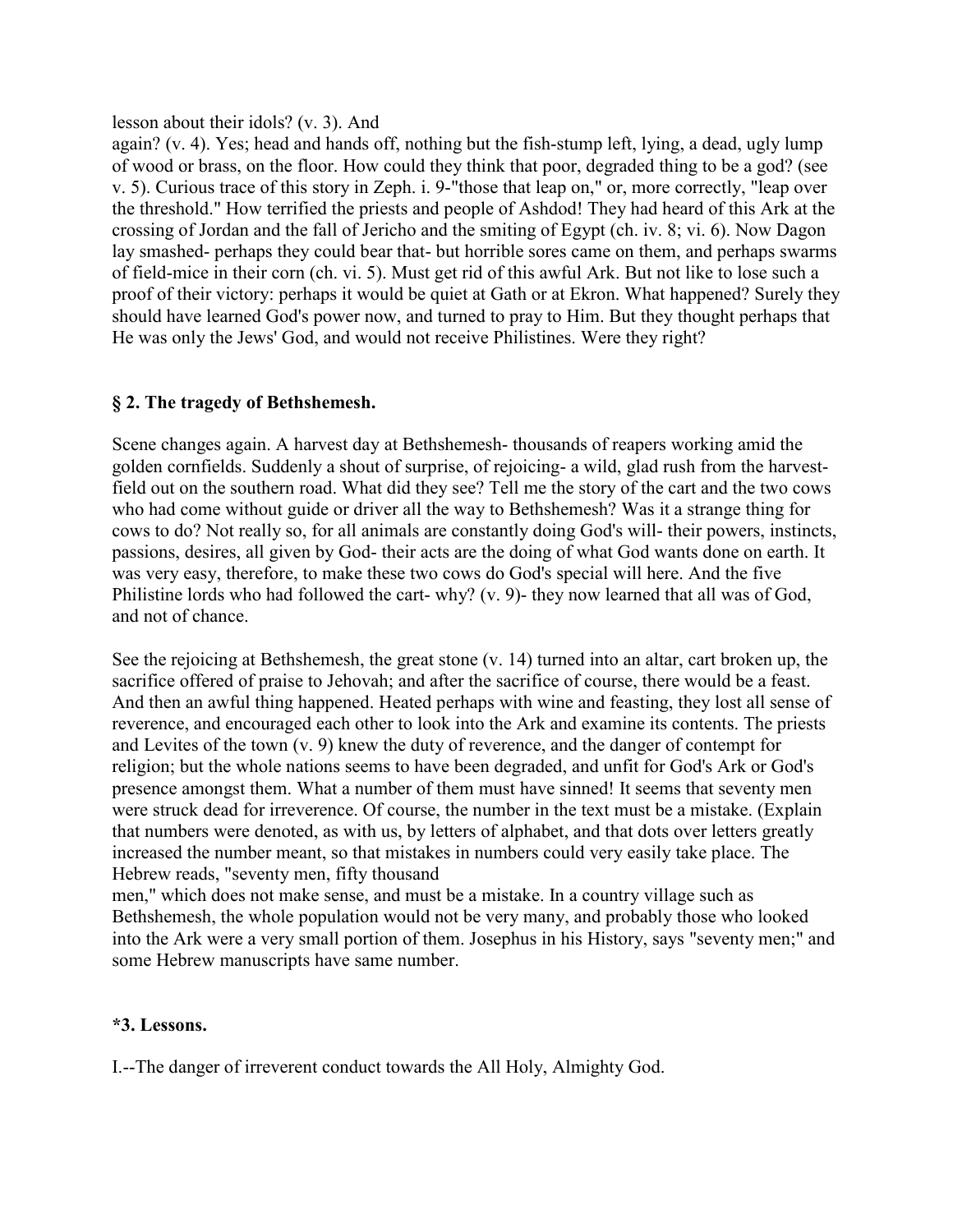lesson about their idols? (v. 3). And
again? (v. 4). Yes; head and hands off, nothing but the fish-stump left, lying, a dead, ugly lump of wood or brass, on the floor. How could they think that poor, degraded thing to be a god? (see v. 5). Curious trace of this story in Zeph. i. 9-"those that leap on," or, more correctly, "leap over the threshold." How terrified the priests and people of Ashdod! They had heard of this Ark at the crossing of Jordan and the fall of Jericho and the smiting of Egypt (ch. iv. 8; vi. 6). Now Dagon lay smashed- perhaps they could bear that- but horrible sores came on them, and perhaps swarms of field-mice in their corn (ch. vi. 5). Must get rid of this awful Ark. But not like to lose such a proof of their victory: perhaps it would be quiet at Gath or at Ekron. What happened? Surely they should have learned God's power now, and turned to pray to Him. But they thought perhaps that He was only the Jews' God, and would not receive Philistines. Were they right?

### § 2. The tragedy of Bethshemesh.

Scene changes again. A harvest day at Bethshemesh- thousands of reapers working amid the golden cornfields. Suddenly a shout of surprise, of rejoicing- a wild, glad rush from the harvest-field out on the southern road. What did they see? Tell me the story of the cart and the two cows who had come without guide or driver all the way to Bethshemesh? Was it a strange thing for cows to do? Not really so, for all animals are constantly doing God's will- their powers, instincts, passions, desires, all given by God- their acts are the doing of what God wants done on earth. It was very easy, therefore, to make these two cows do God's special will here. And the five Philistine lords who had followed the cart- why? (v. 9)- they now learned that all was of God, and not of chance.

See the rejoicing at Bethshemesh, the great stone (v. 14) turned into an altar, cart broken up, the sacrifice offered of praise to Jehovah; and after the sacrifice of course, there would be a feast. And then an awful thing happened. Heated perhaps with wine and feasting, they lost all sense of reverence, and encouraged each other to look into the Ark and examine its contents. The priests and Levites of the town (v. 9) knew the duty of reverence, and the danger of contempt for religion; but the whole nations seems to have been degraded, and unfit for God's Ark or God's presence amongst them. What a number of them must have sinned! It seems that seventy men were struck dead for irreverence. Of course, the number in the text must be a mistake. (Explain that numbers were denoted, as with us, by letters of alphabet, and that dots over letters greatly increased the number meant, so that mistakes in numbers could very easily take place. The Hebrew reads, "seventy men, fifty thousand
men," which does not make sense, and must be a mistake. In a country village such as Bethshemesh, the whole population would not be very many, and probably those who looked into the Ark were a very small portion of them. Josephus in his History, says "seventy men;" and some Hebrew manuscripts have same number.

### *3. Lessons.

I.--The danger of irreverent conduct towards the All Holy, Almighty God.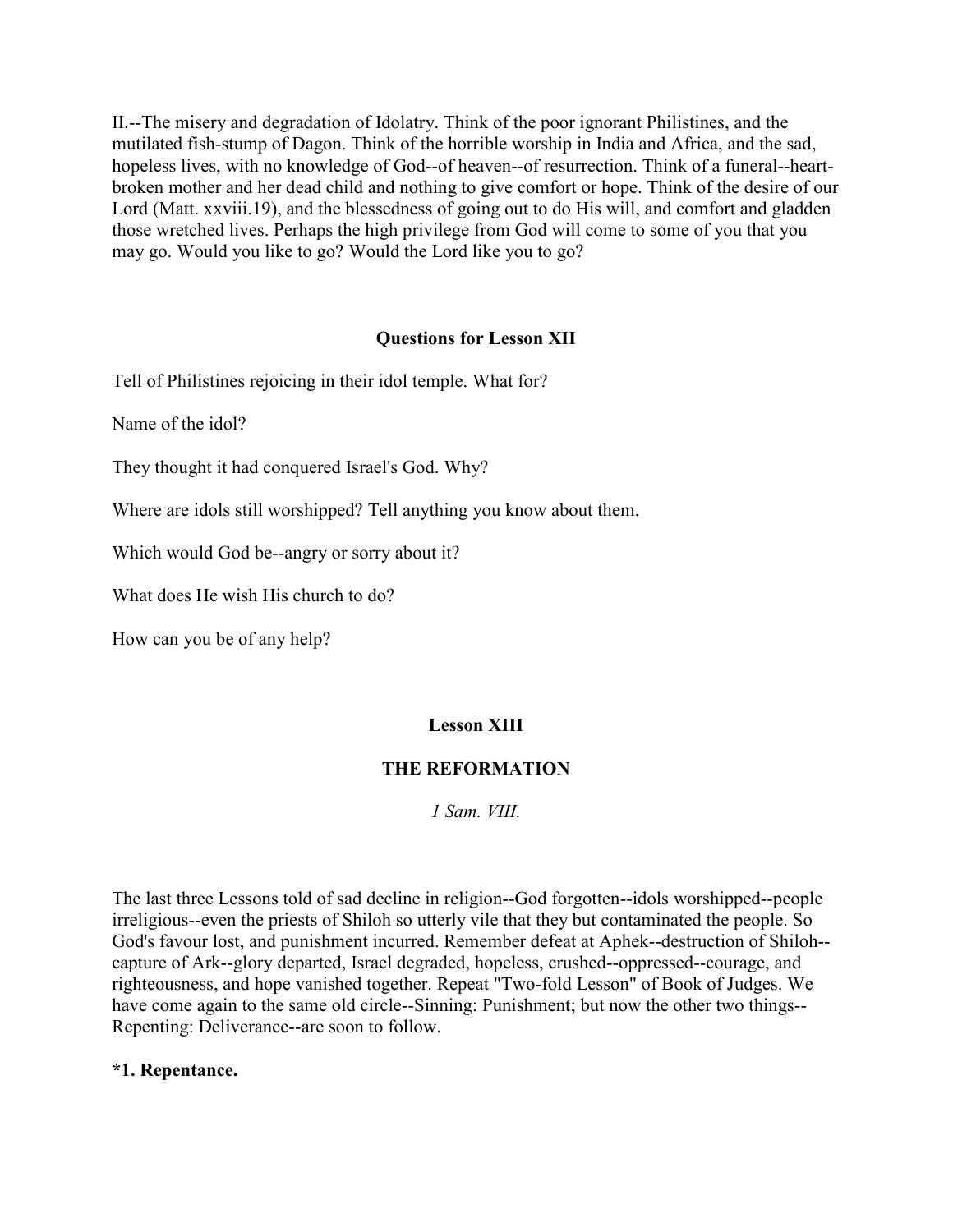II.--The misery and degradation of Idolatry. Think of the poor ignorant Philistines, and the mutilated fish-stump of Dagon. Think of the horrible worship in India and Africa, and the sad, hopeless lives, with no knowledge of God--of heaven--of resurrection. Think of a funeral--heart-broken mother and her dead child and nothing to give comfort or hope. Think of the desire of our Lord (Matt. xxviii.19), and the blessedness of going out to do His will, and comfort and gladden those wretched lives. Perhaps the high privilege from God will come to some of you that you may go. Would you like to go? Would the Lord like you to go?

### Questions for Lesson XII

Tell of Philistines rejoicing in their idol temple. What for?

Name of the idol?

They thought it had conquered Israel's God. Why?

Where are idols still worshipped? Tell anything you know about them.

Which would God be--angry or sorry about it?

What does He wish His church to do?

How can you be of any help?

## Lesson XIII

## THE REFORMATION

*1 Sam. VIII.*

The last three Lessons told of sad decline in religion--God forgotten--idols worshipped--people irreligious--even the priests of Shiloh so utterly vile that they but contaminated the people. So God's favour lost, and punishment incurred. Remember defeat at Aphek--destruction of Shiloh--capture of Ark--glory departed, Israel degraded, hopeless, crushed--oppressed--courage, and righteousness, and hope vanished together. Repeat "Two-fold Lesson" of Book of Judges. We have come again to the same old circle--Sinning: Punishment; but now the other two things--Repenting: Deliverance--are soon to follow.

**\*1. Repentance.**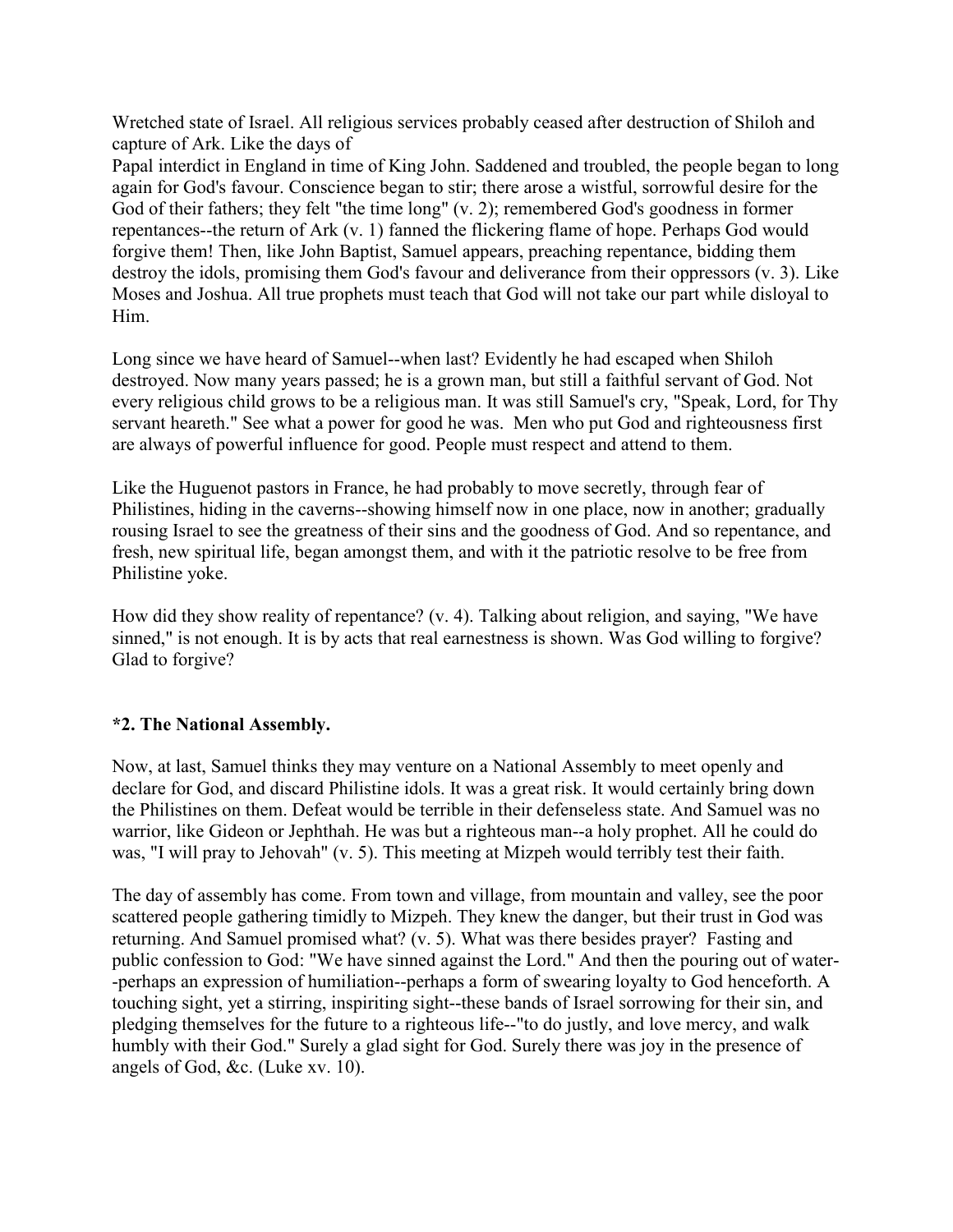Wretched state of Israel. All religious services probably ceased after destruction of Shiloh and capture of Ark. Like the days of
Papal interdict in England in time of King John. Saddened and troubled, the people began to long again for God's favour. Conscience began to stir; there arose a wistful, sorrowful desire for the God of their fathers; they felt "the time long" (v. 2); remembered God's goodness in former repentances--the return of Ark (v. 1) fanned the flickering flame of hope. Perhaps God would forgive them! Then, like John Baptist, Samuel appears, preaching repentance, bidding them destroy the idols, promising them God's favour and deliverance from their oppressors (v. 3). Like Moses and Joshua. All true prophets must teach that God will not take our part while disloyal to Him.

Long since we have heard of Samuel--when last? Evidently he had escaped when Shiloh destroyed. Now many years passed; he is a grown man, but still a faithful servant of God. Not every religious child grows to be a religious man. It was still Samuel's cry, "Speak, Lord, for Thy servant heareth." See what a power for good he was. Men who put God and righteousness first are always of powerful influence for good. People must respect and attend to them.

Like the Huguenot pastors in France, he had probably to move secretly, through fear of Philistines, hiding in the caverns--showing himself now in one place, now in another; gradually rousing Israel to see the greatness of their sins and the goodness of God. And so repentance, and fresh, new spiritual life, began amongst them, and with it the patriotic resolve to be free from Philistine yoke.

How did they show reality of repentance? (v. 4). Talking about religion, and saying, "We have sinned," is not enough. It is by acts that real earnestness is shown. Was God willing to forgive? Glad to forgive?

**\*2. The National Assembly.**

Now, at last, Samuel thinks they may venture on a National Assembly to meet openly and declare for God, and discard Philistine idols. It was a great risk. It would certainly bring down the Philistines on them. Defeat would be terrible in their defenseless state. And Samuel was no warrior, like Gideon or Jephthah. He was but a righteous man--a holy prophet. All he could do was, "I will pray to Jehovah" (v. 5). This meeting at Mizpeh would terribly test their faith.

The day of assembly has come. From town and village, from mountain and valley, see the poor scattered people gathering timidly to Mizpeh. They knew the danger, but their trust in God was returning. And Samuel promised what? (v. 5). What was there besides prayer? Fasting and public confession to God: "We have sinned against the Lord." And then the pouring out of water--perhaps an expression of humiliation--perhaps a form of swearing loyalty to God henceforth. A touching sight, yet a stirring, inspiriting sight--these bands of Israel sorrowing for their sin, and pledging themselves for the future to a righteous life--"to do justly, and love mercy, and walk humbly with their God." Surely a glad sight for God. Surely there was joy in the presence of angels of God, &c. (Luke xv. 10).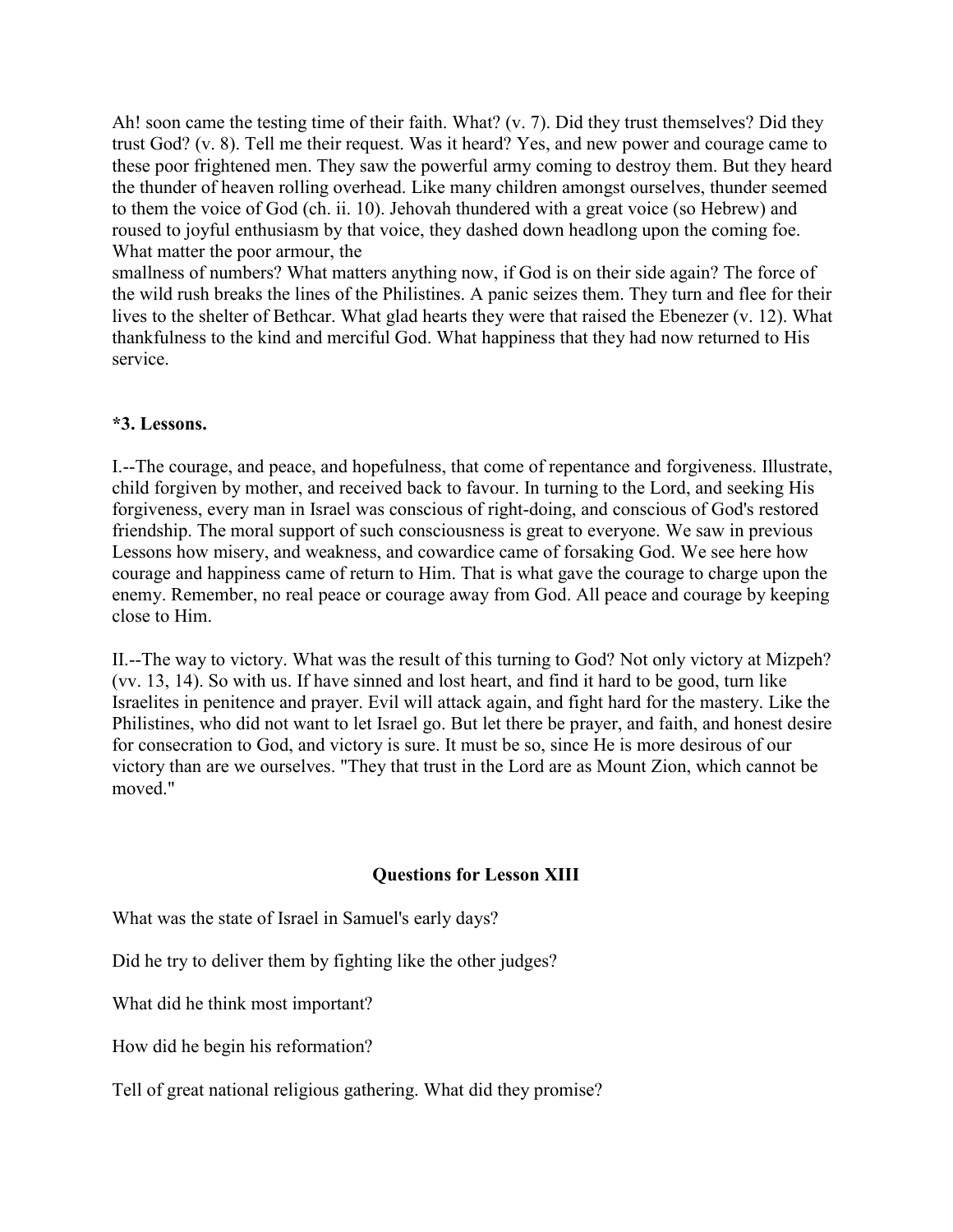Ah! soon came the testing time of their faith. What? (v. 7). Did they trust themselves? Did they trust God? (v. 8). Tell me their request. Was it heard? Yes, and new power and courage came to these poor frightened men. They saw the powerful army coming to destroy them. But they heard the thunder of heaven rolling overhead. Like many children amongst ourselves, thunder seemed to them the voice of God (ch. ii. 10). Jehovah thundered with a great voice (so Hebrew) and roused to joyful enthusiasm by that voice, they dashed down headlong upon the coming foe. What matter the poor armour, the smallness of numbers? What matters anything now, if God is on their side again? The force of the wild rush breaks the lines of the Philistines. A panic seizes them. They turn and flee for their lives to the shelter of Bethcar. What glad hearts they were that raised the Ebenezer (v. 12). What thankfulness to the kind and merciful God. What happiness that they had now returned to His service.

**\*3. Lessons.**

I.--The courage, and peace, and hopefulness, that come of repentance and forgiveness. Illustrate, child forgiven by mother, and received back to favour. In turning to the Lord, and seeking His forgiveness, every man in Israel was conscious of right-doing, and conscious of God's restored friendship. The moral support of such consciousness is great to everyone. We saw in previous Lessons how misery, and weakness, and cowardice came of forsaking God. We see here how courage and happiness came of return to Him. That is what gave the courage to charge upon the enemy. Remember, no real peace or courage away from God. All peace and courage by keeping close to Him.

II.--The way to victory. What was the result of this turning to God? Not only victory at Mizpeh? (vv. 13, 14). So with us. If have sinned and lost heart, and find it hard to be good, turn like Israelites in penitence and prayer. Evil will attack again, and fight hard for the mastery. Like the Philistines, who did not want to let Israel go. But let there be prayer, and faith, and honest desire for consecration to God, and victory is sure. It must be so, since He is more desirous of our victory than are we ourselves. "They that trust in the Lord are as Mount Zion, which cannot be moved."

## Questions for Lesson XIII

What was the state of Israel in Samuel's early days?

Did he try to deliver them by fighting like the other judges?

What did he think most important?

How did he begin his reformation?

Tell of great national religious gathering. What did they promise?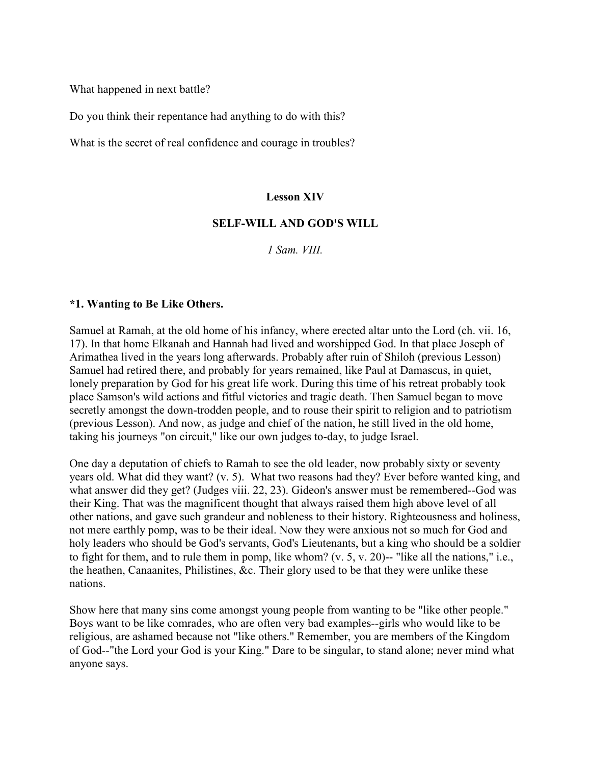What happened in next battle?

Do you think their repentance had anything to do with this?

What is the secret of real confidence and courage in troubles?

## Lesson XIV

## SELF-WILL AND GOD'S WILL

*1 Sam. VIII.*

### *1. Wanting to Be Like Others.

Samuel at Ramah, at the old home of his infancy, where erected altar unto the Lord (ch. vii. 16, 17). In that home Elkanah and Hannah had lived and worshipped God. In that place Joseph of Arimathea lived in the years long afterwards. Probably after ruin of Shiloh (previous Lesson) Samuel had retired there, and probably for years remained, like Paul at Damascus, in quiet, lonely preparation by God for his great life work. During this time of his retreat probably took place Samson's wild actions and fitful victories and tragic death. Then Samuel began to move secretly amongst the down-trodden people, and to rouse their spirit to religion and to patriotism (previous Lesson). And now, as judge and chief of the nation, he still lived in the old home, taking his journeys "on circuit," like our own judges to-day, to judge Israel.

One day a deputation of chiefs to Ramah to see the old leader, now probably sixty or seventy years old. What did they want? (v. 5). What two reasons had they? Ever before wanted king, and what answer did they get? (Judges viii. 22, 23). Gideon's answer must be remembered--God was their King. That was the magnificent thought that always raised them high above level of all other nations, and gave such grandeur and nobleness to their history. Righteousness and holiness, not mere earthly pomp, was to be their ideal. Now they were anxious not so much for God and holy leaders who should be God's servants, God's Lieutenants, but a king who should be a soldier to fight for them, and to rule them in pomp, like whom? (v. 5, v. 20)-- "like all the nations," i.e., the heathen, Canaanites, Philistines, &c. Their glory used to be that they were unlike these nations.

Show here that many sins come amongst young people from wanting to be "like other people." Boys want to be like comrades, who are often very bad examples--girls who would like to be religious, are ashamed because not "like others." Remember, you are members of the Kingdom of God--"the Lord your God is your King." Dare to be singular, to stand alone; never mind what anyone says.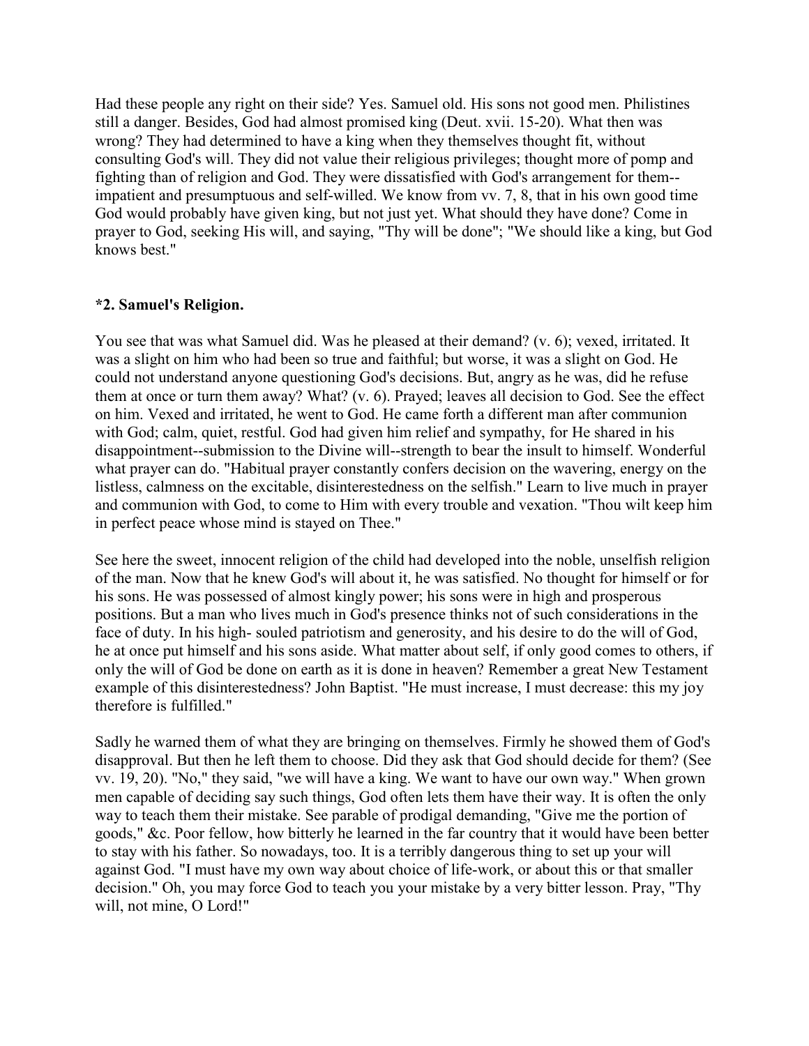Had these people any right on their side? Yes. Samuel old. His sons not good men. Philistines still a danger. Besides, God had almost promised king (Deut. xvii. 15-20). What then was wrong? They had determined to have a king when they themselves thought fit, without consulting God's will. They did not value their religious privileges; thought more of pomp and fighting than of religion and God. They were dissatisfied with God's arrangement for them--impatient and presumptuous and self-willed. We know from vv. 7, 8, that in his own good time God would probably have given king, but not just yet. What should they have done? Come in prayer to God, seeking His will, and saying, "Thy will be done"; "We should like a king, but God knows best."

**\*2. Samuel's Religion.**

You see that was what Samuel did. Was he pleased at their demand? (v. 6); vexed, irritated. It was a slight on him who had been so true and faithful; but worse, it was a slight on God. He could not understand anyone questioning God's decisions. But, angry as he was, did he refuse them at once or turn them away? What? (v. 6). Prayed; leaves all decision to God. See the effect on him. Vexed and irritated, he went to God. He came forth a different man after communion with God; calm, quiet, restful. God had given him relief and sympathy, for He shared in his disappointment--submission to the Divine will--strength to bear the insult to himself. Wonderful what prayer can do. "Habitual prayer constantly confers decision on the wavering, energy on the listless, calmness on the excitable, disinterestedness on the selfish." Learn to live much in prayer and communion with God, to come to Him with every trouble and vexation. "Thou wilt keep him in perfect peace whose mind is stayed on Thee."

See here the sweet, innocent religion of the child had developed into the noble, unselfish religion of the man. Now that he knew God's will about it, he was satisfied. No thought for himself or for his sons. He was possessed of almost kingly power; his sons were in high and prosperous positions. But a man who lives much in God's presence thinks not of such considerations in the face of duty. In his high- souled patriotism and generosity, and his desire to do the will of God, he at once put himself and his sons aside. What matter about self, if only good comes to others, if only the will of God be done on earth as it is done in heaven? Remember a great New Testament example of this disinterestedness? John Baptist. "He must increase, I must decrease: this my joy therefore is fulfilled."

Sadly he warned them of what they are bringing on themselves. Firmly he showed them of God's disapproval. But then he left them to choose. Did they ask that God should decide for them? (See vv. 19, 20). "No," they said, "we will have a king. We want to have our own way." When grown men capable of deciding say such things, God often lets them have their way. It is often the only way to teach them their mistake. See parable of prodigal demanding, "Give me the portion of goods," &c. Poor fellow, how bitterly he learned in the far country that it would have been better to stay with his father. So nowadays, too. It is a terribly dangerous thing to set up your will against God. "I must have my own way about choice of life-work, or about this or that smaller decision." Oh, you may force God to teach you your mistake by a very bitter lesson. Pray, "Thy will, not mine, O Lord!"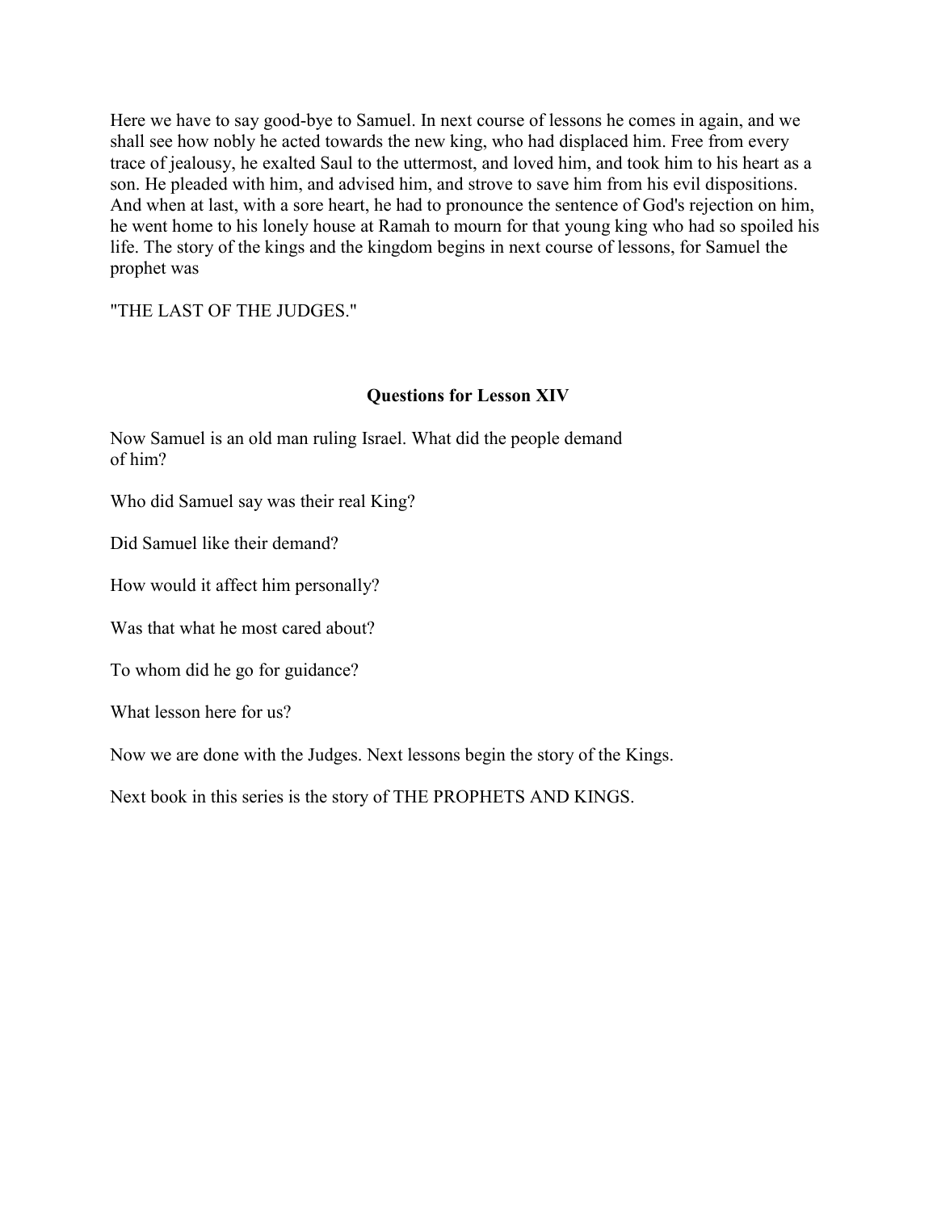Here we have to say good-bye to Samuel. In next course of lessons he comes in again, and we shall see how nobly he acted towards the new king, who had displaced him. Free from every trace of jealousy, he exalted Saul to the uttermost, and loved him, and took him to his heart as a son. He pleaded with him, and advised him, and strove to save him from his evil dispositions. And when at last, with a sore heart, he had to pronounce the sentence of God's rejection on him, he went home to his lonely house at Ramah to mourn for that young king who had so spoiled his life. The story of the kings and the kingdom begins in next course of lessons, for Samuel the prophet was

"THE LAST OF THE JUDGES."

## Questions for Lesson XIV

Now Samuel is an old man ruling Israel. What did the people demand of him?

Who did Samuel say was their real King?

Did Samuel like their demand?

How would it affect him personally?

Was that what he most cared about?

To whom did he go for guidance?

What lesson here for us?

Now we are done with the Judges. Next lessons begin the story of the Kings.

Next book in this series is the story of THE PROPHETS AND KINGS.